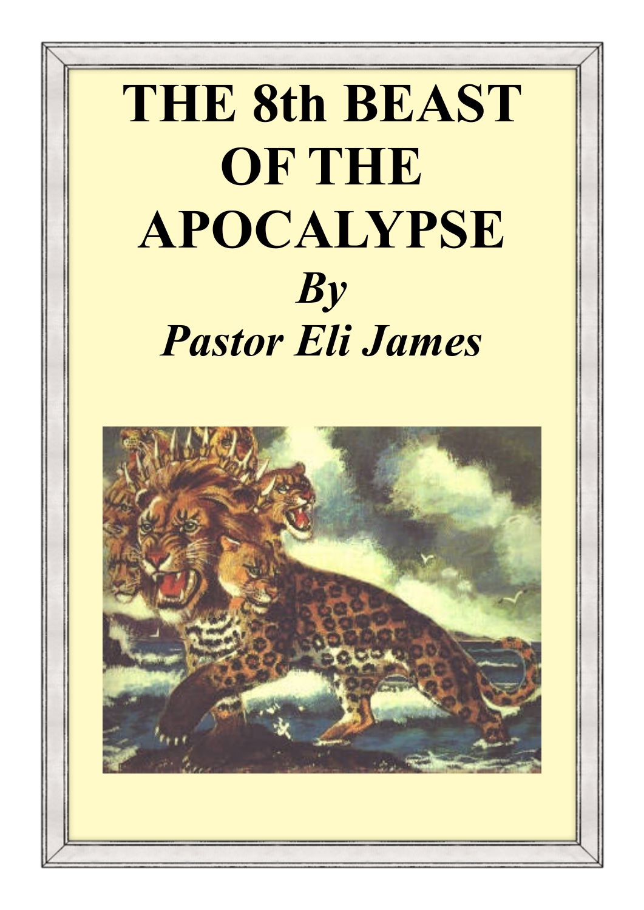# THE 8th BEAST OF THE APOCALYPSE

*By*

*Pastor Eli James*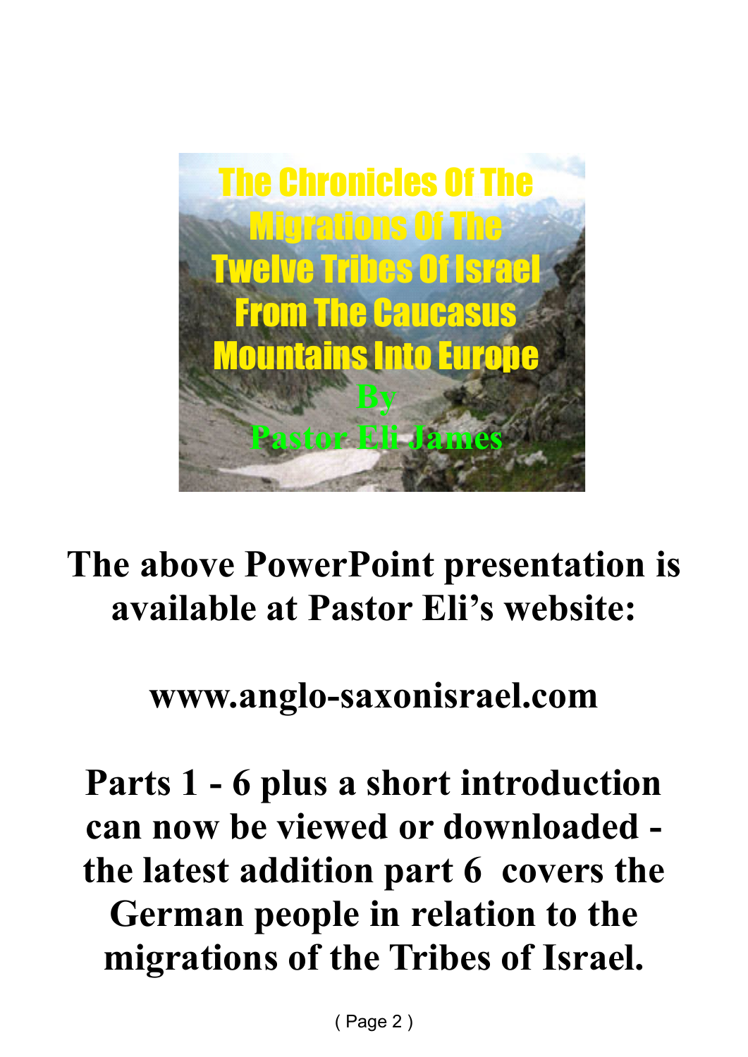The Chronicles Of The Migrations Of The Twelve Tribes Of Israel From The Caucasus Mountains Into Europe

By

Pastor Eli James

**The above PowerPoint presentation is available at Pastor Eli's website:**

**www.anglo-saxonisrael.com**

**Parts 1 - 6 plus a short introduction can now be viewed or downloaded - the latest addition part 6 covers the German people in relation to the migrations of the Tribes of Israel.**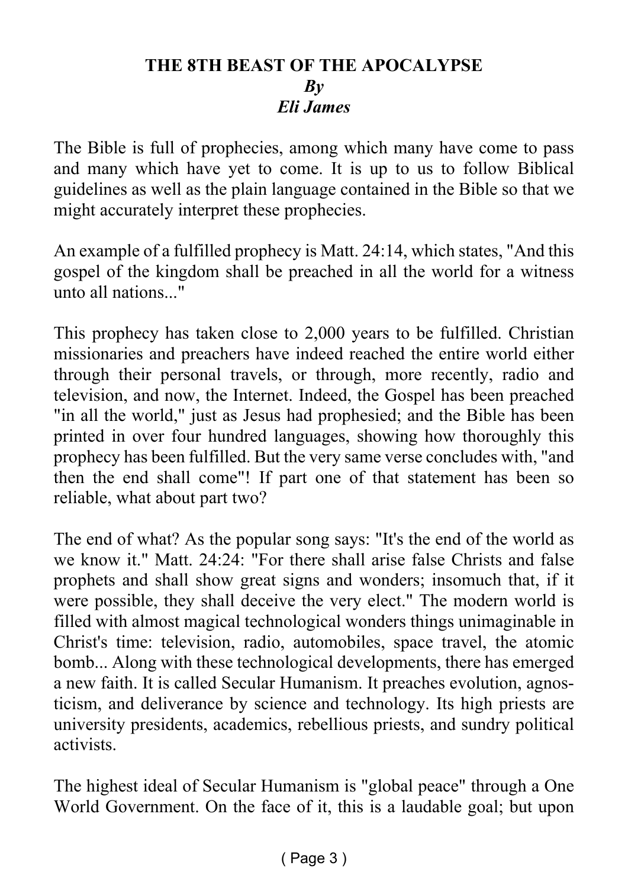# THE 8TH BEAST OF THE APOCALYPSE

***By***
***Eli James***

The Bible is full of prophecies, among which many have come to pass and many which have yet to come. It is up to us to follow Biblical guidelines as well as the plain language contained in the Bible so that we might accurately interpret these prophecies.

An example of a fulfilled prophecy is Matt. 24:14, which states, "And this gospel of the kingdom shall be preached in all the world for a witness unto all nations..."

This prophecy has taken close to 2,000 years to be fulfilled. Christian missionaries and preachers have indeed reached the entire world either through their personal travels, or through, more recently, radio and television, and now, the Internet. Indeed, the Gospel has been preached "in all the world," just as Jesus had prophesied; and the Bible has been printed in over four hundred languages, showing how thoroughly this prophecy has been fulfilled. But the very same verse concludes with, "and then the end shall come"! If part one of that statement has been so reliable, what about part two?

The end of what? As the popular song says: "It's the end of the world as we know it." Matt. 24:24: "For there shall arise false Christs and false prophets and shall show great signs and wonders; insomuch that, if it were possible, they shall deceive the very elect." The modern world is filled with almost magical technological wonders things unimaginable in Christ's time: television, radio, automobiles, space travel, the atomic bomb... Along with these technological developments, there has emerged a new faith. It is called Secular Humanism. It preaches evolution, agnosticism, and deliverance by science and technology. Its high priests are university presidents, academics, rebellious priests, and sundry political activists.

The highest ideal of Secular Humanism is "global peace" through a One World Government. On the face of it, this is a laudable goal; but upon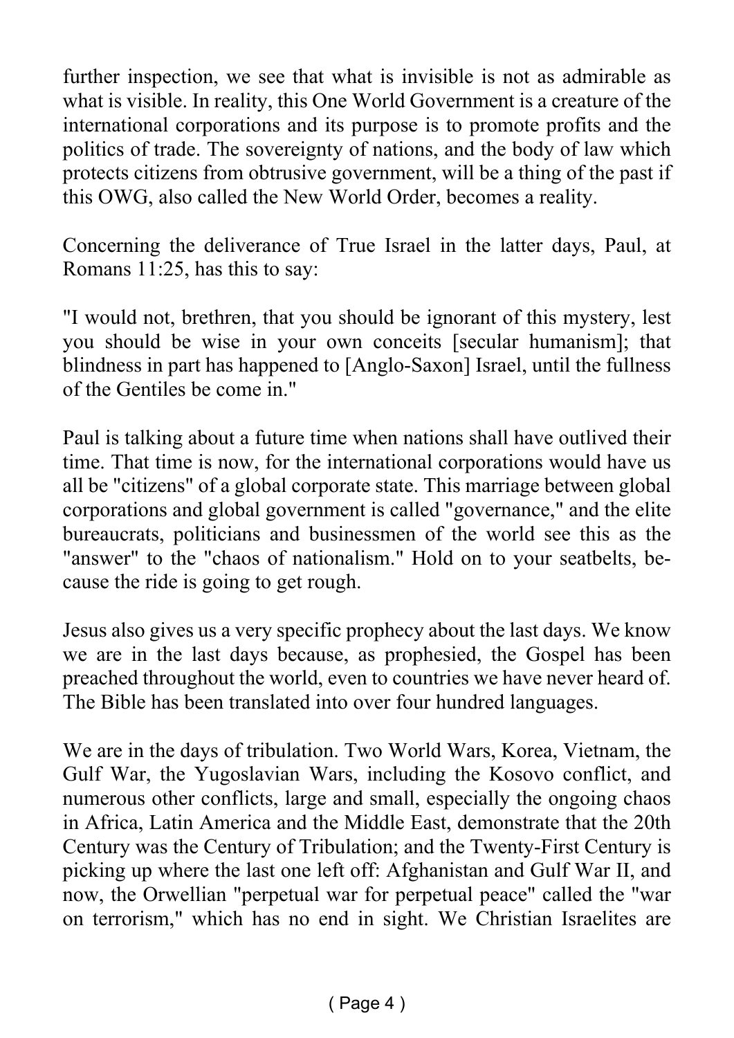further inspection, we see that what is invisible is not as admirable as what is visible. In reality, this One World Government is a creature of the international corporations and its purpose is to promote profits and the politics of trade. The sovereignty of nations, and the body of law which protects citizens from obtrusive government, will be a thing of the past if this OWG, also called the New World Order, becomes a reality.

Concerning the deliverance of True Israel in the latter days, Paul, at Romans 11:25, has this to say:

"I would not, brethren, that you should be ignorant of this mystery, lest you should be wise in your own conceits [secular humanism]; that blindness in part has happened to [Anglo-Saxon] Israel, until the fullness of the Gentiles be come in."

Paul is talking about a future time when nations shall have outlived their time. That time is now, for the international corporations would have us all be "citizens" of a global corporate state. This marriage between global corporations and global government is called "governance," and the elite bureaucrats, politicians and businessmen of the world see this as the "answer" to the "chaos of nationalism." Hold on to your seatbelts, because the ride is going to get rough.

Jesus also gives us a very specific prophecy about the last days. We know we are in the last days because, as prophesied, the Gospel has been preached throughout the world, even to countries we have never heard of. The Bible has been translated into over four hundred languages.

We are in the days of tribulation. Two World Wars, Korea, Vietnam, the Gulf War, the Yugoslavian Wars, including the Kosovo conflict, and numerous other conflicts, large and small, especially the ongoing chaos in Africa, Latin America and the Middle East, demonstrate that the 20th Century was the Century of Tribulation; and the Twenty-First Century is picking up where the last one left off: Afghanistan and Gulf War II, and now, the Orwellian "perpetual war for perpetual peace" called the "war on terrorism," which has no end in sight. We Christian Israelites are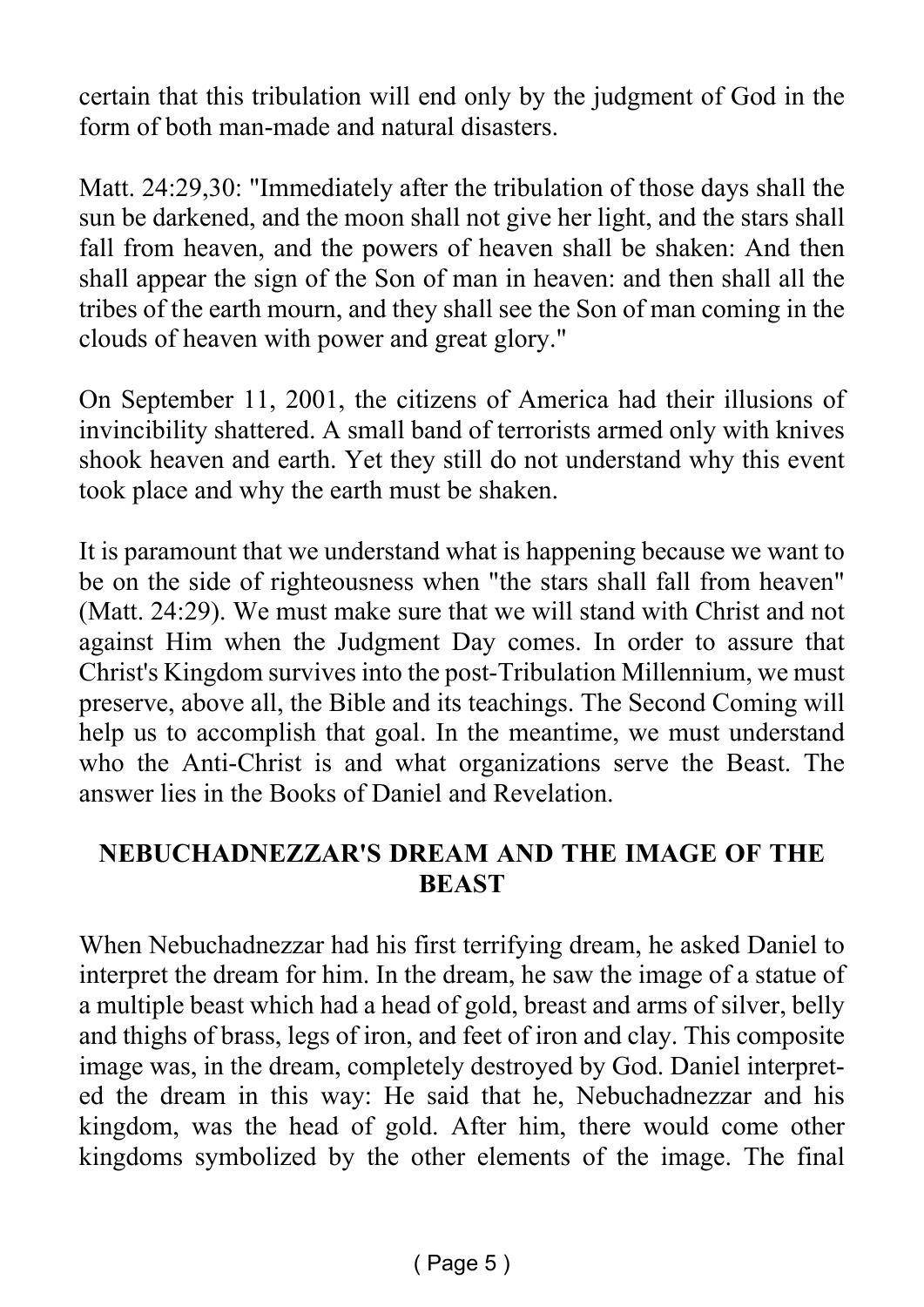certain that this tribulation will end only by the judgment of God in the form of both man-made and natural disasters.

Matt. 24:29,30: "Immediately after the tribulation of those days shall the sun be darkened, and the moon shall not give her light, and the stars shall fall from heaven, and the powers of heaven shall be shaken: And then shall appear the sign of the Son of man in heaven: and then shall all the tribes of the earth mourn, and they shall see the Son of man coming in the clouds of heaven with power and great glory."

On September 11, 2001, the citizens of America had their illusions of invincibility shattered. A small band of terrorists armed only with knives shook heaven and earth. Yet they still do not understand why this event took place and why the earth must be shaken.

It is paramount that we understand what is happening because we want to be on the side of righteousness when "the stars shall fall from heaven" (Matt. 24:29). We must make sure that we will stand with Christ and not against Him when the Judgment Day comes. In order to assure that Christ's Kingdom survives into the post-Tribulation Millennium, we must preserve, above all, the Bible and its teachings. The Second Coming will help us to accomplish that goal. In the meantime, we must understand who the Anti-Christ is and what organizations serve the Beast. The answer lies in the Books of Daniel and Revelation.

## NEBUCHADNEZZAR'S DREAM AND THE IMAGE OF THE BEAST

When Nebuchadnezzar had his first terrifying dream, he asked Daniel to interpret the dream for him. In the dream, he saw the image of a statue of a multiple beast which had a head of gold, breast and arms of silver, belly and thighs of brass, legs of iron, and feet of iron and clay. This composite image was, in the dream, completely destroyed by God. Daniel interpreted the dream in this way: He said that he, Nebuchadnezzar and his kingdom, was the head of gold. After him, there would come other kingdoms symbolized by the other elements of the image. The final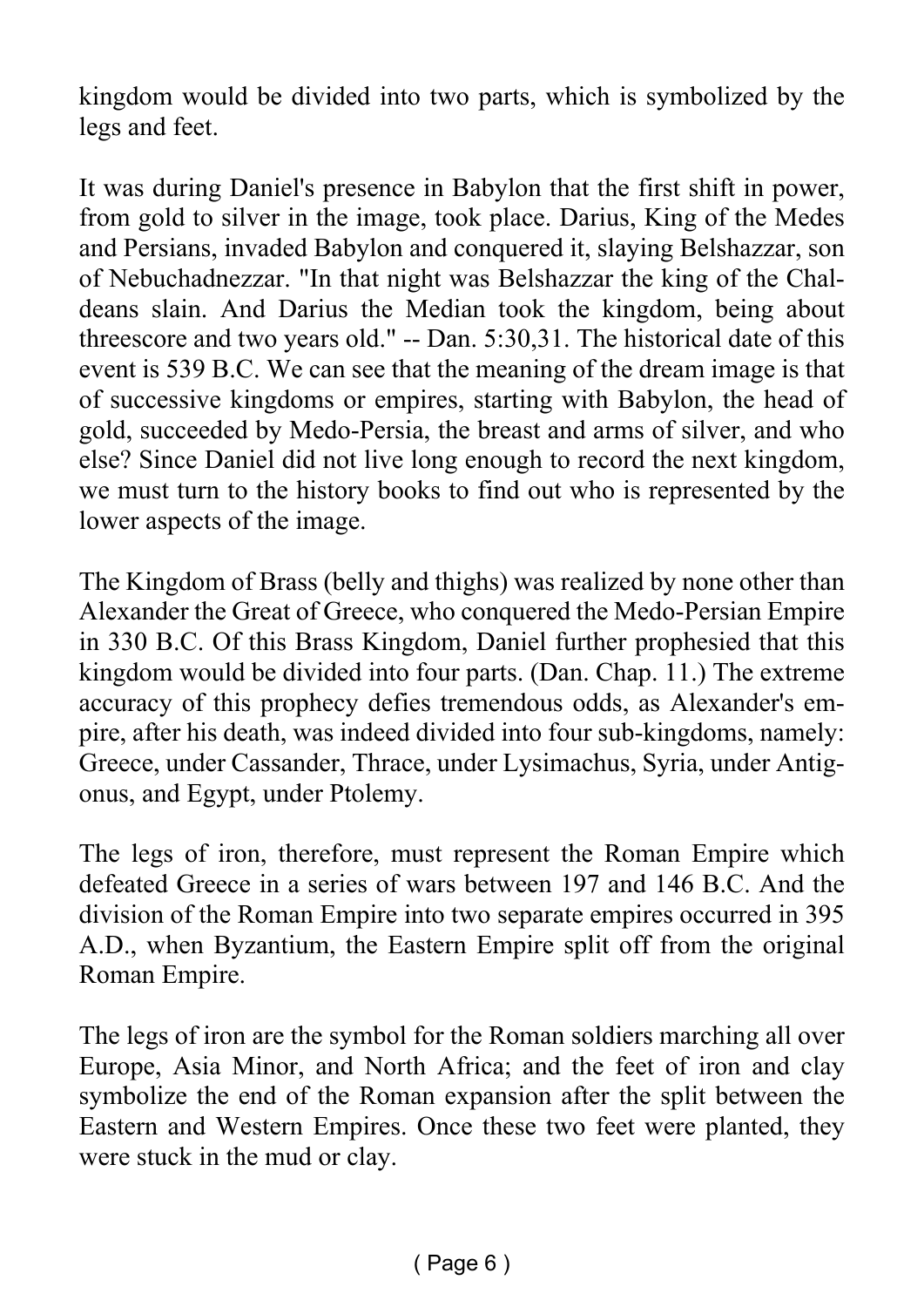kingdom would be divided into two parts, which is symbolized by the legs and feet.

It was during Daniel's presence in Babylon that the first shift in power, from gold to silver in the image, took place. Darius, King of the Medes and Persians, invaded Babylon and conquered it, slaying Belshazzar, son of Nebuchadnezzar. "In that night was Belshazzar the king of the Chaldeans slain. And Darius the Median took the kingdom, being about threescore and two years old." -- Dan. 5:30,31. The historical date of this event is 539 B.C. We can see that the meaning of the dream image is that of successive kingdoms or empires, starting with Babylon, the head of gold, succeeded by Medo-Persia, the breast and arms of silver, and who else? Since Daniel did not live long enough to record the next kingdom, we must turn to the history books to find out who is represented by the lower aspects of the image.

The Kingdom of Brass (belly and thighs) was realized by none other than Alexander the Great of Greece, who conquered the Medo-Persian Empire in 330 B.C. Of this Brass Kingdom, Daniel further prophesied that this kingdom would be divided into four parts. (Dan. Chap. 11.) The extreme accuracy of this prophecy defies tremendous odds, as Alexander's empire, after his death, was indeed divided into four sub-kingdoms, namely: Greece, under Cassander, Thrace, under Lysimachus, Syria, under Antigonus, and Egypt, under Ptolemy.

The legs of iron, therefore, must represent the Roman Empire which defeated Greece in a series of wars between 197 and 146 B.C. And the division of the Roman Empire into two separate empires occurred in 395 A.D., when Byzantium, the Eastern Empire split off from the original Roman Empire.

The legs of iron are the symbol for the Roman soldiers marching all over Europe, Asia Minor, and North Africa; and the feet of iron and clay symbolize the end of the Roman expansion after the split between the Eastern and Western Empires. Once these two feet were planted, they were stuck in the mud or clay.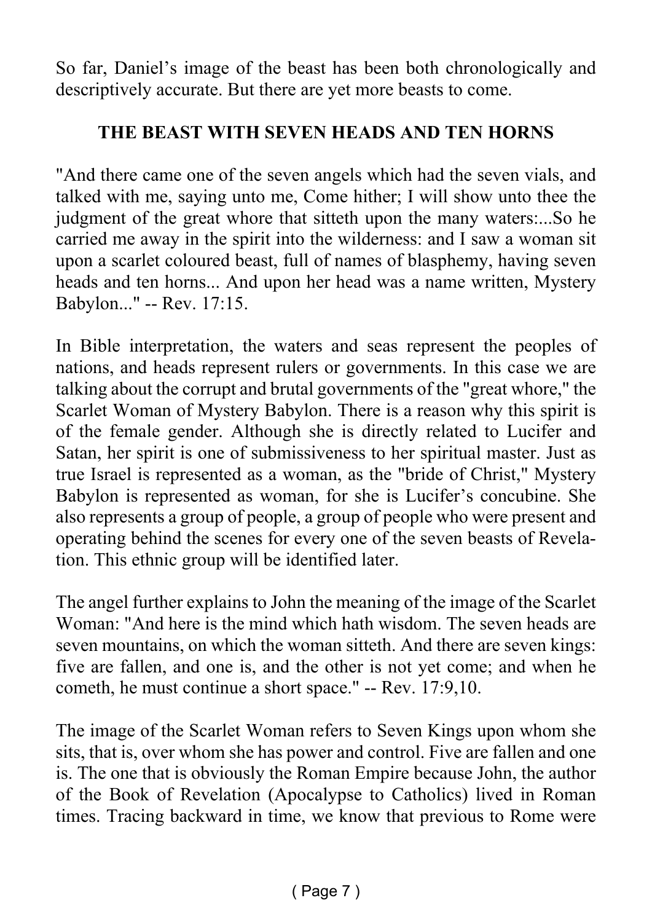So far, Daniel’s image of the beast has been both chronologically and descriptively accurate. But there are yet more beasts to come.

## THE BEAST WITH SEVEN HEADS AND TEN HORNS

"And there came one of the seven angels which had the seven vials, and talked with me, saying unto me, Come hither; I will show unto thee the judgment of the great whore that sitteth upon the many waters:...So he carried me away in the spirit into the wilderness: and I saw a woman sit upon a scarlet coloured beast, full of names of blasphemy, having seven heads and ten horns... And upon her head was a name written, Mystery Babylon..." -- Rev. 17:15.

In Bible interpretation, the waters and seas represent the peoples of nations, and heads represent rulers or governments. In this case we are talking about the corrupt and brutal governments of the "great whore," the Scarlet Woman of Mystery Babylon. There is a reason why this spirit is of the female gender. Although she is directly related to Lucifer and Satan, her spirit is one of submissiveness to her spiritual master. Just as true Israel is represented as a woman, as the "bride of Christ," Mystery Babylon is represented as woman, for she is Lucifer’s concubine. She also represents a group of people, a group of people who were present and operating behind the scenes for every one of the seven beasts of Revelation. This ethnic group will be identified later.

The angel further explains to John the meaning of the image of the Scarlet Woman: "And here is the mind which hath wisdom. The seven heads are seven mountains, on which the woman sitteth. And there are seven kings: five are fallen, and one is, and the other is not yet come; and when he cometh, he must continue a short space." -- Rev. 17:9,10.

The image of the Scarlet Woman refers to Seven Kings upon whom she sits, that is, over whom she has power and control. Five are fallen and one is. The one that is obviously the Roman Empire because John, the author of the Book of Revelation (Apocalypse to Catholics) lived in Roman times. Tracing backward in time, we know that previous to Rome were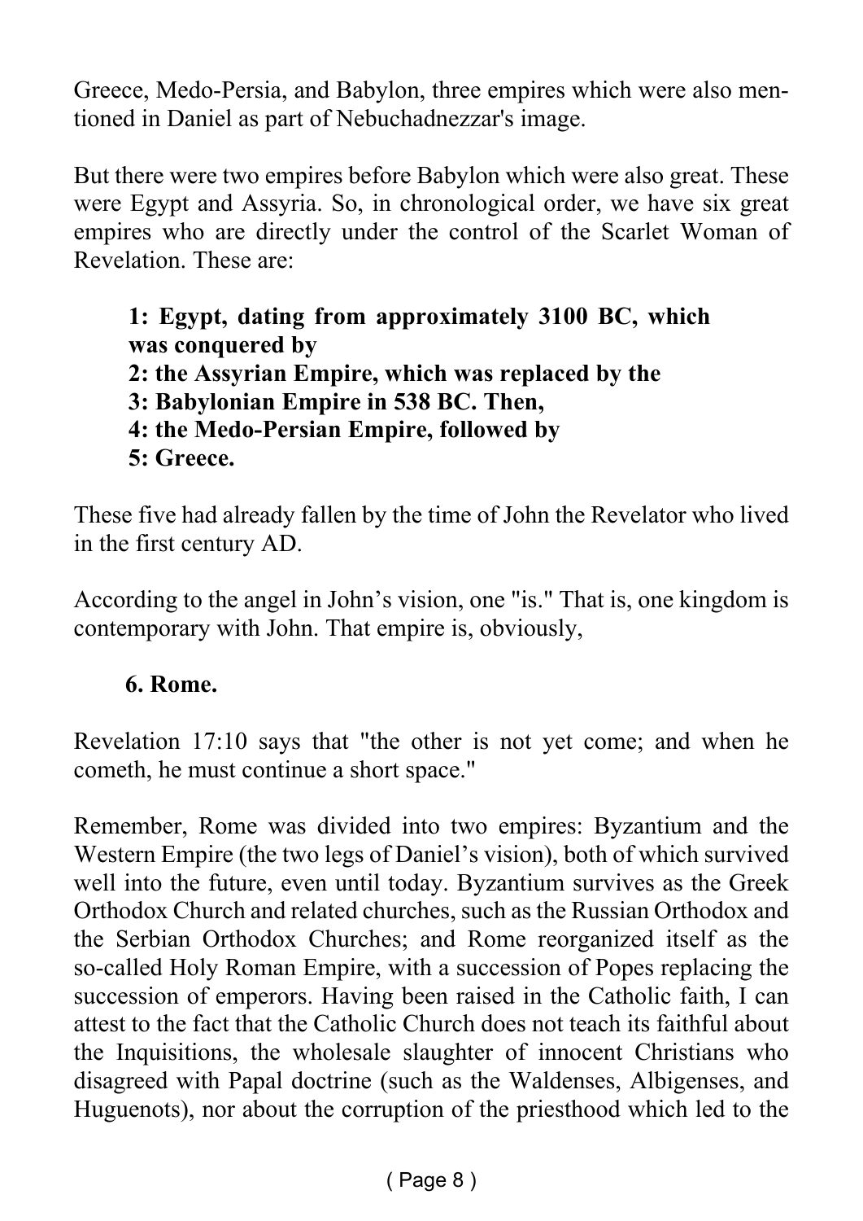Greece, Medo-Persia, and Babylon, three empires which were also mentioned in Daniel as part of Nebuchadnezzar's image.

But there were two empires before Babylon which were also great. These were Egypt and Assyria. So, in chronological order, we have six great empires who are directly under the control of the Scarlet Woman of Revelation. These are:

> **1: Egypt, dating from approximately 3100 BC, which was conquered by**
> **2: the Assyrian Empire, which was replaced by the**
> **3: Babylonian Empire in 538 BC. Then,**
> **4: the Medo-Persian Empire, followed by**
> **5: Greece.**

These five had already fallen by the time of John the Revelator who lived in the first century AD.

According to the angel in John's vision, one "is." That is, one kingdom is contemporary with John. That empire is, obviously,

> **6. Rome.**

Revelation 17:10 says that "the other is not yet come; and when he cometh, he must continue a short space."

Remember, Rome was divided into two empires: Byzantium and the Western Empire (the two legs of Daniel's vision), both of which survived well into the future, even until today. Byzantium survives as the Greek Orthodox Church and related churches, such as the Russian Orthodox and the Serbian Orthodox Churches; and Rome reorganized itself as the so-called Holy Roman Empire, with a succession of Popes replacing the succession of emperors. Having been raised in the Catholic faith, I can attest to the fact that the Catholic Church does not teach its faithful about the Inquisitions, the wholesale slaughter of innocent Christians who disagreed with Papal doctrine (such as the Waldenses, Albigenses, and Huguenots), nor about the corruption of the priesthood which led to the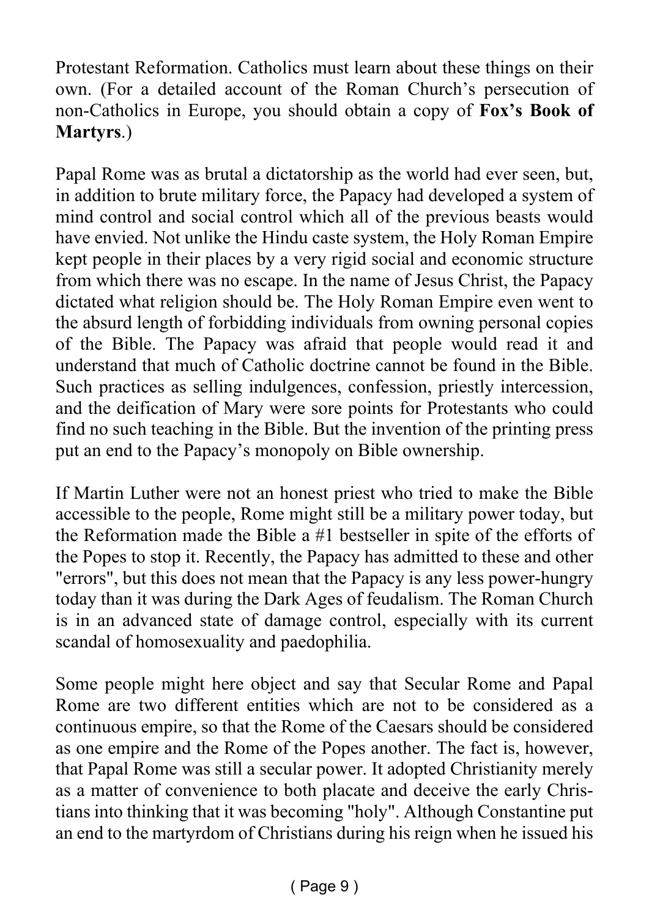Protestant Reformation. Catholics must learn about these things on their own. (For a detailed account of the Roman Church's persecution of non-Catholics in Europe, you should obtain a copy of **Fox's Book of Martyrs**.)

Papal Rome was as brutal a dictatorship as the world had ever seen, but, in addition to brute military force, the Papacy had developed a system of mind control and social control which all of the previous beasts would have envied. Not unlike the Hindu caste system, the Holy Roman Empire kept people in their places by a very rigid social and economic structure from which there was no escape. In the name of Jesus Christ, the Papacy dictated what religion should be. The Holy Roman Empire even went to the absurd length of forbidding individuals from owning personal copies of the Bible. The Papacy was afraid that people would read it and understand that much of Catholic doctrine cannot be found in the Bible. Such practices as selling indulgences, confession, priestly intercession, and the deification of Mary were sore points for Protestants who could find no such teaching in the Bible. But the invention of the printing press put an end to the Papacy's monopoly on Bible ownership.

If Martin Luther were not an honest priest who tried to make the Bible accessible to the people, Rome might still be a military power today, but the Reformation made the Bible a #1 bestseller in spite of the efforts of the Popes to stop it. Recently, the Papacy has admitted to these and other "errors", but this does not mean that the Papacy is any less power-hungry today than it was during the Dark Ages of feudalism. The Roman Church is in an advanced state of damage control, especially with its current scandal of homosexuality and paedophilia.

Some people might here object and say that Secular Rome and Papal Rome are two different entities which are not to be considered as a continuous empire, so that the Rome of the Caesars should be considered as one empire and the Rome of the Popes another. The fact is, however, that Papal Rome was still a secular power. It adopted Christianity merely as a matter of convenience to both placate and deceive the early Christians into thinking that it was becoming "holy". Although Constantine put an end to the martyrdom of Christians during his reign when he issued his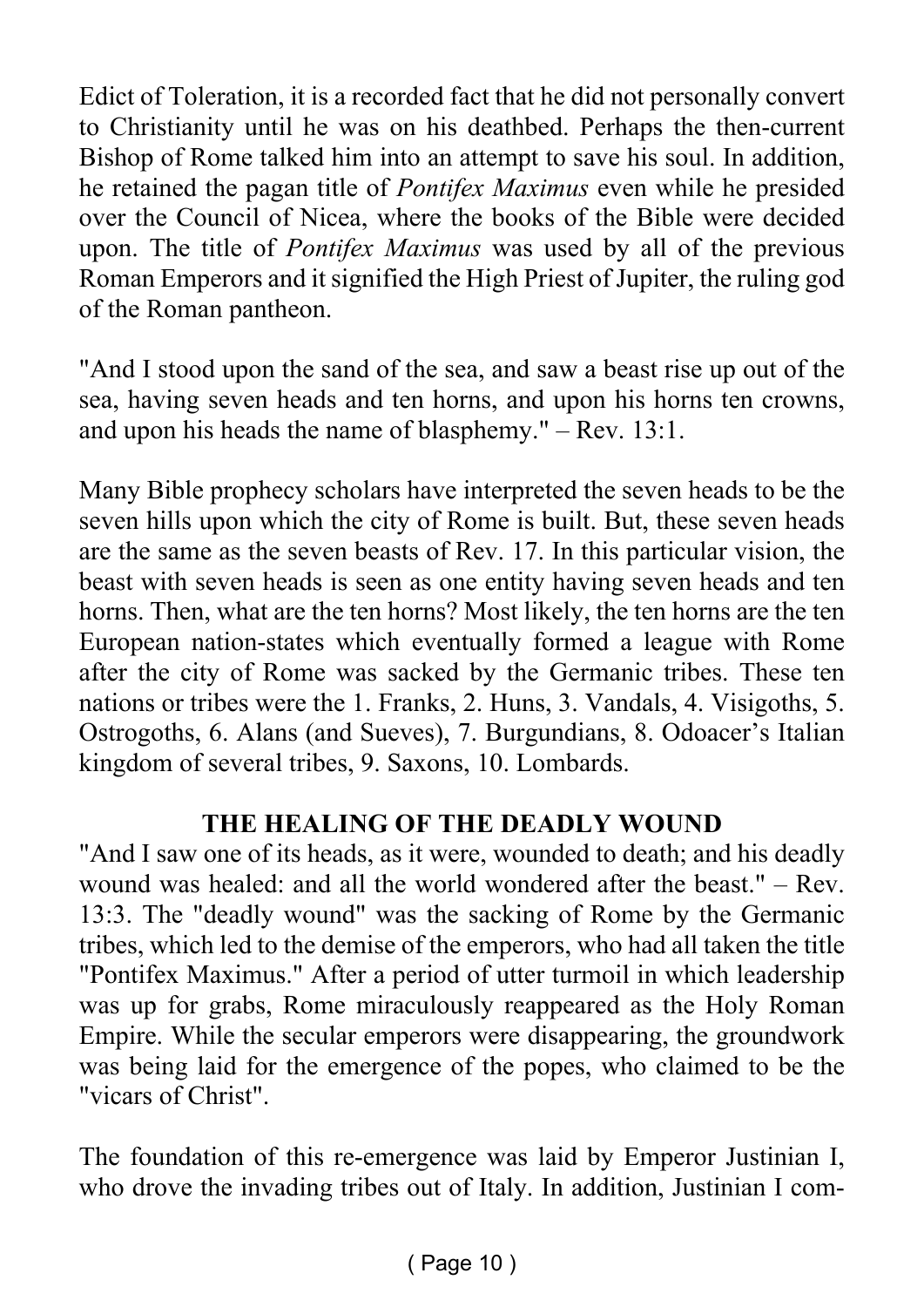Edict of Toleration, it is a recorded fact that he did not personally convert to Christianity until he was on his deathbed. Perhaps the then-current Bishop of Rome talked him into an attempt to save his soul. In addition, he retained the pagan title of *Pontifex Maximus* even while he presided over the Council of Nicea, where the books of the Bible were decided upon. The title of *Pontifex Maximus* was used by all of the previous Roman Emperors and it signified the High Priest of Jupiter, the ruling god of the Roman pantheon.

"And I stood upon the sand of the sea, and saw a beast rise up out of the sea, having seven heads and ten horns, and upon his horns ten crowns, and upon his heads the name of blasphemy." – Rev. 13:1.

Many Bible prophecy scholars have interpreted the seven heads to be the seven hills upon which the city of Rome is built. But, these seven heads are the same as the seven beasts of Rev. 17. In this particular vision, the beast with seven heads is seen as one entity having seven heads and ten horns. Then, what are the ten horns? Most likely, the ten horns are the ten European nation-states which eventually formed a league with Rome after the city of Rome was sacked by the Germanic tribes. These ten nations or tribes were the 1. Franks, 2. Huns, 3. Vandals, 4. Visigoths, 5. Ostrogoths, 6. Alans (and Sueves), 7. Burgundians, 8. Odoacer's Italian kingdom of several tribes, 9. Saxons, 10. Lombards.

## THE HEALING OF THE DEADLY WOUND

"And I saw one of its heads, as it were, wounded to death; and his deadly wound was healed: and all the world wondered after the beast." – Rev. 13:3. The "deadly wound" was the sacking of Rome by the Germanic tribes, which led to the demise of the emperors, who had all taken the title "Pontifex Maximus." After a period of utter turmoil in which leadership was up for grabs, Rome miraculously reappeared as the Holy Roman Empire. While the secular emperors were disappearing, the groundwork was being laid for the emergence of the popes, who claimed to be the "vicars of Christ".

The foundation of this re-emergence was laid by Emperor Justinian I, who drove the invading tribes out of Italy. In addition, Justinian I com-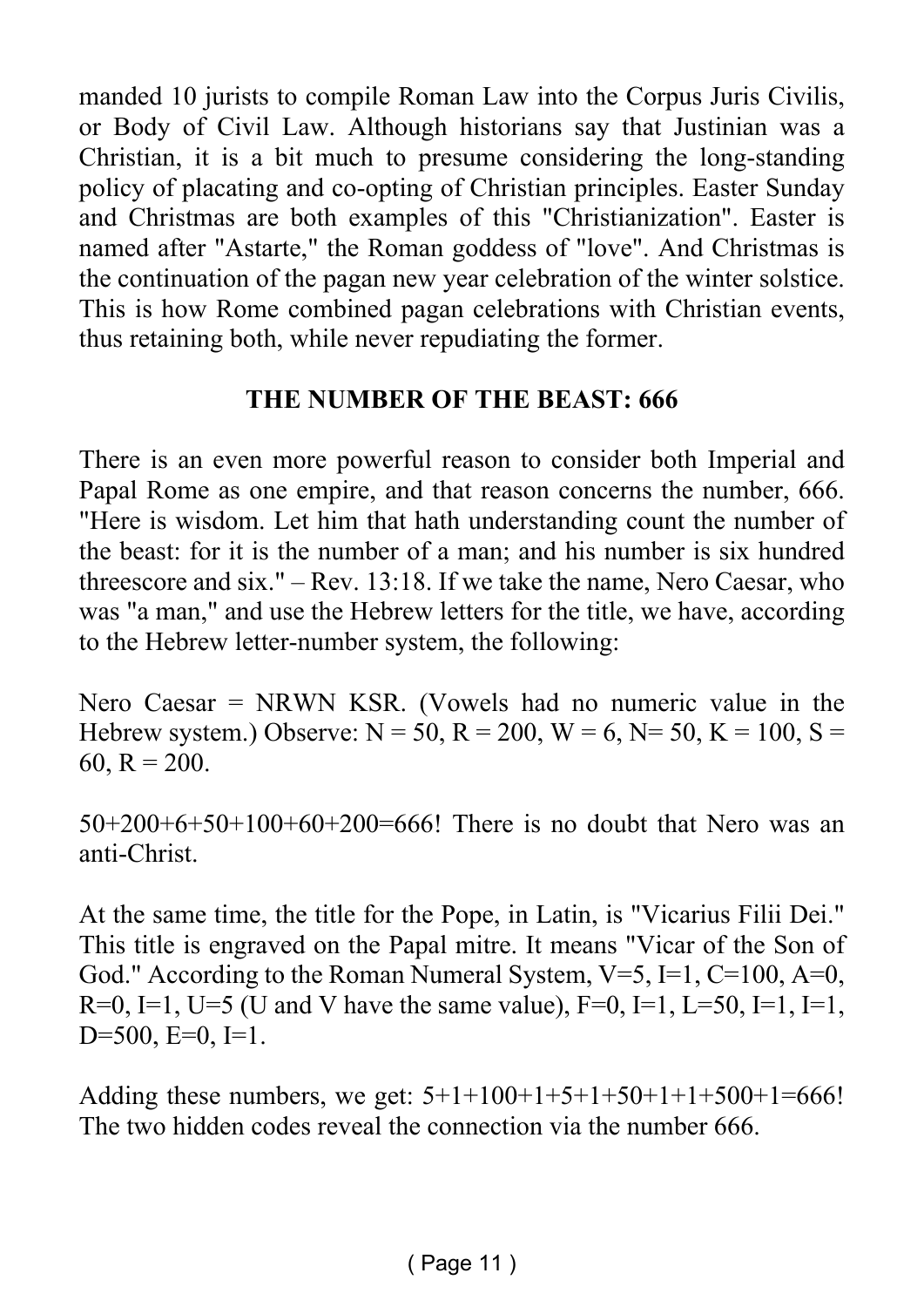manded 10 jurists to compile Roman Law into the Corpus Juris Civilis, or Body of Civil Law. Although historians say that Justinian was a Christian, it is a bit much to presume considering the long-standing policy of placating and co-opting of Christian principles. Easter Sunday and Christmas are both examples of this "Christianization". Easter is named after "Astarte," the Roman goddess of "love". And Christmas is the continuation of the pagan new year celebration of the winter solstice. This is how Rome combined pagan celebrations with Christian events, thus retaining both, while never repudiating the former.

## THE NUMBER OF THE BEAST: 666

There is an even more powerful reason to consider both Imperial and Papal Rome as one empire, and that reason concerns the number, 666. "Here is wisdom. Let him that hath understanding count the number of the beast: for it is the number of a man; and his number is six hundred threescore and six." – Rev. 13:18. If we take the name, Nero Caesar, who was "a man," and use the Hebrew letters for the title, we have, according to the Hebrew letter-number system, the following:

Nero Caesar = NRWN KSR. (Vowels had no numeric value in the Hebrew system.) Observe: N = 50, R = 200, W = 6, N= 50, K = 100, S = 60, R = 200.

50+200+6+50+100+60+200=666! There is no doubt that Nero was an anti-Christ.

At the same time, the title for the Pope, in Latin, is "Vicarius Filii Dei." This title is engraved on the Papal mitre. It means "Vicar of the Son of God." According to the Roman Numeral System, V=5, I=1, C=100, A=0, R=0, I=1, U=5 (U and V have the same value), F=0, I=1, L=50, I=1, I=1, D=500, E=0, I=1.

Adding these numbers, we get: 5+1+100+1+5+1+50+1+1+500+1=666! The two hidden codes reveal the connection via the number 666.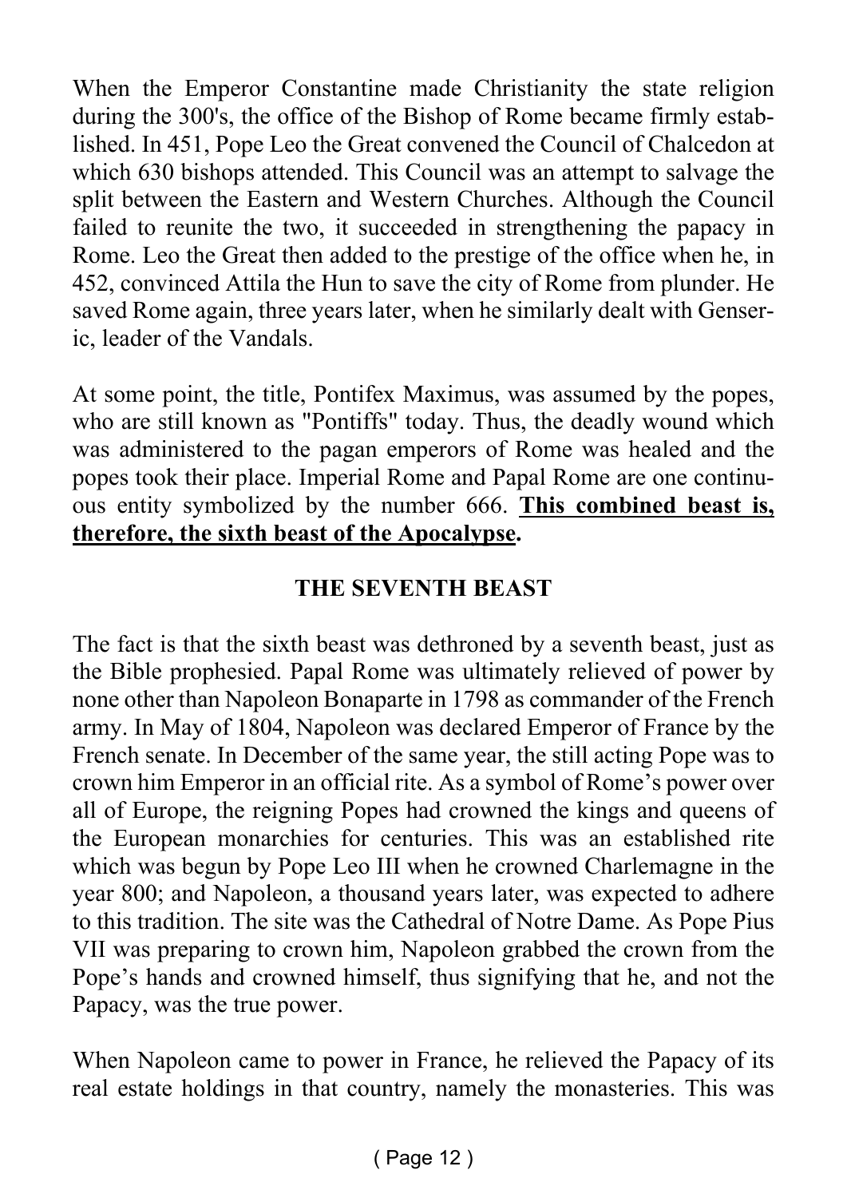When the Emperor Constantine made Christianity the state religion during the 300's, the office of the Bishop of Rome became firmly established. In 451, Pope Leo the Great convened the Council of Chalcedon at which 630 bishops attended. This Council was an attempt to salvage the split between the Eastern and Western Churches. Although the Council failed to reunite the two, it succeeded in strengthening the papacy in Rome. Leo the Great then added to the prestige of the office when he, in 452, convinced Attila the Hun to save the city of Rome from plunder. He saved Rome again, three years later, when he similarly dealt with Genseric, leader of the Vandals.

At some point, the title, Pontifex Maximus, was assumed by the popes, who are still known as "Pontiffs" today. Thus, the deadly wound which was administered to the pagan emperors of Rome was healed and the popes took their place. Imperial Rome and Papal Rome are one continuous entity symbolized by the number 666. **<u>This combined beast is, therefore, the sixth beast of the Apocalypse</u>.**

## THE SEVENTH BEAST

The fact is that the sixth beast was dethroned by a seventh beast, just as the Bible prophesied. Papal Rome was ultimately relieved of power by none other than Napoleon Bonaparte in 1798 as commander of the French army. In May of 1804, Napoleon was declared Emperor of France by the French senate. In December of the same year, the still acting Pope was to crown him Emperor in an official rite. As a symbol of Rome's power over all of Europe, the reigning Popes had crowned the kings and queens of the European monarchies for centuries. This was an established rite which was begun by Pope Leo III when he crowned Charlemagne in the year 800; and Napoleon, a thousand years later, was expected to adhere to this tradition. The site was the Cathedral of Notre Dame. As Pope Pius VII was preparing to crown him, Napoleon grabbed the crown from the Pope's hands and crowned himself, thus signifying that he, and not the Papacy, was the true power.

When Napoleon came to power in France, he relieved the Papacy of its real estate holdings in that country, namely the monasteries. This was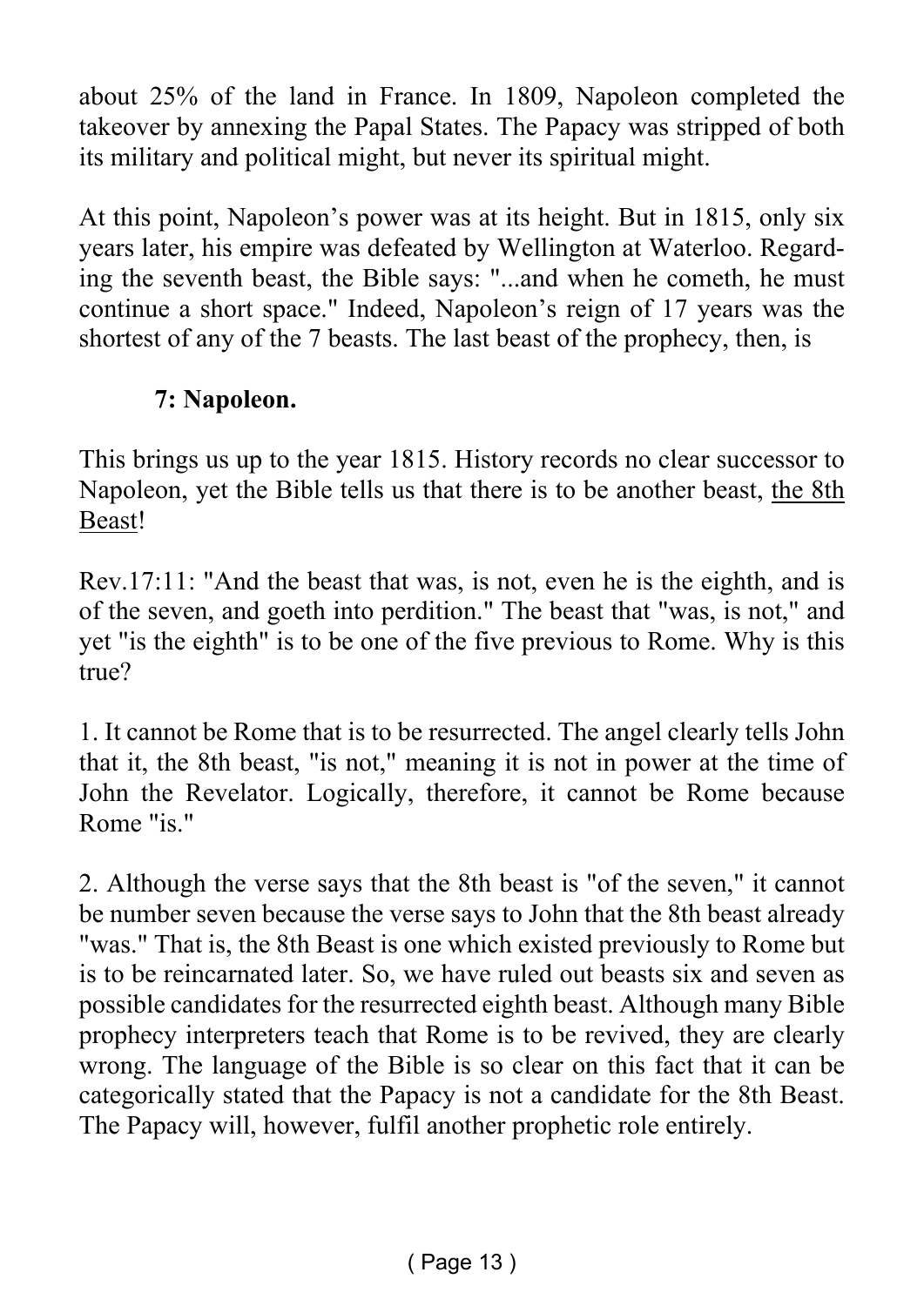about 25% of the land in France. In 1809, Napoleon completed the takeover by annexing the Papal States. The Papacy was stripped of both its military and political might, but never its spiritual might.

At this point, Napoleon's power was at its height. But in 1815, only six years later, his empire was defeated by Wellington at Waterloo. Regarding the seventh beast, the Bible says: "...and when he cometh, he must continue a short space." Indeed, Napoleon's reign of 17 years was the shortest of any of the 7 beasts. The last beast of the prophecy, then, is

**7: Napoleon.**

This brings us up to the year 1815. History records no clear successor to Napoleon, yet the Bible tells us that there is to be another beast, <u>the 8th Beast</u>!

Rev.17:11: "And the beast that was, is not, even he is the eighth, and is of the seven, and goeth into perdition." The beast that "was, is not," and yet "is the eighth" is to be one of the five previous to Rome. Why is this true?

1. It cannot be Rome that is to be resurrected. The angel clearly tells John that it, the 8th beast, "is not," meaning it is not in power at the time of John the Revelator. Logically, therefore, it cannot be Rome because Rome "is."

2. Although the verse says that the 8th beast is "of the seven," it cannot be number seven because the verse says to John that the 8th beast already "was." That is, the 8th Beast is one which existed previously to Rome but is to be reincarnated later. So, we have ruled out beasts six and seven as possible candidates for the resurrected eighth beast. Although many Bible prophecy interpreters teach that Rome is to be revived, they are clearly wrong. The language of the Bible is so clear on this fact that it can be categorically stated that the Papacy is not a candidate for the 8th Beast. The Papacy will, however, fulfil another prophetic role entirely.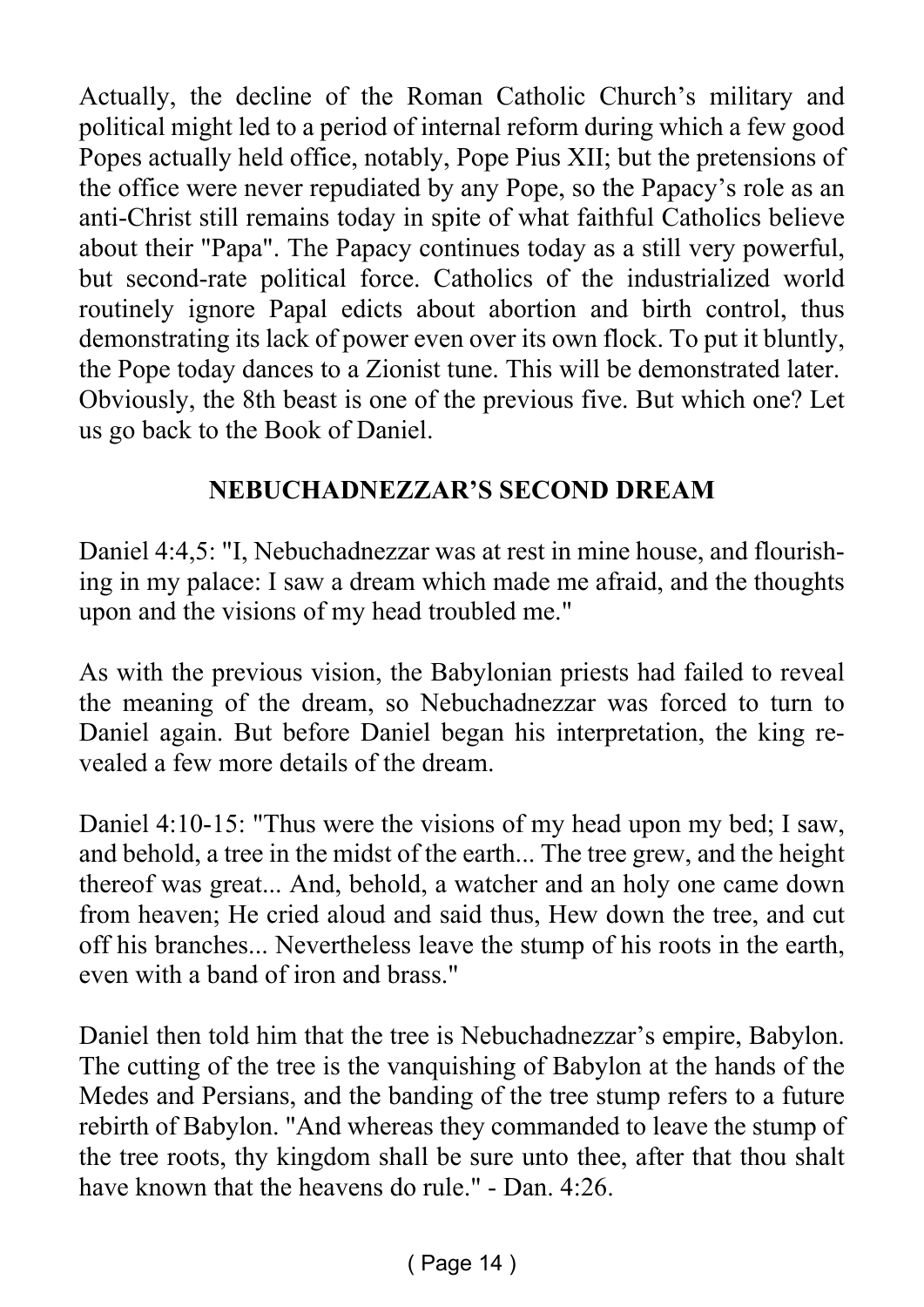Actually, the decline of the Roman Catholic Church's military and political might led to a period of internal reform during which a few good Popes actually held office, notably, Pope Pius XII; but the pretensions of the office were never repudiated by any Pope, so the Papacy's role as an anti-Christ still remains today in spite of what faithful Catholics believe about their "Papa". The Papacy continues today as a still very powerful, but second-rate political force. Catholics of the industrialized world routinely ignore Papal edicts about abortion and birth control, thus demonstrating its lack of power even over its own flock. To put it bluntly, the Pope today dances to a Zionist tune. This will be demonstrated later. Obviously, the 8th beast is one of the previous five. But which one? Let us go back to the Book of Daniel.

## NEBUCHADNEZZAR'S SECOND DREAM

Daniel 4:4,5: "I, Nebuchadnezzar was at rest in mine house, and flourishing in my palace: I saw a dream which made me afraid, and the thoughts upon and the visions of my head troubled me."

As with the previous vision, the Babylonian priests had failed to reveal the meaning of the dream, so Nebuchadnezzar was forced to turn to Daniel again. But before Daniel began his interpretation, the king revealed a few more details of the dream.

Daniel 4:10-15: "Thus were the visions of my head upon my bed; I saw, and behold, a tree in the midst of the earth... The tree grew, and the height thereof was great... And, behold, a watcher and an holy one came down from heaven; He cried aloud and said thus, Hew down the tree, and cut off his branches... Nevertheless leave the stump of his roots in the earth, even with a band of iron and brass."

Daniel then told him that the tree is Nebuchadnezzar's empire, Babylon. The cutting of the tree is the vanquishing of Babylon at the hands of the Medes and Persians, and the banding of the tree stump refers to a future rebirth of Babylon. "And whereas they commanded to leave the stump of the tree roots, thy kingdom shall be sure unto thee, after that thou shalt have known that the heavens do rule." - Dan. 4:26.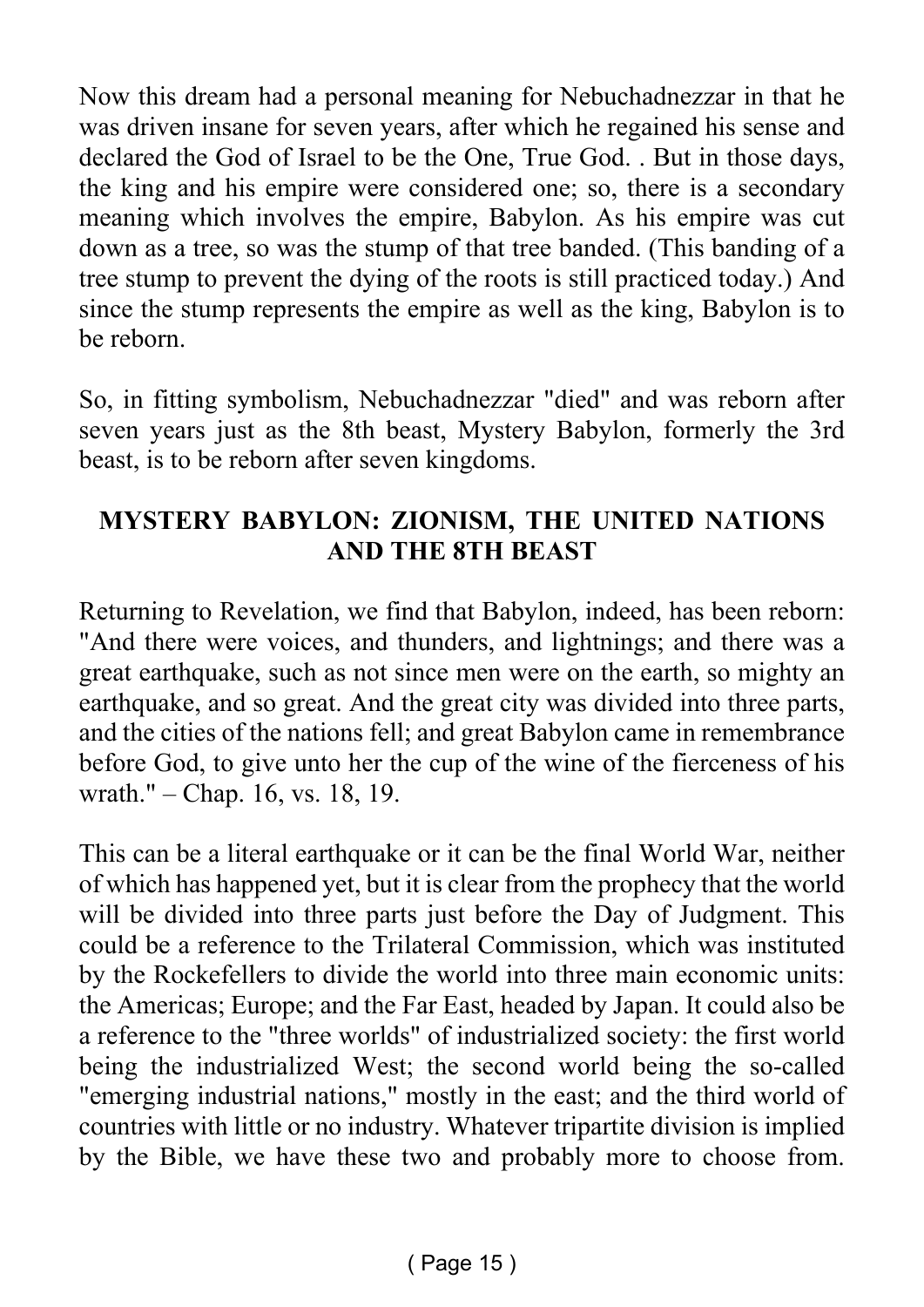Now this dream had a personal meaning for Nebuchadnezzar in that he was driven insane for seven years, after which he regained his sense and declared the God of Israel to be the One, True God. . But in those days, the king and his empire were considered one; so, there is a secondary meaning which involves the empire, Babylon. As his empire was cut down as a tree, so was the stump of that tree banded. (This banding of a tree stump to prevent the dying of the roots is still practiced today.) And since the stump represents the empire as well as the king, Babylon is to be reborn.

So, in fitting symbolism, Nebuchadnezzar "died" and was reborn after seven years just as the 8th beast, Mystery Babylon, formerly the 3rd beast, is to be reborn after seven kingdoms.

## MYSTERY BABYLON: ZIONISM, THE UNITED NATIONS AND THE 8TH BEAST

Returning to Revelation, we find that Babylon, indeed, has been reborn: "And there were voices, and thunders, and lightnings; and there was a great earthquake, such as not since men were on the earth, so mighty an earthquake, and so great. And the great city was divided into three parts, and the cities of the nations fell; and great Babylon came in remembrance before God, to give unto her the cup of the wine of the fierceness of his wrath." – Chap. 16, vs. 18, 19.

This can be a literal earthquake or it can be the final World War, neither of which has happened yet, but it is clear from the prophecy that the world will be divided into three parts just before the Day of Judgment. This could be a reference to the Trilateral Commission, which was instituted by the Rockefellers to divide the world into three main economic units: the Americas; Europe; and the Far East, headed by Japan. It could also be a reference to the "three worlds" of industrialized society: the first world being the industrialized West; the second world being the so-called "emerging industrial nations," mostly in the east; and the third world of countries with little or no industry. Whatever tripartite division is implied by the Bible, we have these two and probably more to choose from.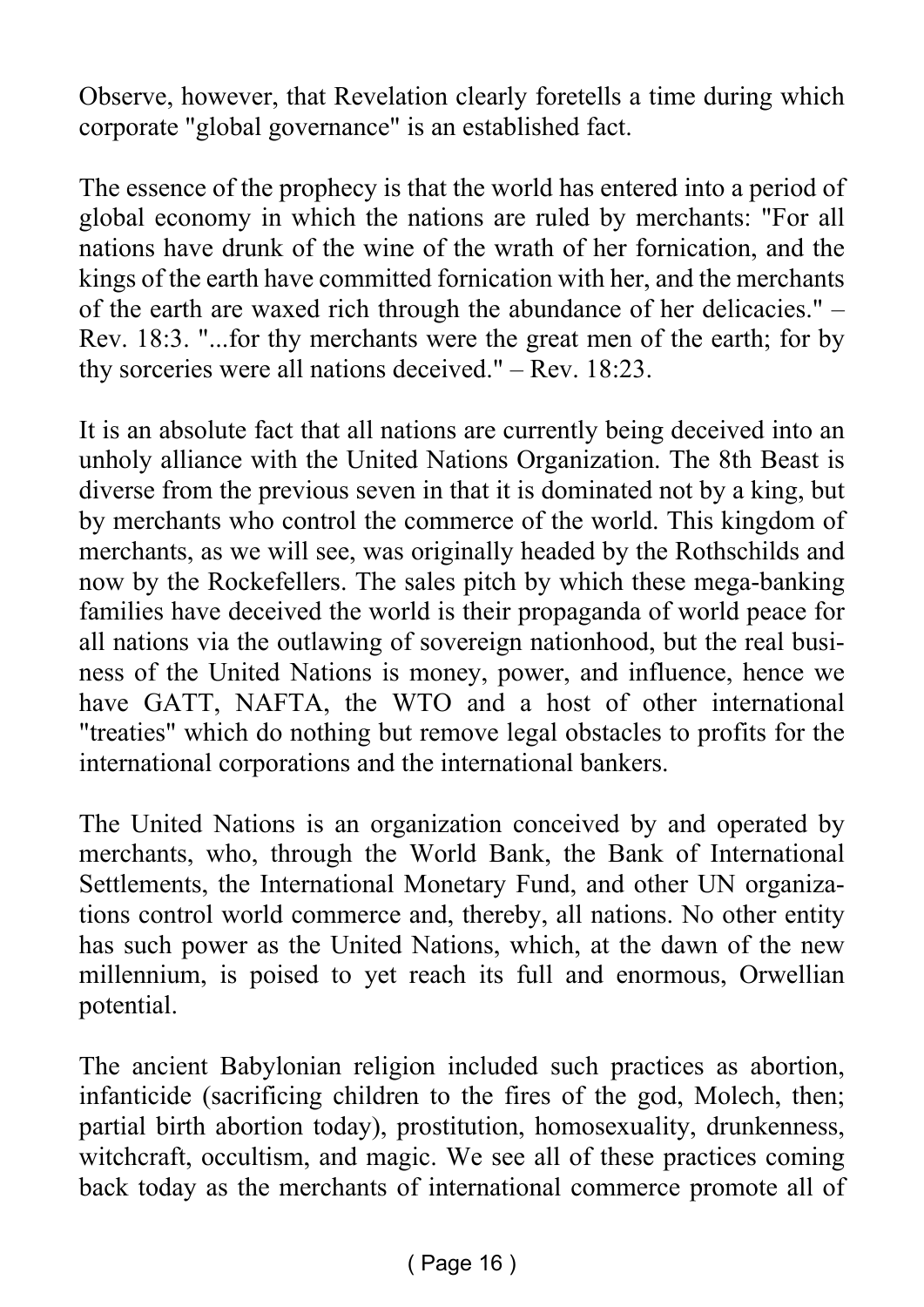Observe, however, that Revelation clearly foretells a time during which corporate "global governance" is an established fact.

The essence of the prophecy is that the world has entered into a period of global economy in which the nations are ruled by merchants: "For all nations have drunk of the wine of the wrath of her fornication, and the kings of the earth have committed fornication with her, and the merchants of the earth are waxed rich through the abundance of her delicacies." – Rev. 18:3. "...for thy merchants were the great men of the earth; for by thy sorceries were all nations deceived." – Rev. 18:23.

It is an absolute fact that all nations are currently being deceived into an unholy alliance with the United Nations Organization. The 8th Beast is diverse from the previous seven in that it is dominated not by a king, but by merchants who control the commerce of the world. This kingdom of merchants, as we will see, was originally headed by the Rothschilds and now by the Rockefellers. The sales pitch by which these mega-banking families have deceived the world is their propaganda of world peace for all nations via the outlawing of sovereign nationhood, but the real business of the United Nations is money, power, and influence, hence we have GATT, NAFTA, the WTO and a host of other international "treaties" which do nothing but remove legal obstacles to profits for the international corporations and the international bankers.

The United Nations is an organization conceived by and operated by merchants, who, through the World Bank, the Bank of International Settlements, the International Monetary Fund, and other UN organizations control world commerce and, thereby, all nations. No other entity has such power as the United Nations, which, at the dawn of the new millennium, is poised to yet reach its full and enormous, Orwellian potential.

The ancient Babylonian religion included such practices as abortion, infanticide (sacrificing children to the fires of the god, Molech, then; partial birth abortion today), prostitution, homosexuality, drunkenness, witchcraft, occultism, and magic. We see all of these practices coming back today as the merchants of international commerce promote all of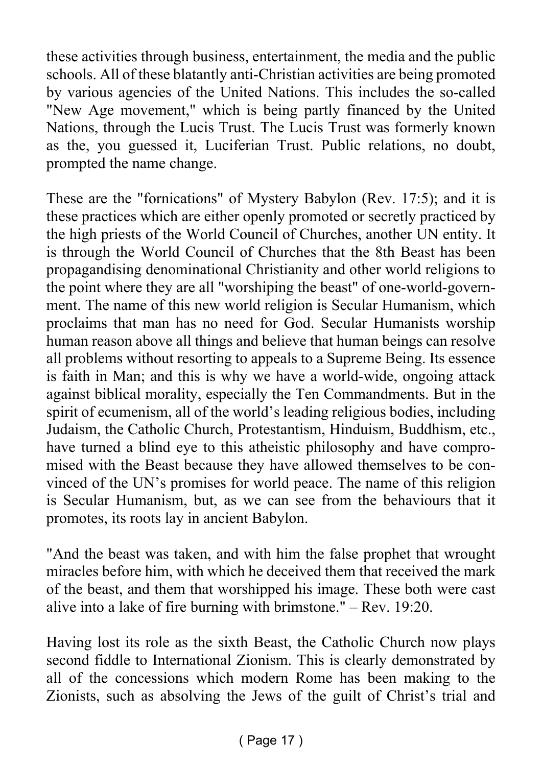these activities through business, entertainment, the media and the public schools. All of these blatantly anti-Christian activities are being promoted by various agencies of the United Nations. This includes the so-called "New Age movement," which is being partly financed by the United Nations, through the Lucis Trust. The Lucis Trust was formerly known as the, you guessed it, Luciferian Trust. Public relations, no doubt, prompted the name change.

These are the "fornications" of Mystery Babylon (Rev. 17:5); and it is these practices which are either openly promoted or secretly practiced by the high priests of the World Council of Churches, another UN entity. It is through the World Council of Churches that the 8th Beast has been propagandising denominational Christianity and other world religions to the point where they are all "worshiping the beast" of one-world-government. The name of this new world religion is Secular Humanism, which proclaims that man has no need for God. Secular Humanists worship human reason above all things and believe that human beings can resolve all problems without resorting to appeals to a Supreme Being. Its essence is faith in Man; and this is why we have a world-wide, ongoing attack against biblical morality, especially the Ten Commandments. But in the spirit of ecumenism, all of the world's leading religious bodies, including Judaism, the Catholic Church, Protestantism, Hinduism, Buddhism, etc., have turned a blind eye to this atheistic philosophy and have compromised with the Beast because they have allowed themselves to be convinced of the UN's promises for world peace. The name of this religion is Secular Humanism, but, as we can see from the behaviours that it promotes, its roots lay in ancient Babylon.

"And the beast was taken, and with him the false prophet that wrought miracles before him, with which he deceived them that received the mark of the beast, and them that worshipped his image. These both were cast alive into a lake of fire burning with brimstone." – Rev. 19:20.

Having lost its role as the sixth Beast, the Catholic Church now plays second fiddle to International Zionism. This is clearly demonstrated by all of the concessions which modern Rome has been making to the Zionists, such as absolving the Jews of the guilt of Christ's trial and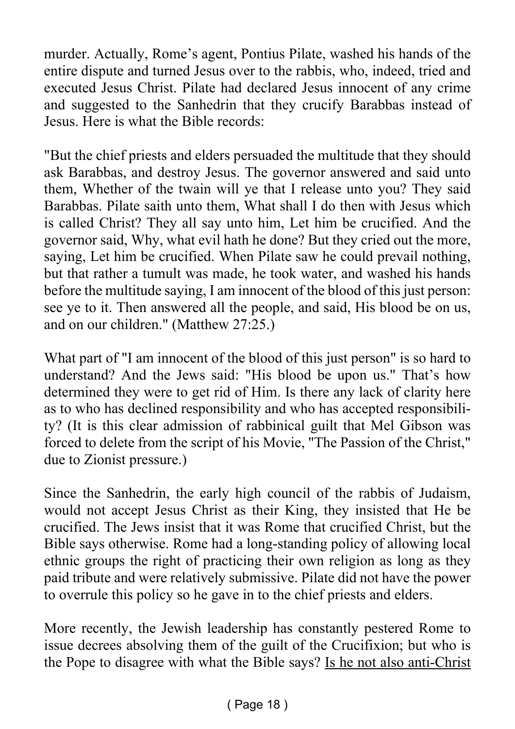murder. Actually, Rome's agent, Pontius Pilate, washed his hands of the entire dispute and turned Jesus over to the rabbis, who, indeed, tried and executed Jesus Christ. Pilate had declared Jesus innocent of any crime and suggested to the Sanhedrin that they crucify Barabbas instead of Jesus. Here is what the Bible records:

"But the chief priests and elders persuaded the multitude that they should ask Barabbas, and destroy Jesus. The governor answered and said unto them, Whether of the twain will ye that I release unto you? They said Barabbas. Pilate saith unto them, What shall I do then with Jesus which is called Christ? They all say unto him, Let him be crucified. And the governor said, Why, what evil hath he done? But they cried out the more, saying, Let him be crucified. When Pilate saw he could prevail nothing, but that rather a tumult was made, he took water, and washed his hands before the multitude saying, I am innocent of the blood of this just person: see ye to it. Then answered all the people, and said, His blood be on us, and on our children." (Matthew 27:25.)

What part of "I am innocent of the blood of this just person" is so hard to understand? And the Jews said: "His blood be upon us." That's how determined they were to get rid of Him. Is there any lack of clarity here as to who has declined responsibility and who has accepted responsibility? (It is this clear admission of rabbinical guilt that Mel Gibson was forced to delete from the script of his Movie, "The Passion of the Christ," due to Zionist pressure.)

Since the Sanhedrin, the early high council of the rabbis of Judaism, would not accept Jesus Christ as their King, they insisted that He be crucified. The Jews insist that it was Rome that crucified Christ, but the Bible says otherwise. Rome had a long-standing policy of allowing local ethnic groups the right of practicing their own religion as long as they paid tribute and were relatively submissive. Pilate did not have the power to overrule this policy so he gave in to the chief priests and elders.

More recently, the Jewish leadership has constantly pestered Rome to issue decrees absolving them of the guilt of the Crucifixion; but who is the Pope to disagree with what the Bible says? Is he not also anti-Christ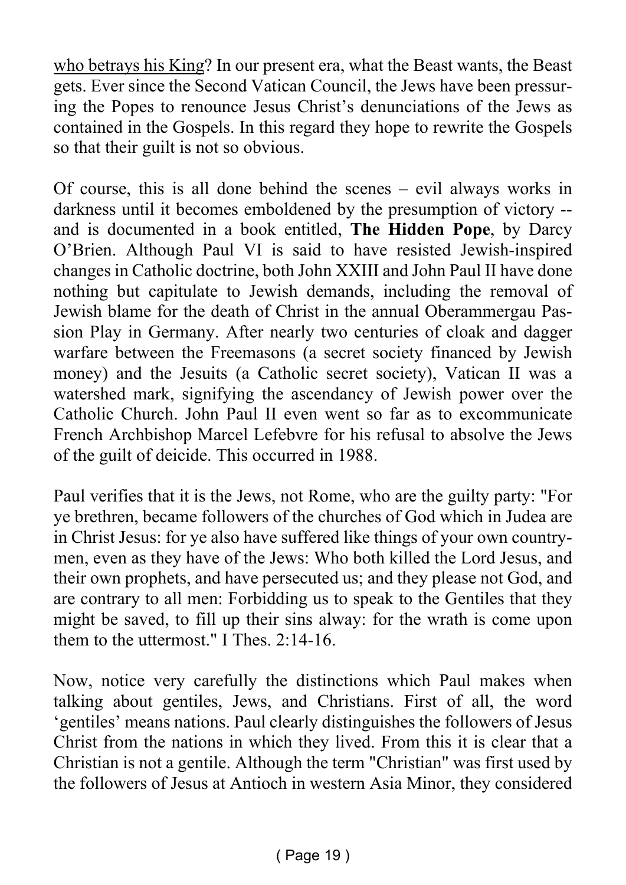<u>who betrays his King</u>? In our present era, what the Beast wants, the Beast gets. Ever since the Second Vatican Council, the Jews have been pressuring the Popes to renounce Jesus Christ's denunciations of the Jews as contained in the Gospels. In this regard they hope to rewrite the Gospels so that their guilt is not so obvious.

Of course, this is all done behind the scenes – evil always works in darkness until it becomes emboldened by the presumption of victory -- and is documented in a book entitled, **The Hidden Pope**, by Darcy O'Brien. Although Paul VI is said to have resisted Jewish-inspired changes in Catholic doctrine, both John XXIII and John Paul II have done nothing but capitulate to Jewish demands, including the removal of Jewish blame for the death of Christ in the annual Oberammergau Passion Play in Germany. After nearly two centuries of cloak and dagger warfare between the Freemasons (a secret society financed by Jewish money) and the Jesuits (a Catholic secret society), Vatican II was a watershed mark, signifying the ascendancy of Jewish power over the Catholic Church. John Paul II even went so far as to excommunicate French Archbishop Marcel Lefebvre for his refusal to absolve the Jews of the guilt of deicide. This occurred in 1988.

Paul verifies that it is the Jews, not Rome, who are the guilty party: "For ye brethren, became followers of the churches of God which in Judea are in Christ Jesus: for ye also have suffered like things of your own countrymen, even as they have of the Jews: Who both killed the Lord Jesus, and their own prophets, and have persecuted us; and they please not God, and are contrary to all men: Forbidding us to speak to the Gentiles that they might be saved, to fill up their sins alway: for the wrath is come upon them to the uttermost." I Thes. 2:14-16.

Now, notice very carefully the distinctions which Paul makes when talking about gentiles, Jews, and Christians. First of all, the word 'gentiles' means nations. Paul clearly distinguishes the followers of Jesus Christ from the nations in which they lived. From this it is clear that a Christian is not a gentile. Although the term "Christian" was first used by the followers of Jesus at Antioch in western Asia Minor, they considered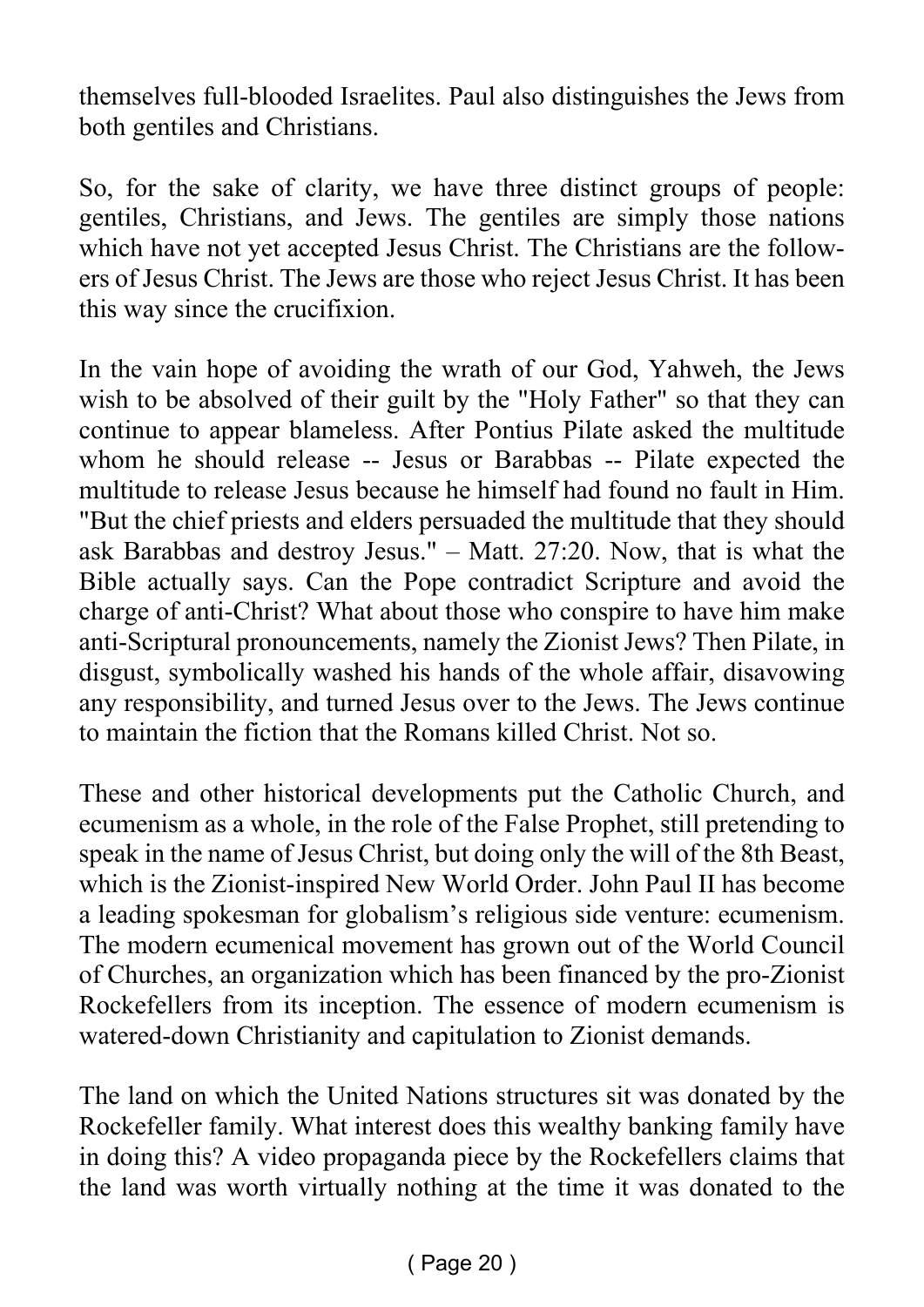themselves full-blooded Israelites. Paul also distinguishes the Jews from both gentiles and Christians.

So, for the sake of clarity, we have three distinct groups of people: gentiles, Christians, and Jews. The gentiles are simply those nations which have not yet accepted Jesus Christ. The Christians are the followers of Jesus Christ. The Jews are those who reject Jesus Christ. It has been this way since the crucifixion.

In the vain hope of avoiding the wrath of our God, Yahweh, the Jews wish to be absolved of their guilt by the "Holy Father" so that they can continue to appear blameless. After Pontius Pilate asked the multitude whom he should release -- Jesus or Barabbas -- Pilate expected the multitude to release Jesus because he himself had found no fault in Him. "But the chief priests and elders persuaded the multitude that they should ask Barabbas and destroy Jesus." – Matt. 27:20. Now, that is what the Bible actually says. Can the Pope contradict Scripture and avoid the charge of anti-Christ? What about those who conspire to have him make anti-Scriptural pronouncements, namely the Zionist Jews? Then Pilate, in disgust, symbolically washed his hands of the whole affair, disavowing any responsibility, and turned Jesus over to the Jews. The Jews continue to maintain the fiction that the Romans killed Christ. Not so.

These and other historical developments put the Catholic Church, and ecumenism as a whole, in the role of the False Prophet, still pretending to speak in the name of Jesus Christ, but doing only the will of the 8th Beast, which is the Zionist-inspired New World Order. John Paul II has become a leading spokesman for globalism's religious side venture: ecumenism. The modern ecumenical movement has grown out of the World Council of Churches, an organization which has been financed by the pro-Zionist Rockefellers from its inception. The essence of modern ecumenism is watered-down Christianity and capitulation to Zionist demands.

The land on which the United Nations structures sit was donated by the Rockefeller family. What interest does this wealthy banking family have in doing this? A video propaganda piece by the Rockefellers claims that the land was worth virtually nothing at the time it was donated to the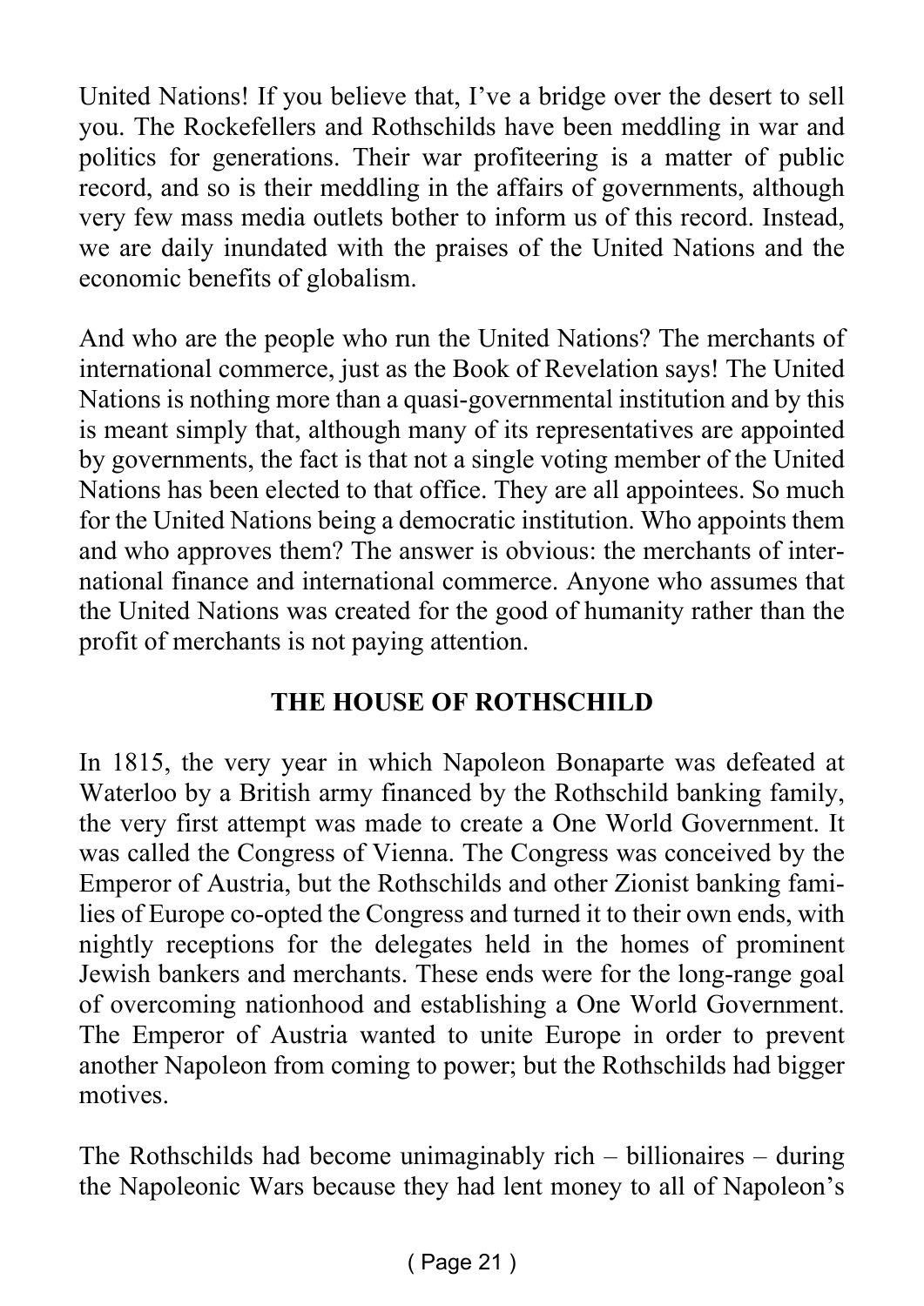United Nations! If you believe that, I've a bridge over the desert to sell you. The Rockefellers and Rothschilds have been meddling in war and politics for generations. Their war profiteering is a matter of public record, and so is their meddling in the affairs of governments, although very few mass media outlets bother to inform us of this record. Instead, we are daily inundated with the praises of the United Nations and the economic benefits of globalism.

And who are the people who run the United Nations? The merchants of international commerce, just as the Book of Revelation says! The United Nations is nothing more than a quasi-governmental institution and by this is meant simply that, although many of its representatives are appointed by governments, the fact is that not a single voting member of the United Nations has been elected to that office. They are all appointees. So much for the United Nations being a democratic institution. Who appoints them and who approves them? The answer is obvious: the merchants of international finance and international commerce. Anyone who assumes that the United Nations was created for the good of humanity rather than the profit of merchants is not paying attention.

## THE HOUSE OF ROTHSCHILD

In 1815, the very year in which Napoleon Bonaparte was defeated at Waterloo by a British army financed by the Rothschild banking family, the very first attempt was made to create a One World Government. It was called the Congress of Vienna. The Congress was conceived by the Emperor of Austria, but the Rothschilds and other Zionist banking families of Europe co-opted the Congress and turned it to their own ends, with nightly receptions for the delegates held in the homes of prominent Jewish bankers and merchants. These ends were for the long-range goal of overcoming nationhood and establishing a One World Government. The Emperor of Austria wanted to unite Europe in order to prevent another Napoleon from coming to power; but the Rothschilds had bigger motives.

The Rothschilds had become unimaginably rich – billionaires – during the Napoleonic Wars because they had lent money to all of Napoleon's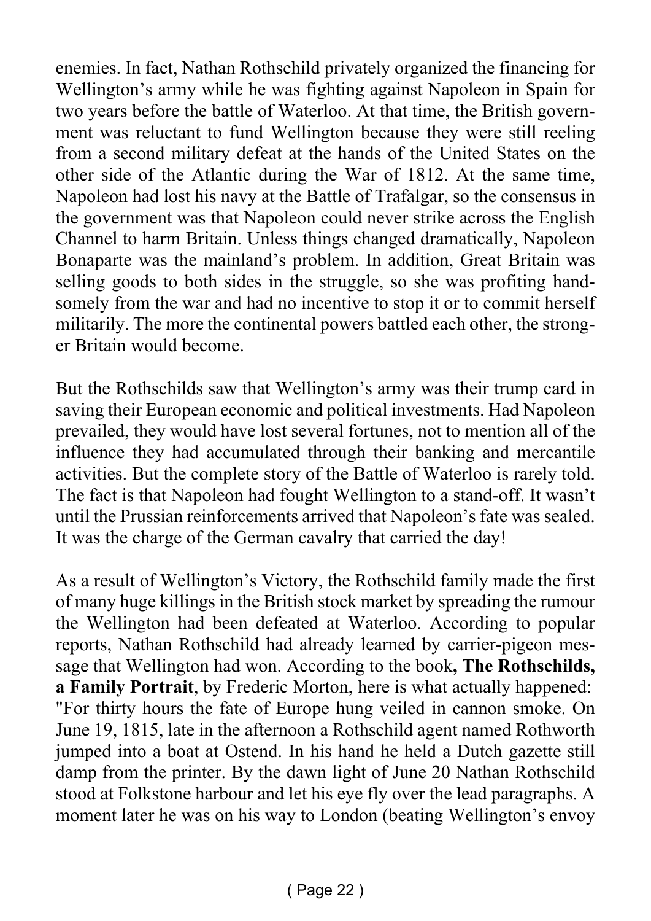enemies. In fact, Nathan Rothschild privately organized the financing for Wellington's army while he was fighting against Napoleon in Spain for two years before the battle of Waterloo. At that time, the British government was reluctant to fund Wellington because they were still reeling from a second military defeat at the hands of the United States on the other side of the Atlantic during the War of 1812. At the same time, Napoleon had lost his navy at the Battle of Trafalgar, so the consensus in the government was that Napoleon could never strike across the English Channel to harm Britain. Unless things changed dramatically, Napoleon Bonaparte was the mainland's problem. In addition, Great Britain was selling goods to both sides in the struggle, so she was profiting handsomely from the war and had no incentive to stop it or to commit herself militarily. The more the continental powers battled each other, the stronger Britain would become.

But the Rothschilds saw that Wellington's army was their trump card in saving their European economic and political investments. Had Napoleon prevailed, they would have lost several fortunes, not to mention all of the influence they had accumulated through their banking and mercantile activities. But the complete story of the Battle of Waterloo is rarely told. The fact is that Napoleon had fought Wellington to a stand-off. It wasn't until the Prussian reinforcements arrived that Napoleon's fate was sealed. It was the charge of the German cavalry that carried the day!

As a result of Wellington's Victory, the Rothschild family made the first of many huge killings in the British stock market by spreading the rumour the Wellington had been defeated at Waterloo. According to popular reports, Nathan Rothschild had already learned by carrier-pigeon message that Wellington had won. According to the book**, The Rothschilds, a Family Portrait**, by Frederic Morton, here is what actually happened: "For thirty hours the fate of Europe hung veiled in cannon smoke. On June 19, 1815, late in the afternoon a Rothschild agent named Rothworth jumped into a boat at Ostend. In his hand he held a Dutch gazette still damp from the printer. By the dawn light of June 20 Nathan Rothschild stood at Folkstone harbour and let his eye fly over the lead paragraphs. A moment later he was on his way to London (beating Wellington's envoy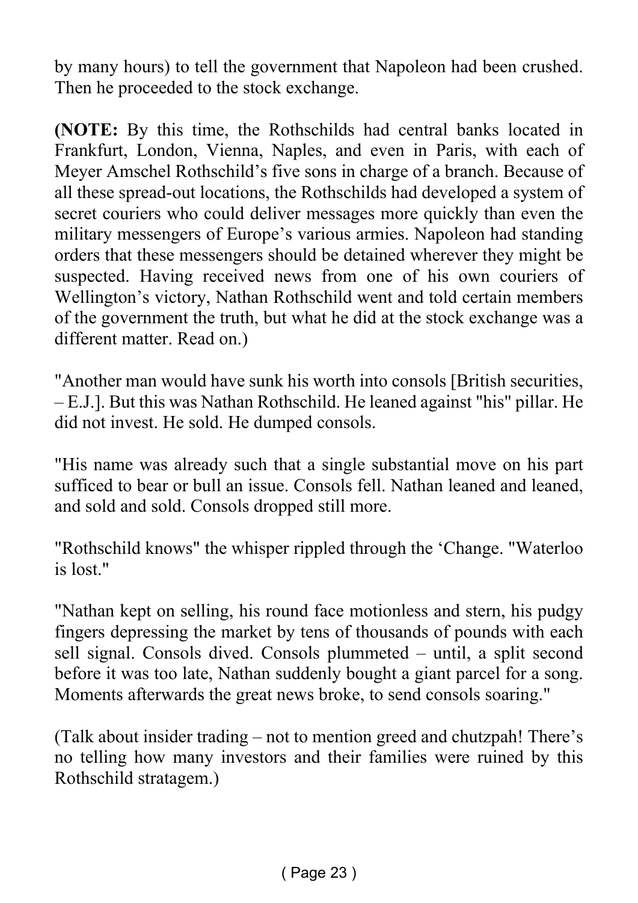by many hours) to tell the government that Napoleon had been crushed. Then he proceeded to the stock exchange.

**(NOTE:** By this time, the Rothschilds had central banks located in Frankfurt, London, Vienna, Naples, and even in Paris, with each of Meyer Amschel Rothschild's five sons in charge of a branch. Because of all these spread-out locations, the Rothschilds had developed a system of secret couriers who could deliver messages more quickly than even the military messengers of Europe's various armies. Napoleon had standing orders that these messengers should be detained wherever they might be suspected. Having received news from one of his own couriers of Wellington's victory, Nathan Rothschild went and told certain members of the government the truth, but what he did at the stock exchange was a different matter. Read on.)

"Another man would have sunk his worth into consols [British securities, – E.J.]. But this was Nathan Rothschild. He leaned against "his" pillar. He did not invest. He sold. He dumped consols.

"His name was already such that a single substantial move on his part sufficed to bear or bull an issue. Consols fell. Nathan leaned and leaned, and sold and sold. Consols dropped still more.

"Rothschild knows" the whisper rippled through the 'Change. "Waterloo is lost."

"Nathan kept on selling, his round face motionless and stern, his pudgy fingers depressing the market by tens of thousands of pounds with each sell signal. Consols dived. Consols plummeted – until, a split second before it was too late, Nathan suddenly bought a giant parcel for a song. Moments afterwards the great news broke, to send consols soaring."

(Talk about insider trading – not to mention greed and chutzpah! There's no telling how many investors and their families were ruined by this Rothschild stratagem.)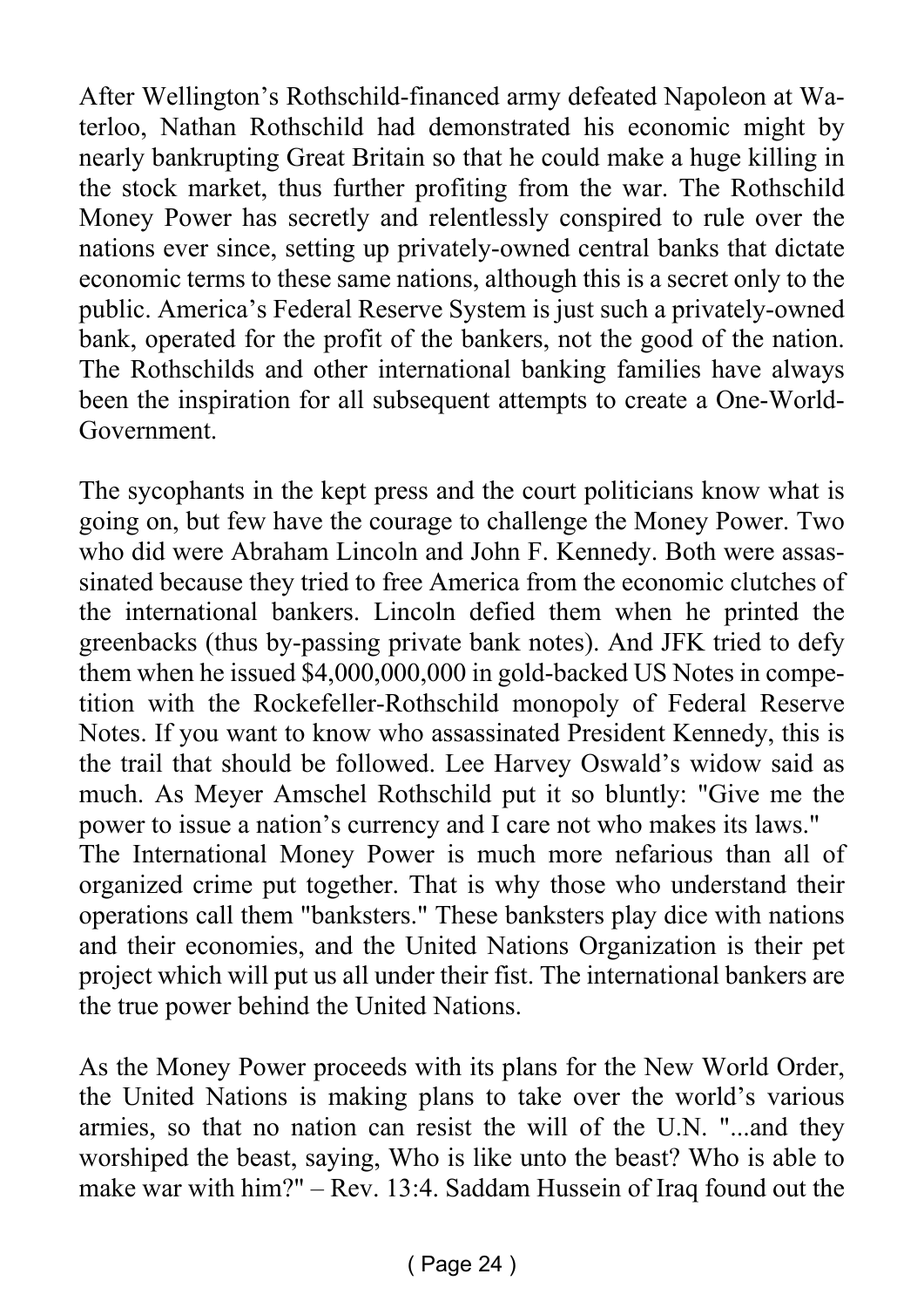After Wellington's Rothschild-financed army defeated Napoleon at Waterloo, Nathan Rothschild had demonstrated his economic might by nearly bankrupting Great Britain so that he could make a huge killing in the stock market, thus further profiting from the war. The Rothschild Money Power has secretly and relentlessly conspired to rule over the nations ever since, setting up privately-owned central banks that dictate economic terms to these same nations, although this is a secret only to the public. America's Federal Reserve System is just such a privately-owned bank, operated for the profit of the bankers, not the good of the nation. The Rothschilds and other international banking families have always been the inspiration for all subsequent attempts to create a One-World-Government.

The sycophants in the kept press and the court politicians know what is going on, but few have the courage to challenge the Money Power. Two who did were Abraham Lincoln and John F. Kennedy. Both were assassinated because they tried to free America from the economic clutches of the international bankers. Lincoln defied them when he printed the greenbacks (thus by-passing private bank notes). And JFK tried to defy them when he issued $4,000,000,000 in gold-backed US Notes in competition with the Rockefeller-Rothschild monopoly of Federal Reserve Notes. If you want to know who assassinated President Kennedy, this is the trail that should be followed. Lee Harvey Oswald's widow said as much. As Meyer Amschel Rothschild put it so bluntly: "Give me the power to issue a nation's currency and I care not who makes its laws."
The International Money Power is much more nefarious than all of organized crime put together. That is why those who understand their operations call them "banksters." These banksters play dice with nations and their economies, and the United Nations Organization is their pet project which will put us all under their fist. The international bankers are the true power behind the United Nations.

As the Money Power proceeds with its plans for the New World Order, the United Nations is making plans to take over the world's various armies, so that no nation can resist the will of the U.N. "...and they worshiped the beast, saying, Who is like unto the beast? Who is able to make war with him?" – Rev. 13:4. Saddam Hussein of Iraq found out the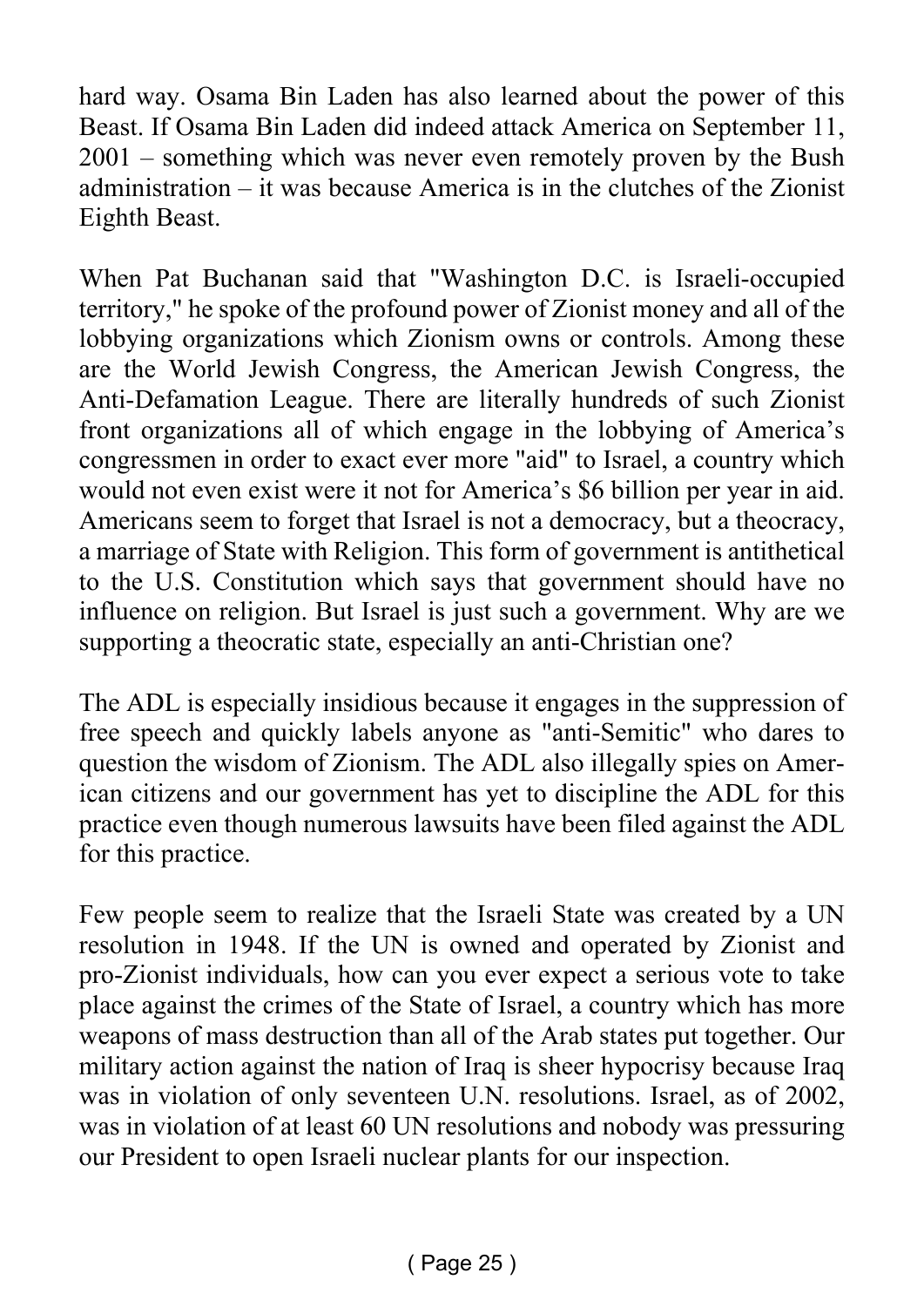hard way. Osama Bin Laden has also learned about the power of this Beast. If Osama Bin Laden did indeed attack America on September 11, 2001 – something which was never even remotely proven by the Bush administration – it was because America is in the clutches of the Zionist Eighth Beast.

When Pat Buchanan said that "Washington D.C. is Israeli-occupied territory," he spoke of the profound power of Zionist money and all of the lobbying organizations which Zionism owns or controls. Among these are the World Jewish Congress, the American Jewish Congress, the Anti-Defamation League. There are literally hundreds of such Zionist front organizations all of which engage in the lobbying of America's congressmen in order to exact ever more "aid" to Israel, a country which would not even exist were it not for America's $6 billion per year in aid. Americans seem to forget that Israel is not a democracy, but a theocracy, a marriage of State with Religion. This form of government is antithetical to the U.S. Constitution which says that government should have no influence on religion. But Israel is just such a government. Why are we supporting a theocratic state, especially an anti-Christian one?

The ADL is especially insidious because it engages in the suppression of free speech and quickly labels anyone as "anti-Semitic" who dares to question the wisdom of Zionism. The ADL also illegally spies on American citizens and our government has yet to discipline the ADL for this practice even though numerous lawsuits have been filed against the ADL for this practice.

Few people seem to realize that the Israeli State was created by a UN resolution in 1948. If the UN is owned and operated by Zionist and pro-Zionist individuals, how can you ever expect a serious vote to take place against the crimes of the State of Israel, a country which has more weapons of mass destruction than all of the Arab states put together. Our military action against the nation of Iraq is sheer hypocrisy because Iraq was in violation of only seventeen U.N. resolutions. Israel, as of 2002, was in violation of at least 60 UN resolutions and nobody was pressuring our President to open Israeli nuclear plants for our inspection.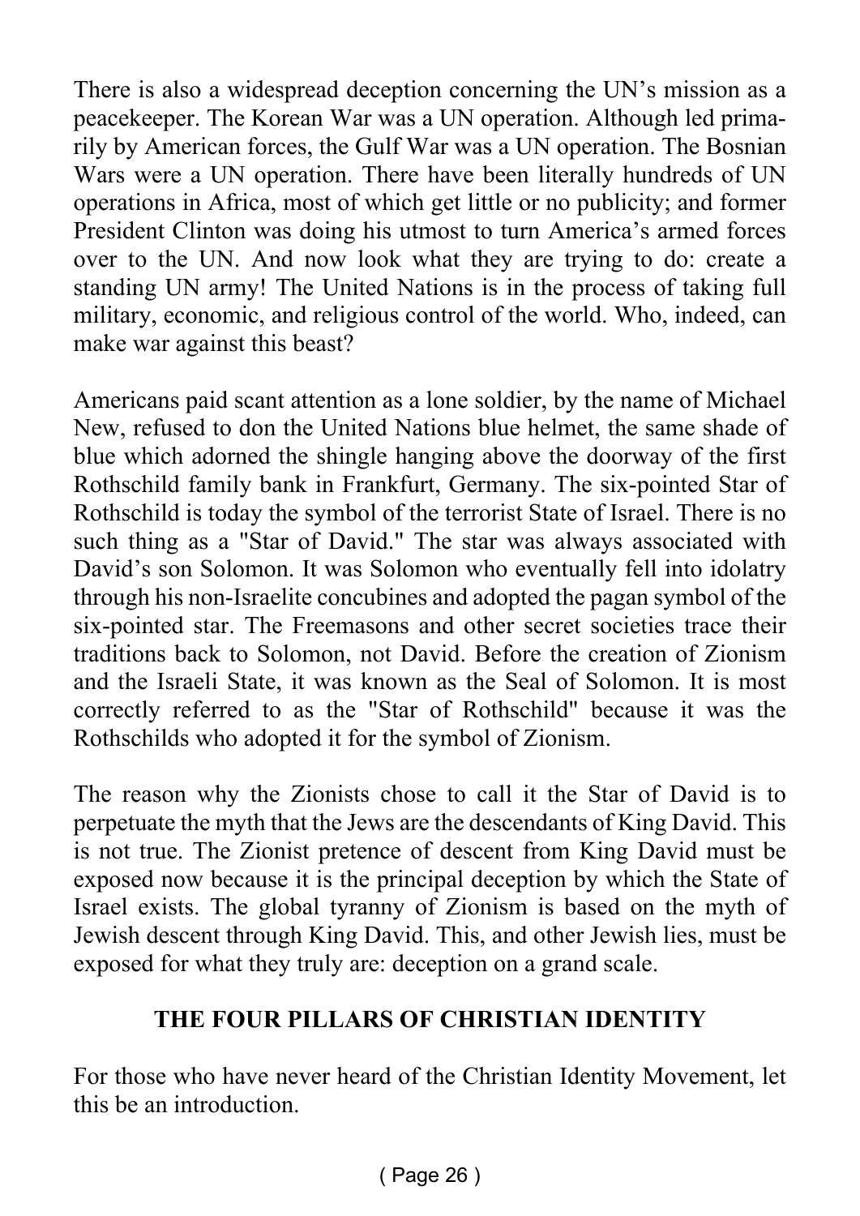There is also a widespread deception concerning the UN's mission as a peacekeeper. The Korean War was a UN operation. Although led primarily by American forces, the Gulf War was a UN operation. The Bosnian Wars were a UN operation. There have been literally hundreds of UN operations in Africa, most of which get little or no publicity; and former President Clinton was doing his utmost to turn America's armed forces over to the UN. And now look what they are trying to do: create a standing UN army! The United Nations is in the process of taking full military, economic, and religious control of the world. Who, indeed, can make war against this beast?

Americans paid scant attention as a lone soldier, by the name of Michael New, refused to don the United Nations blue helmet, the same shade of blue which adorned the shingle hanging above the doorway of the first Rothschild family bank in Frankfurt, Germany. The six-pointed Star of Rothschild is today the symbol of the terrorist State of Israel. There is no such thing as a "Star of David." The star was always associated with David's son Solomon. It was Solomon who eventually fell into idolatry through his non-Israelite concubines and adopted the pagan symbol of the six-pointed star. The Freemasons and other secret societies trace their traditions back to Solomon, not David. Before the creation of Zionism and the Israeli State, it was known as the Seal of Solomon. It is most correctly referred to as the "Star of Rothschild" because it was the Rothschilds who adopted it for the symbol of Zionism.

The reason why the Zionists chose to call it the Star of David is to perpetuate the myth that the Jews are the descendants of King David. This is not true. The Zionist pretence of descent from King David must be exposed now because it is the principal deception by which the State of Israel exists. The global tyranny of Zionism is based on the myth of Jewish descent through King David. This, and other Jewish lies, must be exposed for what they truly are: deception on a grand scale.

## THE FOUR PILLARS OF CHRISTIAN IDENTITY

For those who have never heard of the Christian Identity Movement, let this be an introduction.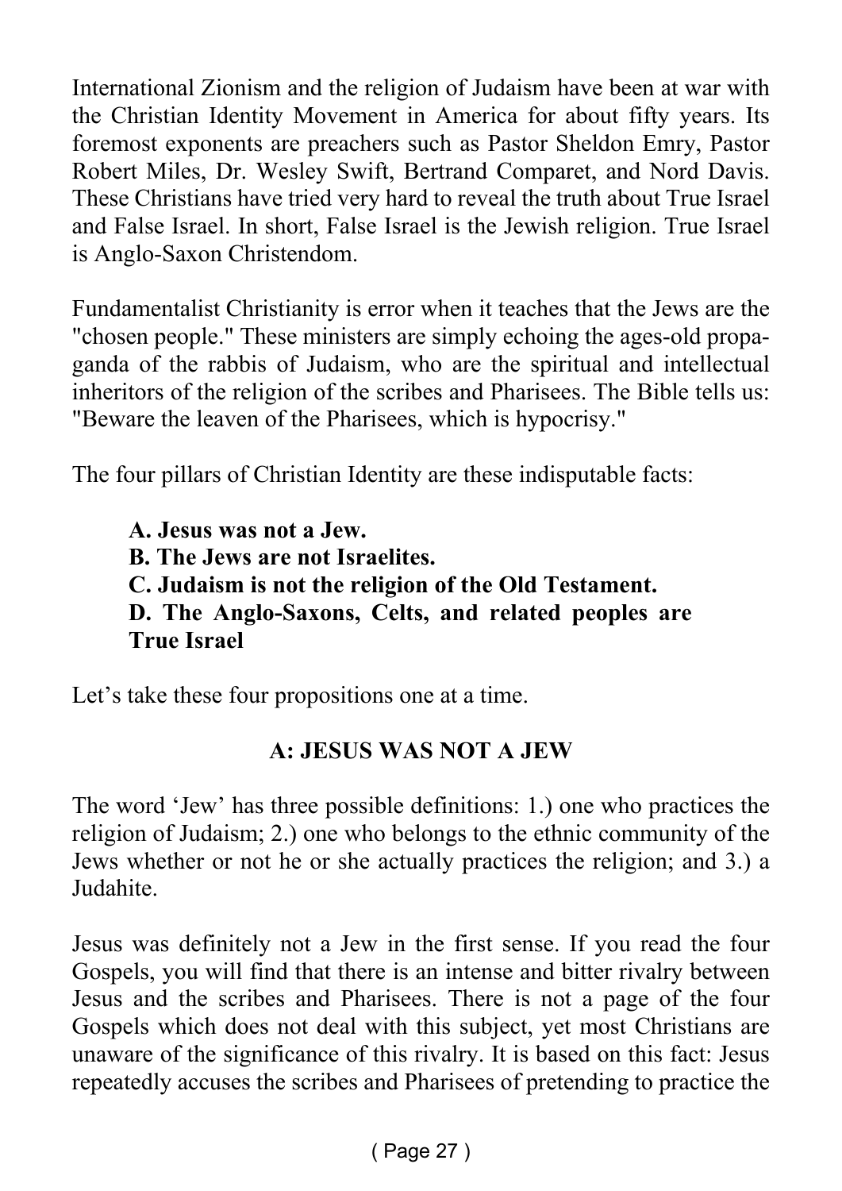International Zionism and the religion of Judaism have been at war with the Christian Identity Movement in America for about fifty years. Its foremost exponents are preachers such as Pastor Sheldon Emry, Pastor Robert Miles, Dr. Wesley Swift, Bertrand Comparet, and Nord Davis. These Christians have tried very hard to reveal the truth about True Israel and False Israel. In short, False Israel is the Jewish religion. True Israel is Anglo-Saxon Christendom.

Fundamentalist Christianity is error when it teaches that the Jews are the "chosen people." These ministers are simply echoing the ages-old propaganda of the rabbis of Judaism, who are the spiritual and intellectual inheritors of the religion of the scribes and Pharisees. The Bible tells us: "Beware the leaven of the Pharisees, which is hypocrisy."

The four pillars of Christian Identity are these indisputable facts:

> **A. Jesus was not a Jew.**
> **B. The Jews are not Israelites.**
> **C. Judaism is not the religion of the Old Testament.**
> **D. The Anglo-Saxons, Celts, and related peoples are True Israel**

Let's take these four propositions one at a time.

## A: JESUS WAS NOT A JEW

The word 'Jew' has three possible definitions: 1.) one who practices the religion of Judaism; 2.) one who belongs to the ethnic community of the Jews whether or not he or she actually practices the religion; and 3.) a Judahite.

Jesus was definitely not a Jew in the first sense. If you read the four Gospels, you will find that there is an intense and bitter rivalry between Jesus and the scribes and Pharisees. There is not a page of the four Gospels which does not deal with this subject, yet most Christians are unaware of the significance of this rivalry. It is based on this fact: Jesus repeatedly accuses the scribes and Pharisees of pretending to practice the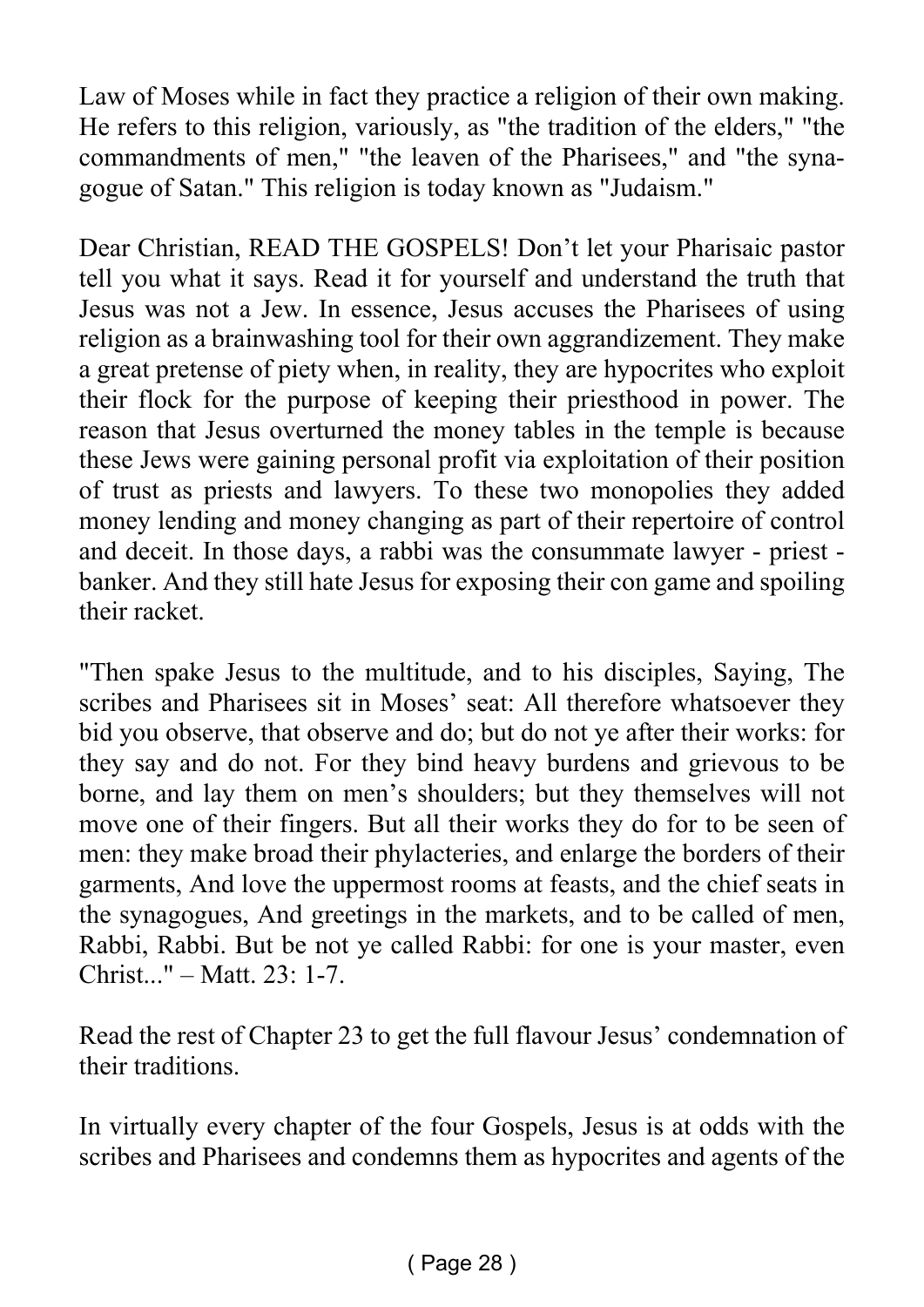Law of Moses while in fact they practice a religion of their own making. He refers to this religion, variously, as "the tradition of the elders," "the commandments of men," "the leaven of the Pharisees," and "the synagogue of Satan." This religion is today known as "Judaism."

Dear Christian, READ THE GOSPELS! Don't let your Pharisaic pastor tell you what it says. Read it for yourself and understand the truth that Jesus was not a Jew. In essence, Jesus accuses the Pharisees of using religion as a brainwashing tool for their own aggrandizement. They make a great pretense of piety when, in reality, they are hypocrites who exploit their flock for the purpose of keeping their priesthood in power. The reason that Jesus overturned the money tables in the temple is because these Jews were gaining personal profit via exploitation of their position of trust as priests and lawyers. To these two monopolies they added money lending and money changing as part of their repertoire of control and deceit. In those days, a rabbi was the consummate lawyer - priest - banker. And they still hate Jesus for exposing their con game and spoiling their racket.

"Then spake Jesus to the multitude, and to his disciples, Saying, The scribes and Pharisees sit in Moses' seat: All therefore whatsoever they bid you observe, that observe and do; but do not ye after their works: for they say and do not. For they bind heavy burdens and grievous to be borne, and lay them on men's shoulders; but they themselves will not move one of their fingers. But all their works they do for to be seen of men: they make broad their phylacteries, and enlarge the borders of their garments, And love the uppermost rooms at feasts, and the chief seats in the synagogues, And greetings in the markets, and to be called of men, Rabbi, Rabbi. But be not ye called Rabbi: for one is your master, even Christ..." – Matt. 23: 1-7.

Read the rest of Chapter 23 to get the full flavour Jesus' condemnation of their traditions.

In virtually every chapter of the four Gospels, Jesus is at odds with the scribes and Pharisees and condemns them as hypocrites and agents of the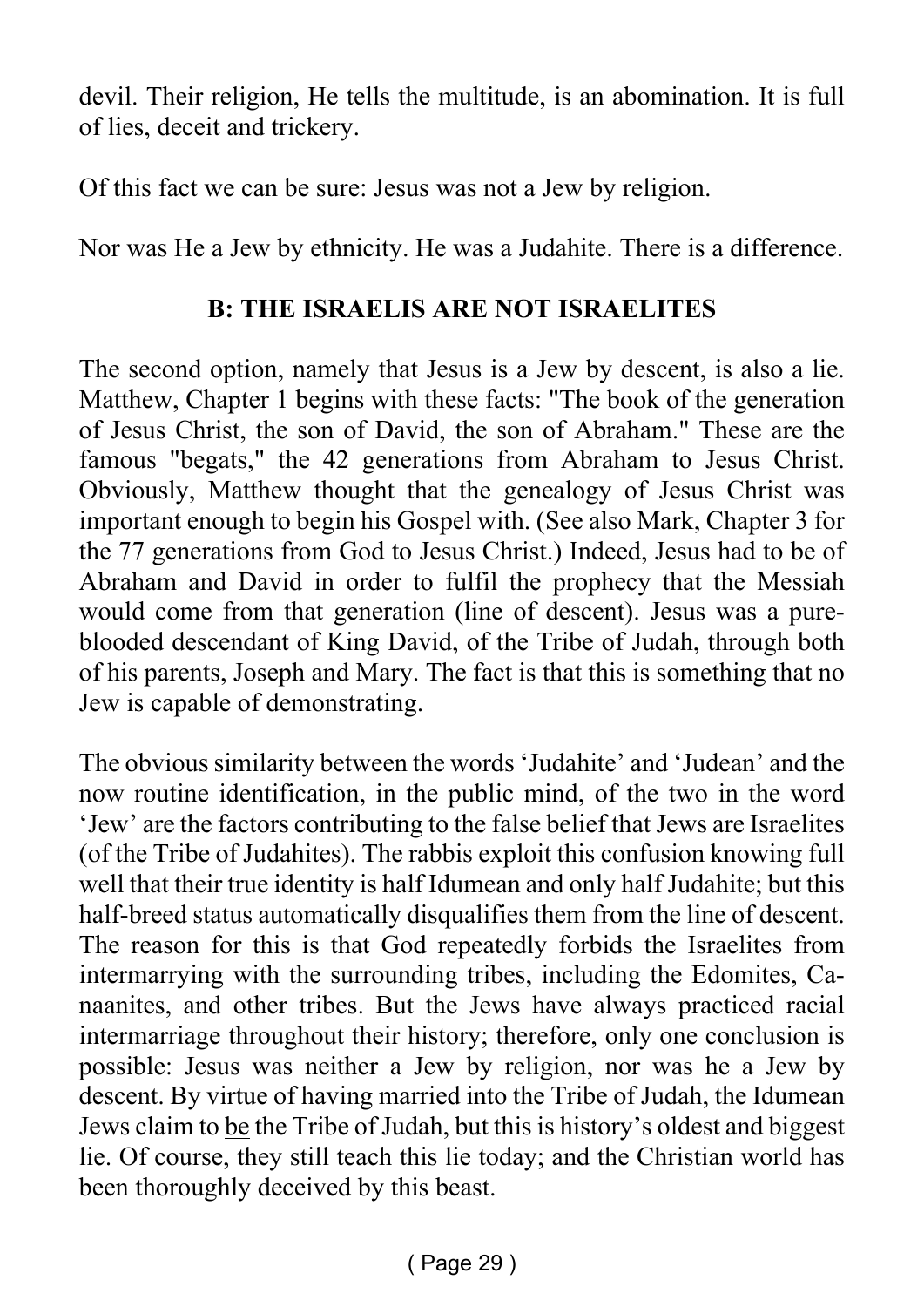devil. Their religion, He tells the multitude, is an abomination. It is full of lies, deceit and trickery.

Of this fact we can be sure: Jesus was not a Jew by religion.

Nor was He a Jew by ethnicity. He was a Judahite. There is a difference.

## B: THE ISRAELIS ARE NOT ISRAELITES

The second option, namely that Jesus is a Jew by descent, is also a lie. Matthew, Chapter 1 begins with these facts: "The book of the generation of Jesus Christ, the son of David, the son of Abraham." These are the famous "begats," the 42 generations from Abraham to Jesus Christ. Obviously, Matthew thought that the genealogy of Jesus Christ was important enough to begin his Gospel with. (See also Mark, Chapter 3 for the 77 generations from God to Jesus Christ.) Indeed, Jesus had to be of Abraham and David in order to fulfil the prophecy that the Messiah would come from that generation (line of descent). Jesus was a pure-blooded descendant of King David, of the Tribe of Judah, through both of his parents, Joseph and Mary. The fact is that this is something that no Jew is capable of demonstrating.

The obvious similarity between the words 'Judahite' and 'Judean' and the now routine identification, in the public mind, of the two in the word 'Jew' are the factors contributing to the false belief that Jews are Israelites (of the Tribe of Judahites). The rabbis exploit this confusion knowing full well that their true identity is half Idumean and only half Judahite; but this half-breed status automatically disqualifies them from the line of descent. The reason for this is that God repeatedly forbids the Israelites from intermarrying with the surrounding tribes, including the Edomites, Canaanites, and other tribes. But the Jews have always practiced racial intermarriage throughout their history; therefore, only one conclusion is possible: Jesus was neither a Jew by religion, nor was he a Jew by descent. By virtue of having married into the Tribe of Judah, the Idumean Jews claim to <u>be</u> the Tribe of Judah, but this is history's oldest and biggest lie. Of course, they still teach this lie today; and the Christian world has been thoroughly deceived by this beast.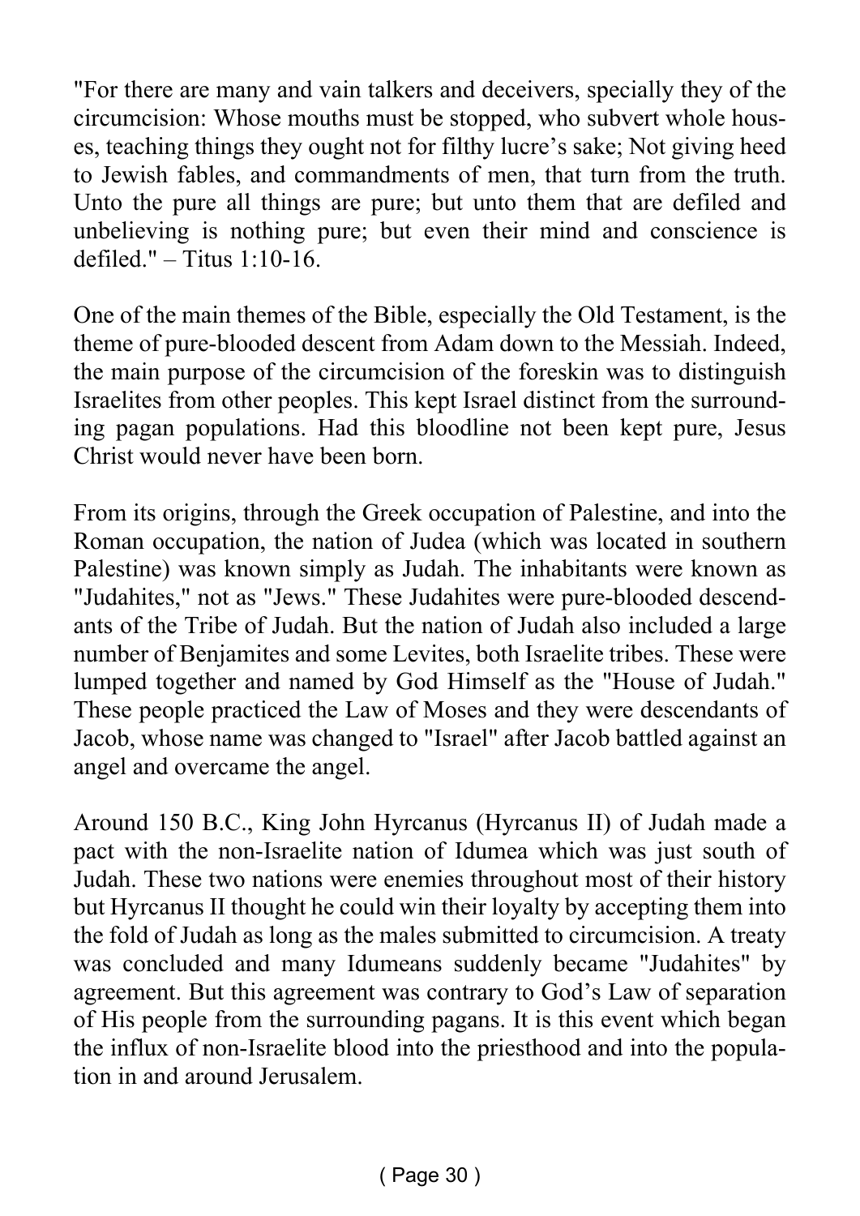"For there are many and vain talkers and deceivers, specially they of the circumcision: Whose mouths must be stopped, who subvert whole houses, teaching things they ought not for filthy lucre's sake; Not giving heed to Jewish fables, and commandments of men, that turn from the truth. Unto the pure all things are pure; but unto them that are defiled and unbelieving is nothing pure; but even their mind and conscience is defiled." – Titus 1:10-16.

One of the main themes of the Bible, especially the Old Testament, is the theme of pure-blooded descent from Adam down to the Messiah. Indeed, the main purpose of the circumcision of the foreskin was to distinguish Israelites from other peoples. This kept Israel distinct from the surrounding pagan populations. Had this bloodline not been kept pure, Jesus Christ would never have been born.

From its origins, through the Greek occupation of Palestine, and into the Roman occupation, the nation of Judea (which was located in southern Palestine) was known simply as Judah. The inhabitants were known as "Judahites," not as "Jews." These Judahites were pure-blooded descendants of the Tribe of Judah. But the nation of Judah also included a large number of Benjamites and some Levites, both Israelite tribes. These were lumped together and named by God Himself as the "House of Judah." These people practiced the Law of Moses and they were descendants of Jacob, whose name was changed to "Israel" after Jacob battled against an angel and overcame the angel.

Around 150 B.C., King John Hyrcanus (Hyrcanus II) of Judah made a pact with the non-Israelite nation of Idumea which was just south of Judah. These two nations were enemies throughout most of their history but Hyrcanus II thought he could win their loyalty by accepting them into the fold of Judah as long as the males submitted to circumcision. A treaty was concluded and many Idumeans suddenly became "Judahites" by agreement. But this agreement was contrary to God's Law of separation of His people from the surrounding pagans. It is this event which began the influx of non-Israelite blood into the priesthood and into the population in and around Jerusalem.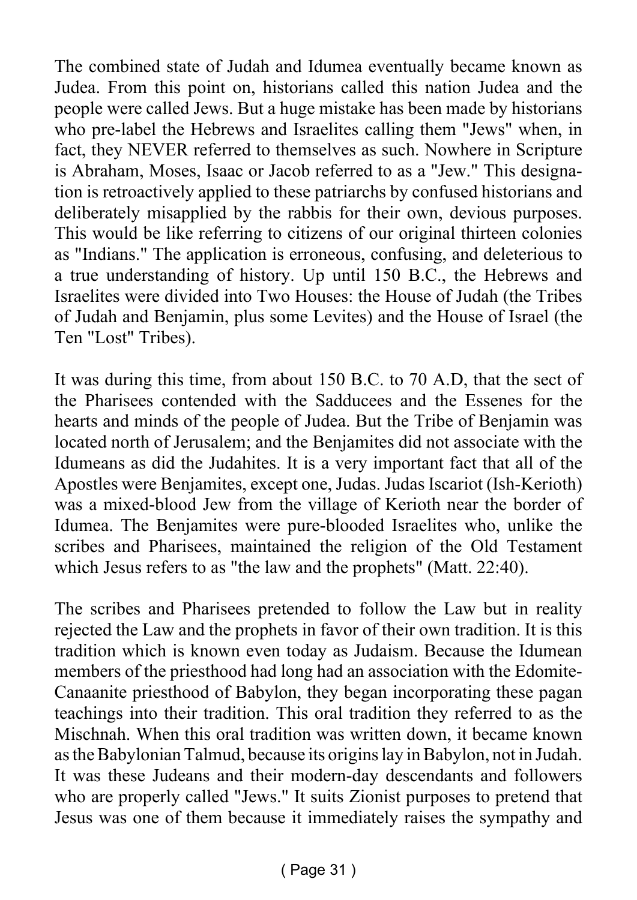The combined state of Judah and Idumea eventually became known as Judea. From this point on, historians called this nation Judea and the people were called Jews. But a huge mistake has been made by historians who pre-label the Hebrews and Israelites calling them "Jews" when, in fact, they NEVER referred to themselves as such. Nowhere in Scripture is Abraham, Moses, Isaac or Jacob referred to as a "Jew." This designation is retroactively applied to these patriarchs by confused historians and deliberately misapplied by the rabbis for their own, devious purposes. This would be like referring to citizens of our original thirteen colonies as "Indians." The application is erroneous, confusing, and deleterious to a true understanding of history. Up until 150 B.C., the Hebrews and Israelites were divided into Two Houses: the House of Judah (the Tribes of Judah and Benjamin, plus some Levites) and the House of Israel (the Ten "Lost" Tribes).

It was during this time, from about 150 B.C. to 70 A.D, that the sect of the Pharisees contended with the Sadducees and the Essenes for the hearts and minds of the people of Judea. But the Tribe of Benjamin was located north of Jerusalem; and the Benjamites did not associate with the Idumeans as did the Judahites. It is a very important fact that all of the Apostles were Benjamites, except one, Judas. Judas Iscariot (Ish-Kerioth) was a mixed-blood Jew from the village of Kerioth near the border of Idumea. The Benjamites were pure-blooded Israelites who, unlike the scribes and Pharisees, maintained the religion of the Old Testament which Jesus refers to as "the law and the prophets" (Matt. 22:40).

The scribes and Pharisees pretended to follow the Law but in reality rejected the Law and the prophets in favor of their own tradition. It is this tradition which is known even today as Judaism. Because the Idumean members of the priesthood had long had an association with the Edomite-Canaanite priesthood of Babylon, they began incorporating these pagan teachings into their tradition. This oral tradition they referred to as the Mischnah. When this oral tradition was written down, it became known as the Babylonian Talmud, because its origins lay in Babylon, not in Judah. It was these Judeans and their modern-day descendants and followers who are properly called "Jews." It suits Zionist purposes to pretend that Jesus was one of them because it immediately raises the sympathy and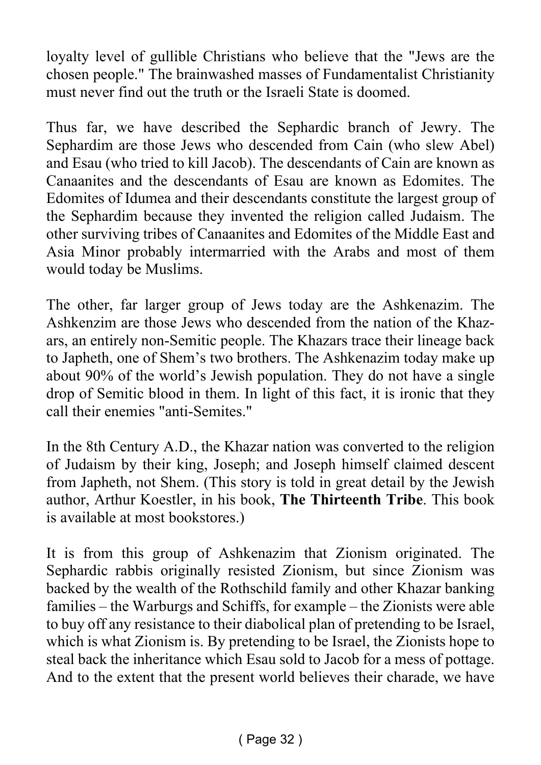loyalty level of gullible Christians who believe that the "Jews are the chosen people." The brainwashed masses of Fundamentalist Christianity must never find out the truth or the Israeli State is doomed.

Thus far, we have described the Sephardic branch of Jewry. The Sephardim are those Jews who descended from Cain (who slew Abel) and Esau (who tried to kill Jacob). The descendants of Cain are known as Canaanites and the descendants of Esau are known as Edomites. The Edomites of Idumea and their descendants constitute the largest group of the Sephardim because they invented the religion called Judaism. The other surviving tribes of Canaanites and Edomites of the Middle East and Asia Minor probably intermarried with the Arabs and most of them would today be Muslims.

The other, far larger group of Jews today are the Ashkenazim. The Ashkenzim are those Jews who descended from the nation of the Khazars, an entirely non-Semitic people. The Khazars trace their lineage back to Japheth, one of Shem's two brothers. The Ashkenazim today make up about 90% of the world's Jewish population. They do not have a single drop of Semitic blood in them. In light of this fact, it is ironic that they call their enemies "anti-Semites."

In the 8th Century A.D., the Khazar nation was converted to the religion of Judaism by their king, Joseph; and Joseph himself claimed descent from Japheth, not Shem. (This story is told in great detail by the Jewish author, Arthur Koestler, in his book, **The Thirteenth Tribe**. This book is available at most bookstores.)

It is from this group of Ashkenazim that Zionism originated. The Sephardic rabbis originally resisted Zionism, but since Zionism was backed by the wealth of the Rothschild family and other Khazar banking families – the Warburgs and Schiffs, for example – the Zionists were able to buy off any resistance to their diabolical plan of pretending to be Israel, which is what Zionism is. By pretending to be Israel, the Zionists hope to steal back the inheritance which Esau sold to Jacob for a mess of pottage. And to the extent that the present world believes their charade, we have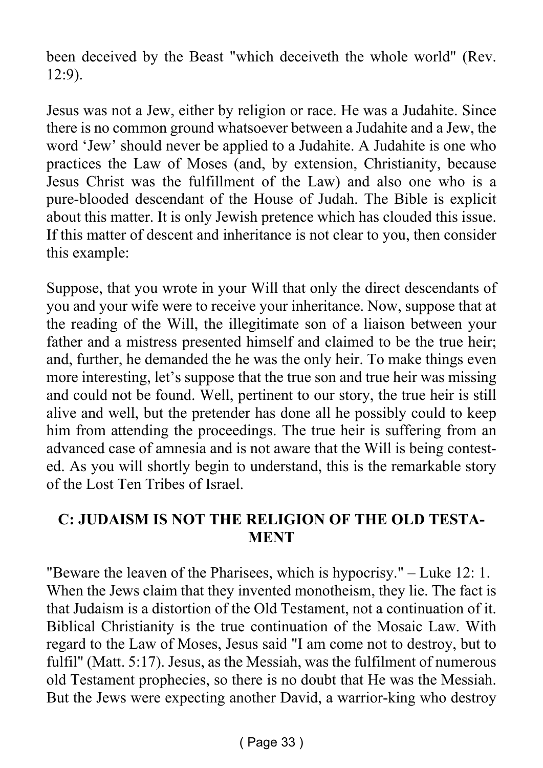been deceived by the Beast "which deceiveth the whole world" (Rev. 12:9).

Jesus was not a Jew, either by religion or race. He was a Judahite. Since there is no common ground whatsoever between a Judahite and a Jew, the word 'Jew' should never be applied to a Judahite. A Judahite is one who practices the Law of Moses (and, by extension, Christianity, because Jesus Christ was the fulfillment of the Law) and also one who is a pure-blooded descendant of the House of Judah. The Bible is explicit about this matter. It is only Jewish pretence which has clouded this issue. If this matter of descent and inheritance is not clear to you, then consider this example:

Suppose, that you wrote in your Will that only the direct descendants of you and your wife were to receive your inheritance. Now, suppose that at the reading of the Will, the illegitimate son of a liaison between your father and a mistress presented himself and claimed to be the true heir; and, further, he demanded the he was the only heir. To make things even more interesting, let's suppose that the true son and true heir was missing and could not be found. Well, pertinent to our story, the true heir is still alive and well, but the pretender has done all he possibly could to keep him from attending the proceedings. The true heir is suffering from an advanced case of amnesia and is not aware that the Will is being contested. As you will shortly begin to understand, this is the remarkable story of the Lost Ten Tribes of Israel.

## C: JUDAISM IS NOT THE RELIGION OF THE OLD TESTAMENT

"Beware the leaven of the Pharisees, which is hypocrisy." – Luke 12: 1. When the Jews claim that they invented monotheism, they lie. The fact is that Judaism is a distortion of the Old Testament, not a continuation of it. Biblical Christianity is the true continuation of the Mosaic Law. With regard to the Law of Moses, Jesus said "I am come not to destroy, but to fulfil" (Matt. 5:17). Jesus, as the Messiah, was the fulfilment of numerous old Testament prophecies, so there is no doubt that He was the Messiah. But the Jews were expecting another David, a warrior-king who destroy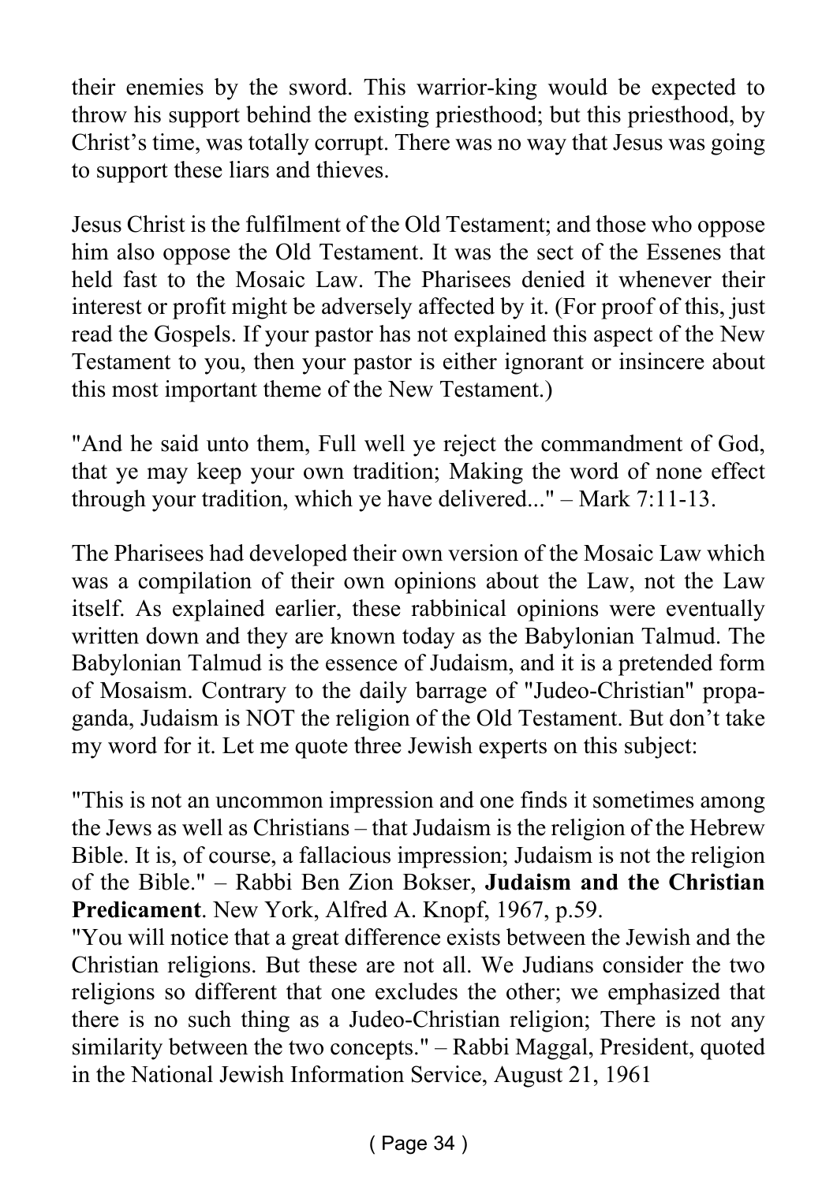their enemies by the sword. This warrior-king would be expected to throw his support behind the existing priesthood; but this priesthood, by Christ's time, was totally corrupt. There was no way that Jesus was going to support these liars and thieves.

Jesus Christ is the fulfilment of the Old Testament; and those who oppose him also oppose the Old Testament. It was the sect of the Essenes that held fast to the Mosaic Law. The Pharisees denied it whenever their interest or profit might be adversely affected by it. (For proof of this, just read the Gospels. If your pastor has not explained this aspect of the New Testament to you, then your pastor is either ignorant or insincere about this most important theme of the New Testament.)

"And he said unto them, Full well ye reject the commandment of God, that ye may keep your own tradition; Making the word of none effect through your tradition, which ye have delivered..." – Mark 7:11-13.

The Pharisees had developed their own version of the Mosaic Law which was a compilation of their own opinions about the Law, not the Law itself. As explained earlier, these rabbinical opinions were eventually written down and they are known today as the Babylonian Talmud. The Babylonian Talmud is the essence of Judaism, and it is a pretended form of Mosaism. Contrary to the daily barrage of "Judeo-Christian" propaganda, Judaism is NOT the religion of the Old Testament. But don't take my word for it. Let me quote three Jewish experts on this subject:

"This is not an uncommon impression and one finds it sometimes among the Jews as well as Christians – that Judaism is the religion of the Hebrew Bible. It is, of course, a fallacious impression; Judaism is not the religion of the Bible." – Rabbi Ben Zion Bokser, **Judaism and the Christian Predicament**. New York, Alfred A. Knopf, 1967, p.59.

"You will notice that a great difference exists between the Jewish and the Christian religions. But these are not all. We Judians consider the two religions so different that one excludes the other; we emphasized that there is no such thing as a Judeo-Christian religion; There is not any similarity between the two concepts." – Rabbi Maggal, President, quoted in the National Jewish Information Service, August 21, 1961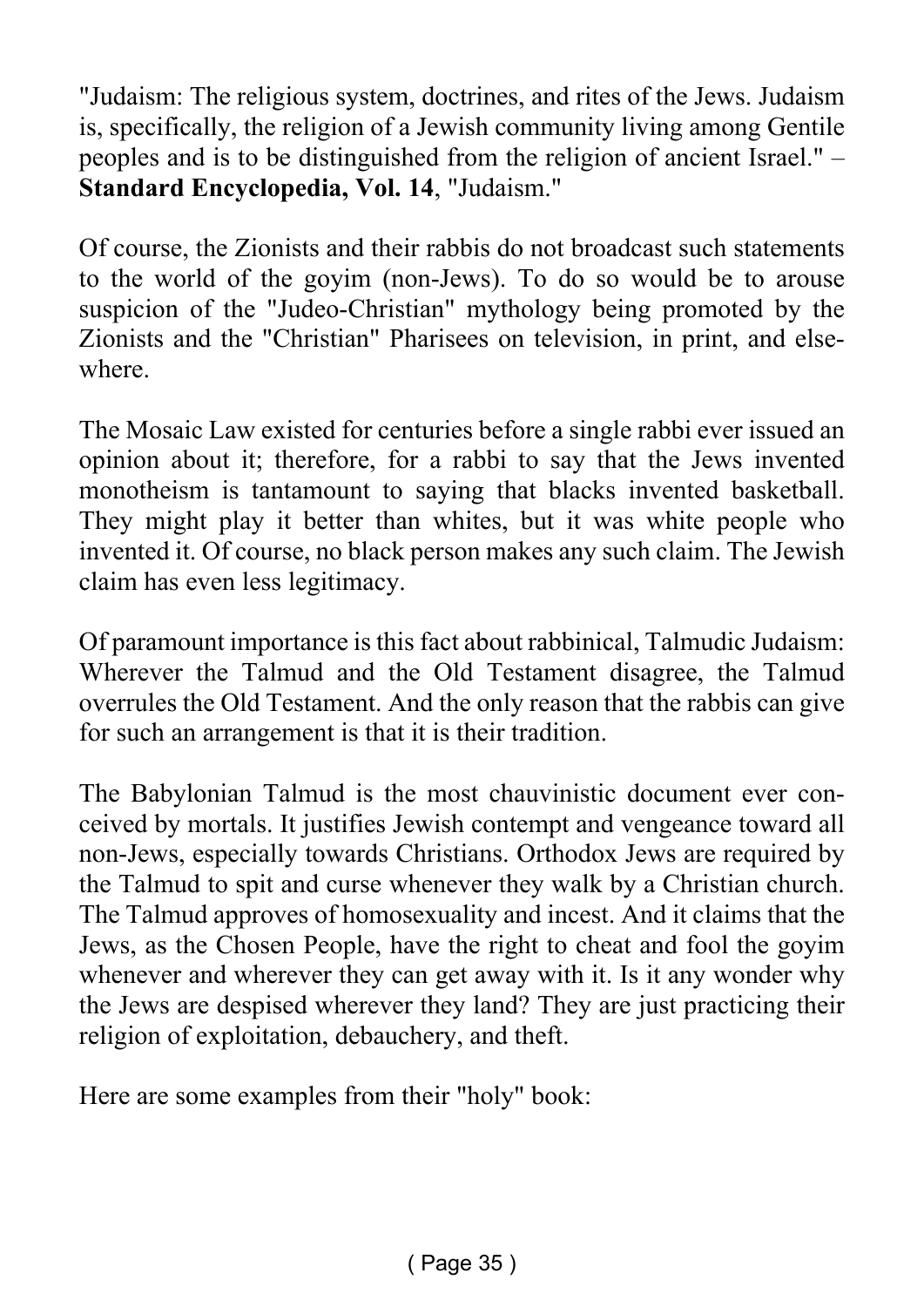"Judaism: The religious system, doctrines, and rites of the Jews. Judaism is, specifically, the religion of a Jewish community living among Gentile peoples and is to be distinguished from the religion of ancient Israel." – **Standard Encyclopedia, Vol. 14**, "Judaism."

Of course, the Zionists and their rabbis do not broadcast such statements to the world of the goyim (non-Jews). To do so would be to arouse suspicion of the "Judeo-Christian" mythology being promoted by the Zionists and the "Christian" Pharisees on television, in print, and elsewhere.

The Mosaic Law existed for centuries before a single rabbi ever issued an opinion about it; therefore, for a rabbi to say that the Jews invented monotheism is tantamount to saying that blacks invented basketball. They might play it better than whites, but it was white people who invented it. Of course, no black person makes any such claim. The Jewish claim has even less legitimacy.

Of paramount importance is this fact about rabbinical, Talmudic Judaism: Wherever the Talmud and the Old Testament disagree, the Talmud overrules the Old Testament. And the only reason that the rabbis can give for such an arrangement is that it is their tradition.

The Babylonian Talmud is the most chauvinistic document ever conceived by mortals. It justifies Jewish contempt and vengeance toward all non-Jews, especially towards Christians. Orthodox Jews are required by the Talmud to spit and curse whenever they walk by a Christian church. The Talmud approves of homosexuality and incest. And it claims that the Jews, as the Chosen People, have the right to cheat and fool the goyim whenever and wherever they can get away with it. Is it any wonder why the Jews are despised wherever they land? They are just practicing their religion of exploitation, debauchery, and theft.

Here are some examples from their "holy" book: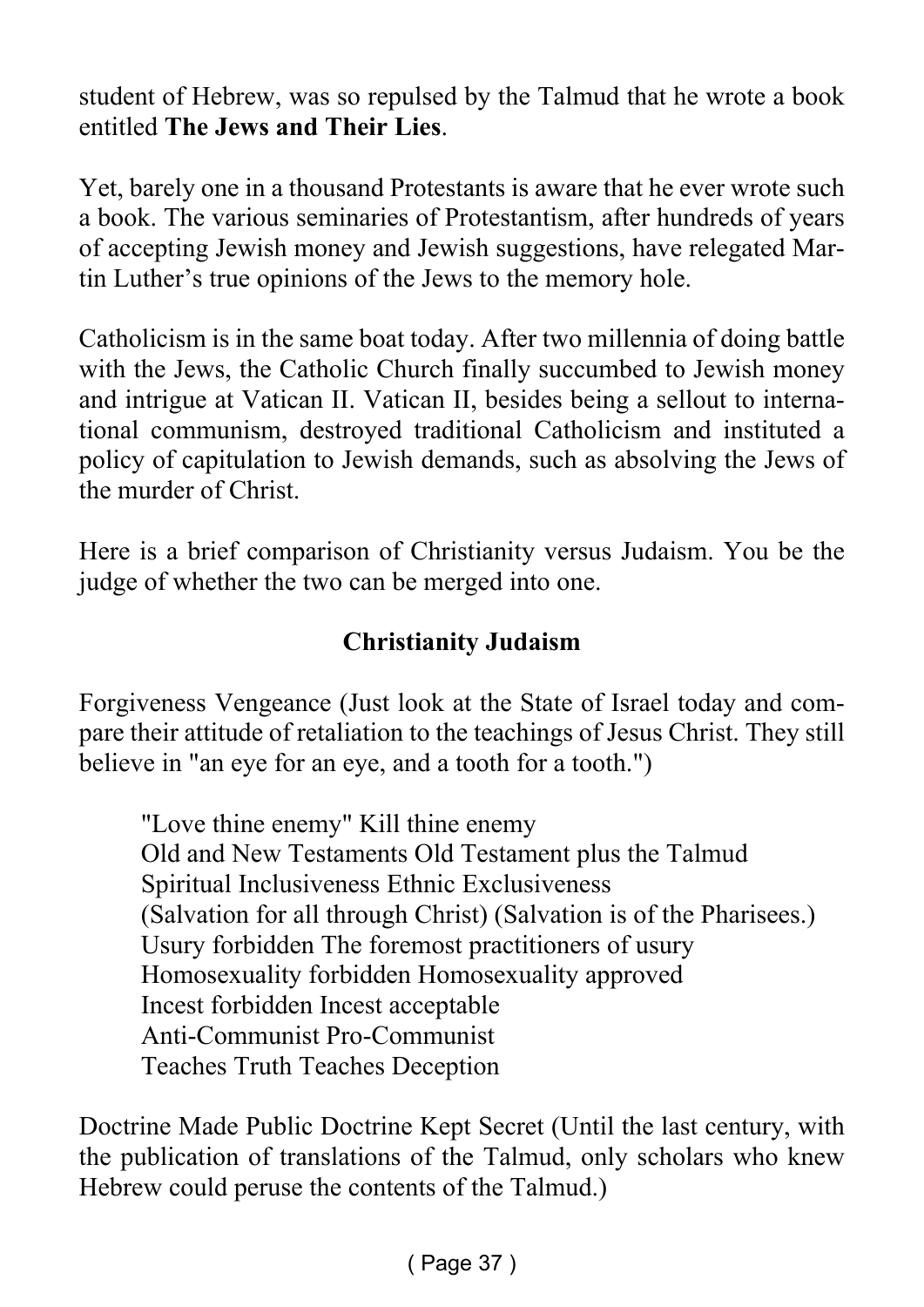student of Hebrew, was so repulsed by the Talmud that he wrote a book entitled **The Jews and Their Lies**.

Yet, barely one in a thousand Protestants is aware that he ever wrote such a book. The various seminaries of Protestantism, after hundreds of years of accepting Jewish money and Jewish suggestions, have relegated Martin Luther's true opinions of the Jews to the memory hole.

Catholicism is in the same boat today. After two millennia of doing battle with the Jews, the Catholic Church finally succumbed to Jewish money and intrigue at Vatican II. Vatican II, besides being a sellout to international communism, destroyed traditional Catholicism and instituted a policy of capitulation to Jewish demands, such as absolving the Jews of the murder of Christ.

Here is a brief comparison of Christianity versus Judaism. You be the judge of whether the two can be merged into one.

| **Christianity** | **Judaism** |
| --- | --- |
| Forgiveness | Vengeance (Just look at the State of Israel today and compare their attitude of retaliation to the teachings of Jesus Christ. They still believe in "an eye for an eye, and a tooth for a tooth.") |
| "Love thine enemy" | Kill thine enemy |
| Old and New Testaments | Old Testament plus the Talmud |
| Spiritual Inclusiveness | Ethnic Exclusiveness |
| (Salvation for all through Christ) | (Salvation is of the Pharisees.) |
| Usury forbidden | The foremost practitioners of usury |
| Homosexuality forbidden | Homosexuality approved |
| Incest forbidden | Incest acceptable |
| Anti-Communist | Pro-Communist |
| Teaches Truth | Teaches Deception |
| Doctrine Made Public | Doctrine Kept Secret (Until the last century, with the publication of translations of the Talmud, only scholars who knew Hebrew could peruse the contents of the Talmud.) |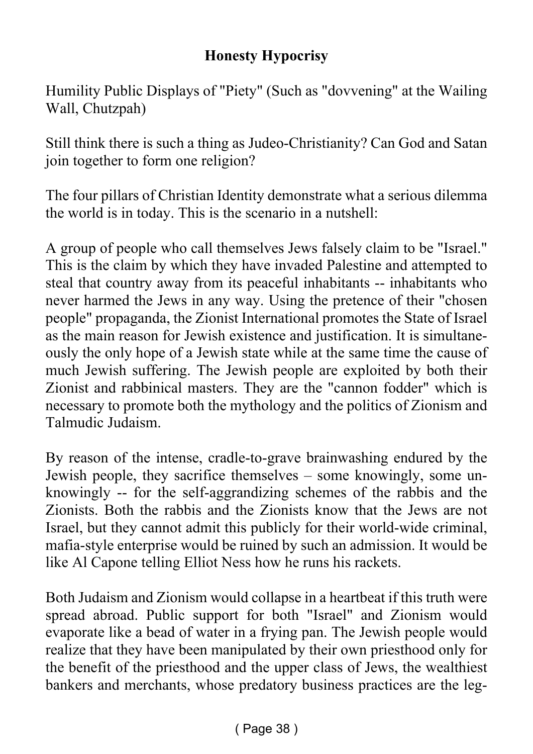**Honesty Hypocrisy**

Humility Public Displays of "Piety" (Such as "dovvening" at the Wailing Wall, Chutzpah)

Still think there is such a thing as Judeo-Christianity? Can God and Satan join together to form one religion?

The four pillars of Christian Identity demonstrate what a serious dilemma the world is in today. This is the scenario in a nutshell:

A group of people who call themselves Jews falsely claim to be "Israel." This is the claim by which they have invaded Palestine and attempted to steal that country away from its peaceful inhabitants -- inhabitants who never harmed the Jews in any way. Using the pretence of their "chosen people" propaganda, the Zionist International promotes the State of Israel as the main reason for Jewish existence and justification. It is simultaneously the only hope of a Jewish state while at the same time the cause of much Jewish suffering. The Jewish people are exploited by both their Zionist and rabbinical masters. They are the "cannon fodder" which is necessary to promote both the mythology and the politics of Zionism and Talmudic Judaism.

By reason of the intense, cradle-to-grave brainwashing endured by the Jewish people, they sacrifice themselves – some knowingly, some unknowingly -- for the self-aggrandizing schemes of the rabbis and the Zionists. Both the rabbis and the Zionists know that the Jews are not Israel, but they cannot admit this publicly for their world-wide criminal, mafia-style enterprise would be ruined by such an admission. It would be like Al Capone telling Elliot Ness how he runs his rackets.

Both Judaism and Zionism would collapse in a heartbeat if this truth were spread abroad. Public support for both "Israel" and Zionism would evaporate like a bead of water in a frying pan. The Jewish people would realize that they have been manipulated by their own priesthood only for the benefit of the priesthood and the upper class of Jews, the wealthiest bankers and merchants, whose predatory business practices are the leg-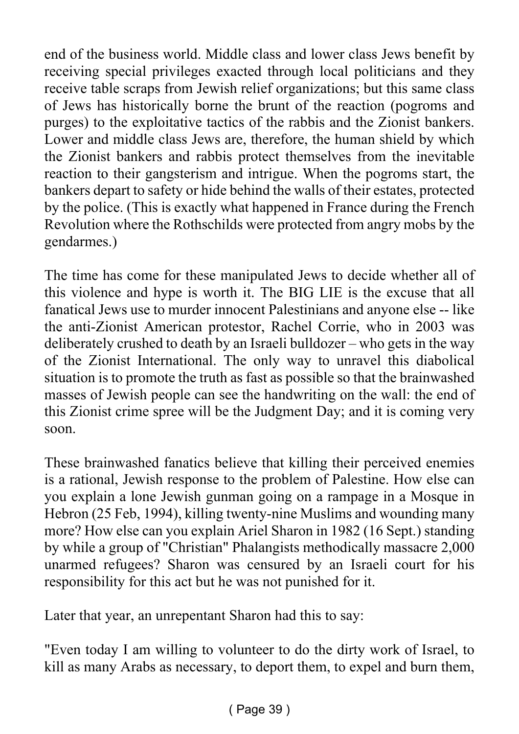end of the business world. Middle class and lower class Jews benefit by receiving special privileges exacted through local politicians and they receive table scraps from Jewish relief organizations; but this same class of Jews has historically borne the brunt of the reaction (pogroms and purges) to the exploitative tactics of the rabbis and the Zionist bankers. Lower and middle class Jews are, therefore, the human shield by which the Zionist bankers and rabbis protect themselves from the inevitable reaction to their gangsterism and intrigue. When the pogroms start, the bankers depart to safety or hide behind the walls of their estates, protected by the police. (This is exactly what happened in France during the French Revolution where the Rothschilds were protected from angry mobs by the gendarmes.)

The time has come for these manipulated Jews to decide whether all of this violence and hype is worth it. The BIG LIE is the excuse that all fanatical Jews use to murder innocent Palestinians and anyone else -- like the anti-Zionist American protestor, Rachel Corrie, who in 2003 was deliberately crushed to death by an Israeli bulldozer – who gets in the way of the Zionist International. The only way to unravel this diabolical situation is to promote the truth as fast as possible so that the brainwashed masses of Jewish people can see the handwriting on the wall: the end of this Zionist crime spree will be the Judgment Day; and it is coming very soon.

These brainwashed fanatics believe that killing their perceived enemies is a rational, Jewish response to the problem of Palestine. How else can you explain a lone Jewish gunman going on a rampage in a Mosque in Hebron (25 Feb, 1994), killing twenty-nine Muslims and wounding many more? How else can you explain Ariel Sharon in 1982 (16 Sept.) standing by while a group of "Christian" Phalangists methodically massacre 2,000 unarmed refugees? Sharon was censured by an Israeli court for his responsibility for this act but he was not punished for it.

Later that year, an unrepentant Sharon had this to say:

"Even today I am willing to volunteer to do the dirty work of Israel, to kill as many Arabs as necessary, to deport them, to expel and burn them,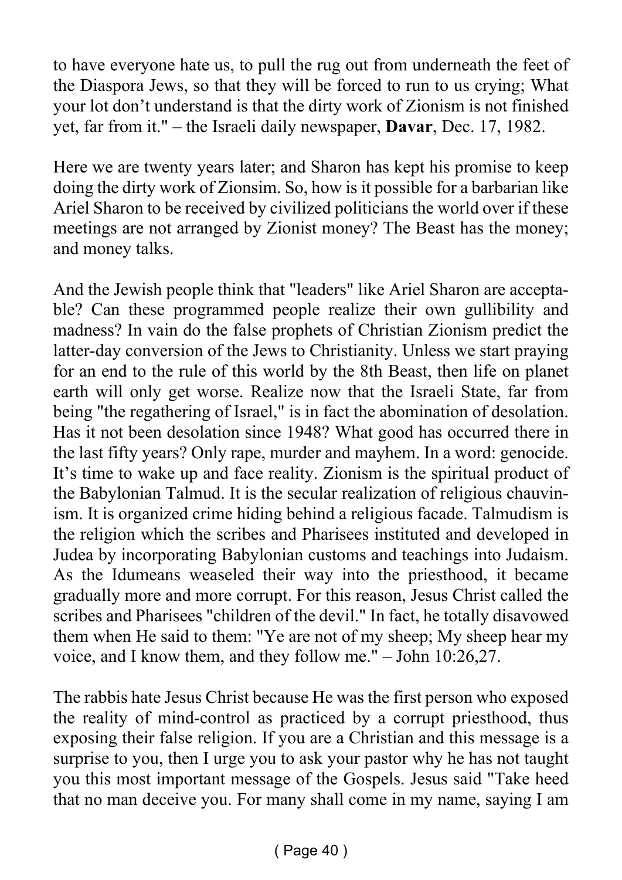to have everyone hate us, to pull the rug out from underneath the feet of the Diaspora Jews, so that they will be forced to run to us crying; What your lot don't understand is that the dirty work of Zionism is not finished yet, far from it." – the Israeli daily newspaper, **Davar**, Dec. 17, 1982.

Here we are twenty years later; and Sharon has kept his promise to keep doing the dirty work of Zionsim. So, how is it possible for a barbarian like Ariel Sharon to be received by civilized politicians the world over if these meetings are not arranged by Zionist money? The Beast has the money; and money talks.

And the Jewish people think that "leaders" like Ariel Sharon are acceptable? Can these programmed people realize their own gullibility and madness? In vain do the false prophets of Christian Zionism predict the latter-day conversion of the Jews to Christianity. Unless we start praying for an end to the rule of this world by the 8th Beast, then life on planet earth will only get worse. Realize now that the Israeli State, far from being "the regathering of Israel," is in fact the abomination of desolation. Has it not been desolation since 1948? What good has occurred there in the last fifty years? Only rape, murder and mayhem. In a word: genocide. It's time to wake up and face reality. Zionism is the spiritual product of the Babylonian Talmud. It is the secular realization of religious chauvinism. It is organized crime hiding behind a religious facade. Talmudism is the religion which the scribes and Pharisees instituted and developed in Judea by incorporating Babylonian customs and teachings into Judaism. As the Idumeans weaseled their way into the priesthood, it became gradually more and more corrupt. For this reason, Jesus Christ called the scribes and Pharisees "children of the devil." In fact, he totally disavowed them when He said to them: "Ye are not of my sheep; My sheep hear my voice, and I know them, and they follow me." – John 10:26,27.

The rabbis hate Jesus Christ because He was the first person who exposed the reality of mind-control as practiced by a corrupt priesthood, thus exposing their false religion. If you are a Christian and this message is a surprise to you, then I urge you to ask your pastor why he has not taught you this most important message of the Gospels. Jesus said "Take heed that no man deceive you. For many shall come in my name, saying I am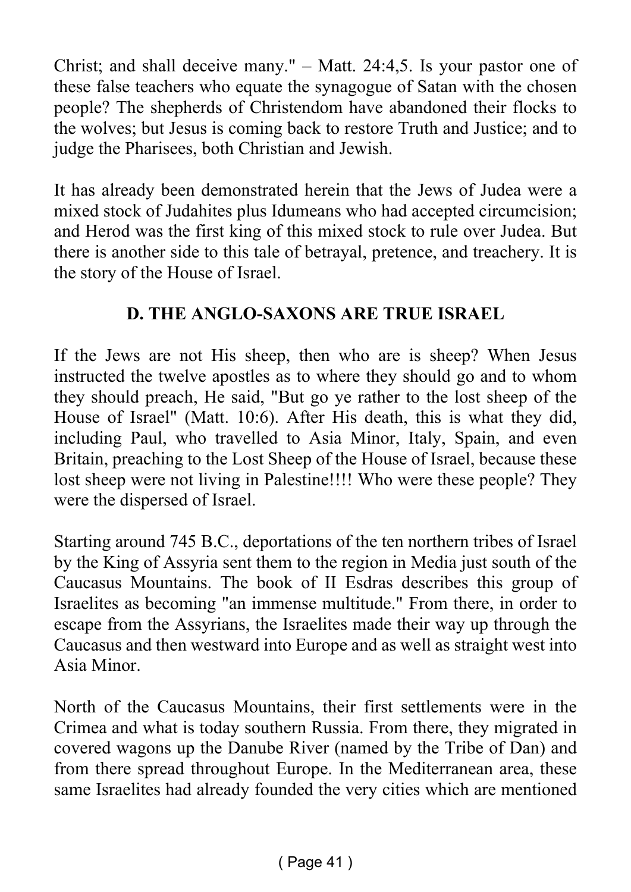Christ; and shall deceive many." – Matt. 24:4,5. Is your pastor one of these false teachers who equate the synagogue of Satan with the chosen people? The shepherds of Christendom have abandoned their flocks to the wolves; but Jesus is coming back to restore Truth and Justice; and to judge the Pharisees, both Christian and Jewish.

It has already been demonstrated herein that the Jews of Judea were a mixed stock of Judahites plus Idumeans who had accepted circumcision; and Herod was the first king of this mixed stock to rule over Judea. But there is another side to this tale of betrayal, pretence, and treachery. It is the story of the House of Israel.

## D. THE ANGLO-SAXONS ARE TRUE ISRAEL

If the Jews are not His sheep, then who are is sheep? When Jesus instructed the twelve apostles as to where they should go and to whom they should preach, He said, "But go ye rather to the lost sheep of the House of Israel" (Matt. 10:6). After His death, this is what they did, including Paul, who travelled to Asia Minor, Italy, Spain, and even Britain, preaching to the Lost Sheep of the House of Israel, because these lost sheep were not living in Palestine!!!! Who were these people? They were the dispersed of Israel.

Starting around 745 B.C., deportations of the ten northern tribes of Israel by the King of Assyria sent them to the region in Media just south of the Caucasus Mountains. The book of II Esdras describes this group of Israelites as becoming "an immense multitude." From there, in order to escape from the Assyrians, the Israelites made their way up through the Caucasus and then westward into Europe and as well as straight west into Asia Minor.

North of the Caucasus Mountains, their first settlements were in the Crimea and what is today southern Russia. From there, they migrated in covered wagons up the Danube River (named by the Tribe of Dan) and from there spread throughout Europe. In the Mediterranean area, these same Israelites had already founded the very cities which are mentioned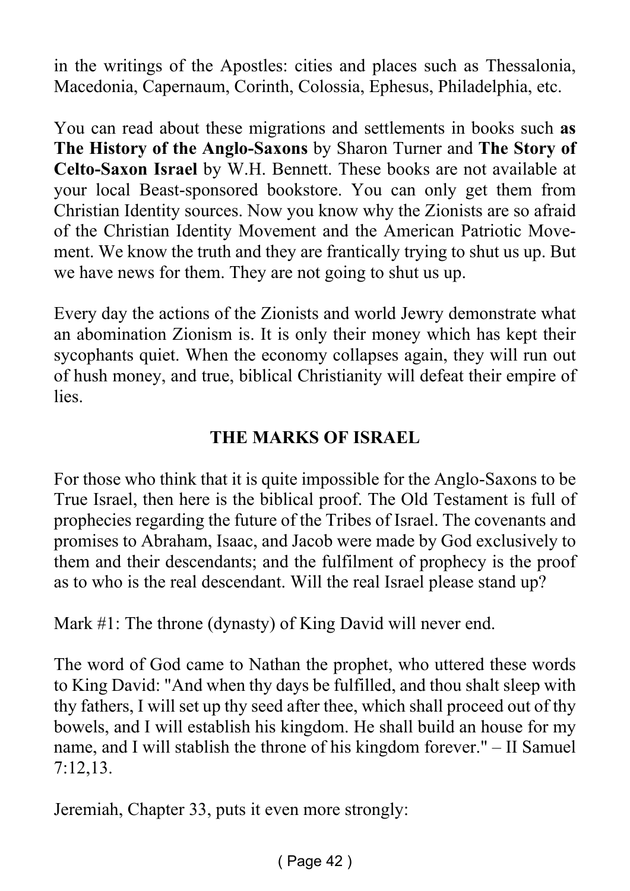in the writings of the Apostles: cities and places such as Thessalonia, Macedonia, Capernaum, Corinth, Colossia, Ephesus, Philadelphia, etc.

You can read about these migrations and settlements in books such **as The History of the Anglo-Saxons** by Sharon Turner and **The Story of Celto-Saxon Israel** by W.H. Bennett. These books are not available at your local Beast-sponsored bookstore. You can only get them from Christian Identity sources. Now you know why the Zionists are so afraid of the Christian Identity Movement and the American Patriotic Movement. We know the truth and they are frantically trying to shut us up. But we have news for them. They are not going to shut us up.

Every day the actions of the Zionists and world Jewry demonstrate what an abomination Zionism is. It is only their money which has kept their sycophants quiet. When the economy collapses again, they will run out of hush money, and true, biblical Christianity will defeat their empire of lies.

## THE MARKS OF ISRAEL

For those who think that it is quite impossible for the Anglo-Saxons to be True Israel, then here is the biblical proof. The Old Testament is full of prophecies regarding the future of the Tribes of Israel. The covenants and promises to Abraham, Isaac, and Jacob were made by God exclusively to them and their descendants; and the fulfilment of prophecy is the proof as to who is the real descendant. Will the real Israel please stand up?

Mark #1: The throne (dynasty) of King David will never end.

The word of God came to Nathan the prophet, who uttered these words to King David: "And when thy days be fulfilled, and thou shalt sleep with thy fathers, I will set up thy seed after thee, which shall proceed out of thy bowels, and I will establish his kingdom. He shall build an house for my name, and I will stablish the throne of his kingdom forever." – II Samuel 7:12,13.

Jeremiah, Chapter 33, puts it even more strongly: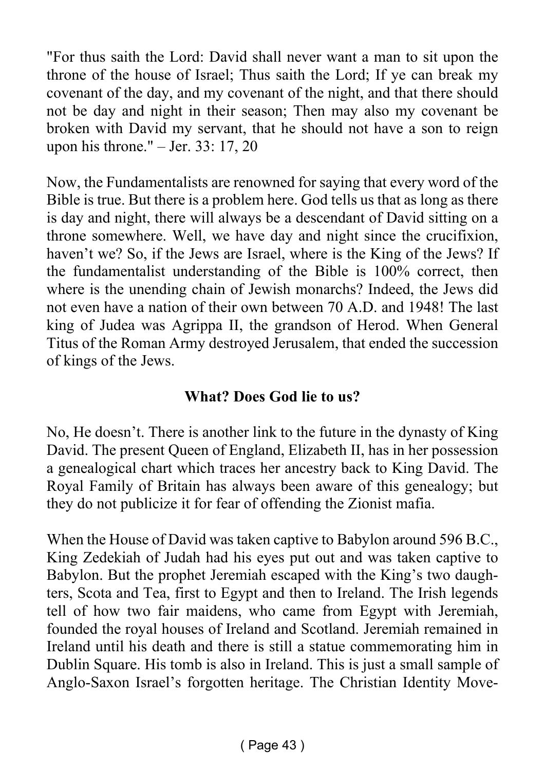"For thus saith the Lord: David shall never want a man to sit upon the throne of the house of Israel; Thus saith the Lord; If ye can break my covenant of the day, and my covenant of the night, and that there should not be day and night in their season; Then may also my covenant be broken with David my servant, that he should not have a son to reign upon his throne." – Jer. 33: 17, 20

Now, the Fundamentalists are renowned for saying that every word of the Bible is true. But there is a problem here. God tells us that as long as there is day and night, there will always be a descendant of David sitting on a throne somewhere. Well, we have day and night since the crucifixion, haven't we? So, if the Jews are Israel, where is the King of the Jews? If the fundamentalist understanding of the Bible is 100% correct, then where is the unending chain of Jewish monarchs? Indeed, the Jews did not even have a nation of their own between 70 A.D. and 1948! The last king of Judea was Agrippa II, the grandson of Herod. When General Titus of the Roman Army destroyed Jerusalem, that ended the succession of kings of the Jews.

**What? Does God lie to us?**

No, He doesn't. There is another link to the future in the dynasty of King David. The present Queen of England, Elizabeth II, has in her possession a genealogical chart which traces her ancestry back to King David. The Royal Family of Britain has always been aware of this genealogy; but they do not publicize it for fear of offending the Zionist mafia.

When the House of David was taken captive to Babylon around 596 B.C., King Zedekiah of Judah had his eyes put out and was taken captive to Babylon. But the prophet Jeremiah escaped with the King's two daughters, Scota and Tea, first to Egypt and then to Ireland. The Irish legends tell of how two fair maidens, who came from Egypt with Jeremiah, founded the royal houses of Ireland and Scotland. Jeremiah remained in Ireland until his death and there is still a statue commemorating him in Dublin Square. His tomb is also in Ireland. This is just a small sample of Anglo-Saxon Israel's forgotten heritage. The Christian Identity Move-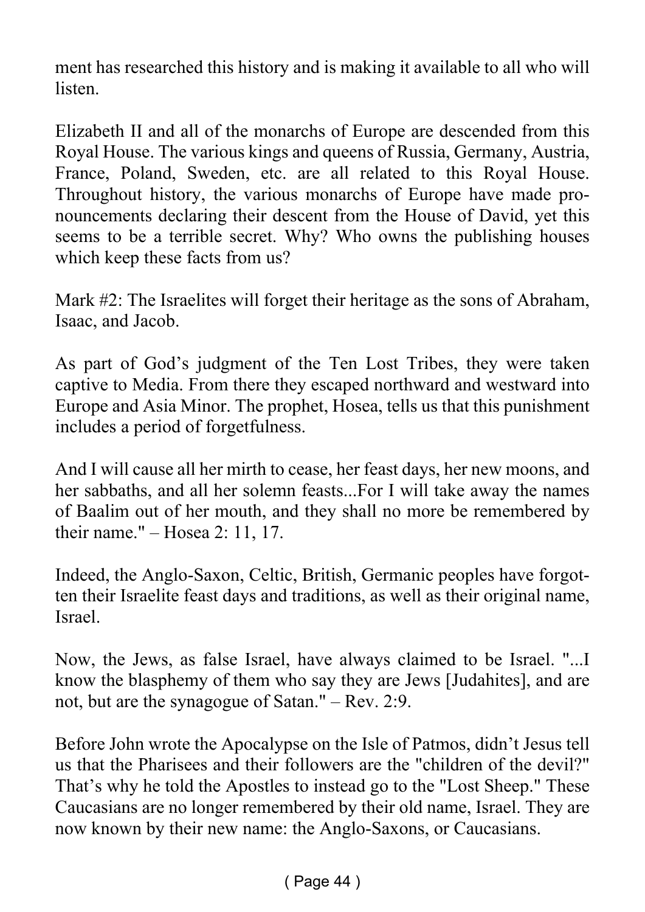ment has researched this history and is making it available to all who will listen.

Elizabeth II and all of the monarchs of Europe are descended from this Royal House. The various kings and queens of Russia, Germany, Austria, France, Poland, Sweden, etc. are all related to this Royal House. Throughout history, the various monarchs of Europe have made pronouncements declaring their descent from the House of David, yet this seems to be a terrible secret. Why? Who owns the publishing houses which keep these facts from us?

Mark #2: The Israelites will forget their heritage as the sons of Abraham, Isaac, and Jacob.

As part of God's judgment of the Ten Lost Tribes, they were taken captive to Media. From there they escaped northward and westward into Europe and Asia Minor. The prophet, Hosea, tells us that this punishment includes a period of forgetfulness.

And I will cause all her mirth to cease, her feast days, her new moons, and her sabbaths, and all her solemn feasts...For I will take away the names of Baalim out of her mouth, and they shall no more be remembered by their name." – Hosea 2: 11, 17.

Indeed, the Anglo-Saxon, Celtic, British, Germanic peoples have forgotten their Israelite feast days and traditions, as well as their original name, Israel.

Now, the Jews, as false Israel, have always claimed to be Israel. "...I know the blasphemy of them who say they are Jews [Judahites], and are not, but are the synagogue of Satan." – Rev. 2:9.

Before John wrote the Apocalypse on the Isle of Patmos, didn't Jesus tell us that the Pharisees and their followers are the "children of the devil?" That's why he told the Apostles to instead go to the "Lost Sheep." These Caucasians are no longer remembered by their old name, Israel. They are now known by their new name: the Anglo-Saxons, or Caucasians.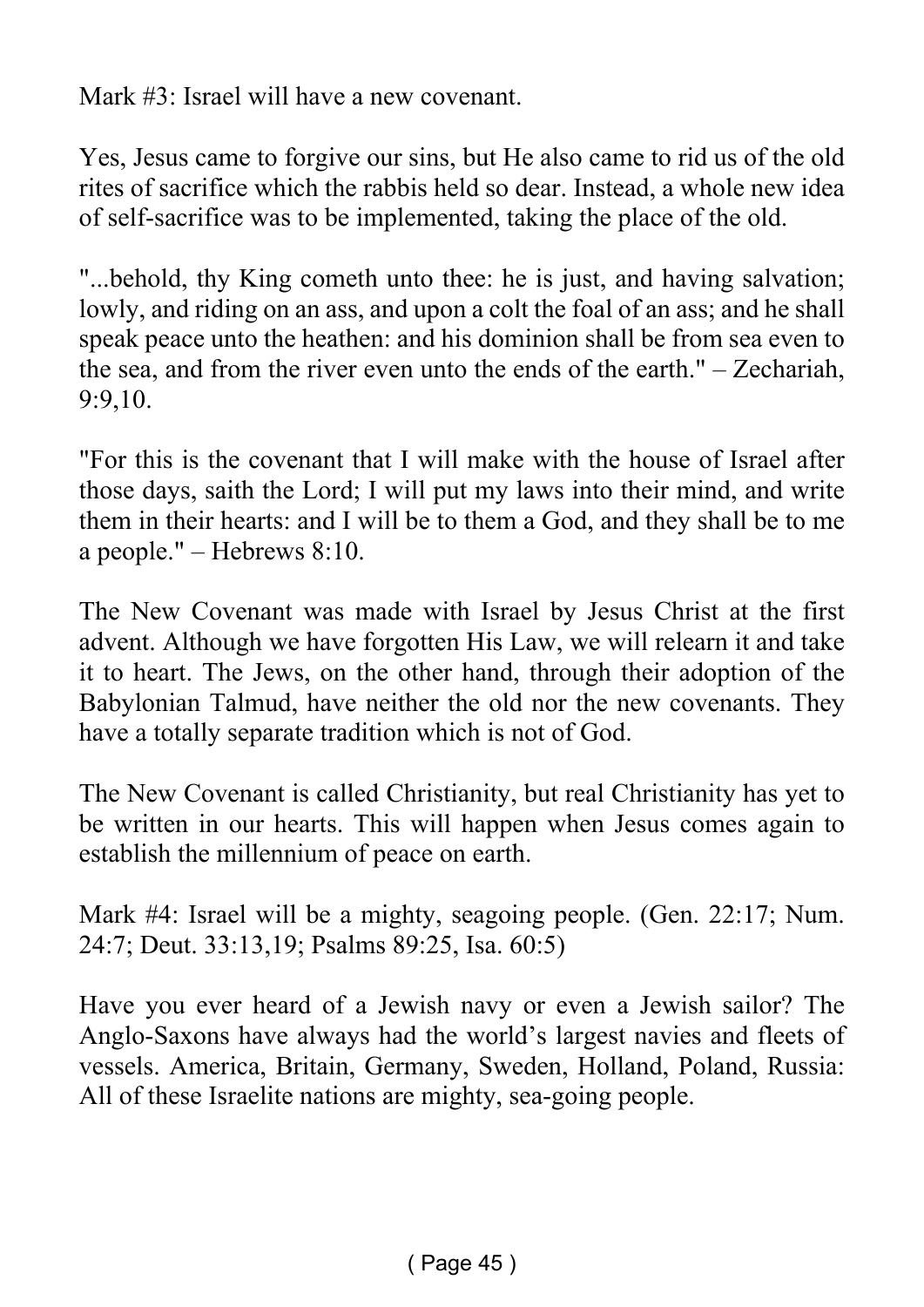Mark #3: Israel will have a new covenant.

Yes, Jesus came to forgive our sins, but He also came to rid us of the old rites of sacrifice which the rabbis held so dear. Instead, a whole new idea of self-sacrifice was to be implemented, taking the place of the old.

"...behold, thy King cometh unto thee: he is just, and having salvation; lowly, and riding on an ass, and upon a colt the foal of an ass; and he shall speak peace unto the heathen: and his dominion shall be from sea even to the sea, and from the river even unto the ends of the earth." – Zechariah, 9:9,10.

"For this is the covenant that I will make with the house of Israel after those days, saith the Lord; I will put my laws into their mind, and write them in their hearts: and I will be to them a God, and they shall be to me a people." – Hebrews 8:10.

The New Covenant was made with Israel by Jesus Christ at the first advent. Although we have forgotten His Law, we will relearn it and take it to heart. The Jews, on the other hand, through their adoption of the Babylonian Talmud, have neither the old nor the new covenants. They have a totally separate tradition which is not of God.

The New Covenant is called Christianity, but real Christianity has yet to be written in our hearts. This will happen when Jesus comes again to establish the millennium of peace on earth.

Mark #4: Israel will be a mighty, seagoing people. (Gen. 22:17; Num. 24:7; Deut. 33:13,19; Psalms 89:25, Isa. 60:5)

Have you ever heard of a Jewish navy or even a Jewish sailor? The Anglo-Saxons have always had the world's largest navies and fleets of vessels. America, Britain, Germany, Sweden, Holland, Poland, Russia: All of these Israelite nations are mighty, sea-going people.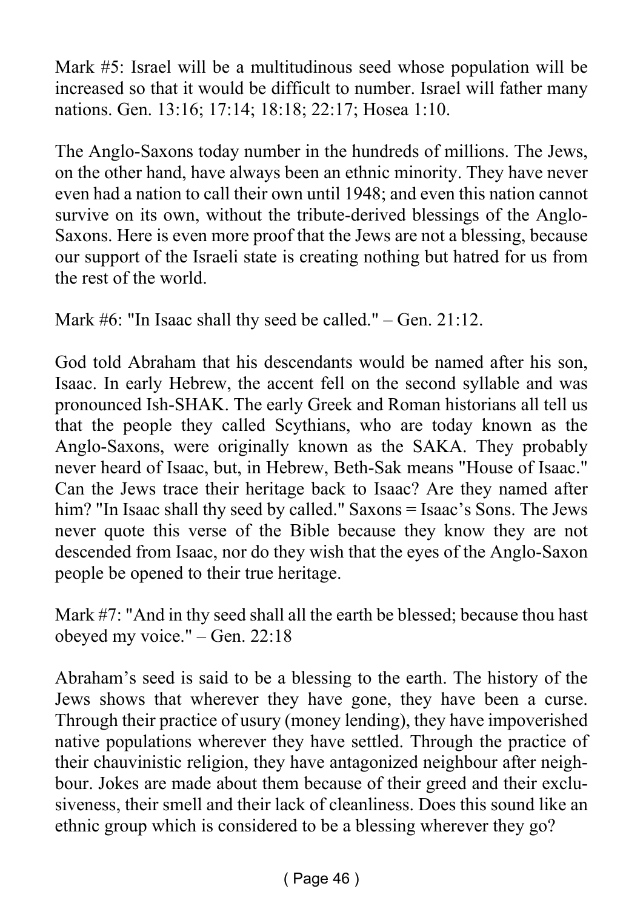Mark #5: Israel will be a multitudinous seed whose population will be increased so that it would be difficult to number. Israel will father many nations. Gen. 13:16; 17:14; 18:18; 22:17; Hosea 1:10.

The Anglo-Saxons today number in the hundreds of millions. The Jews, on the other hand, have always been an ethnic minority. They have never even had a nation to call their own until 1948; and even this nation cannot survive on its own, without the tribute-derived blessings of the Anglo-Saxons. Here is even more proof that the Jews are not a blessing, because our support of the Israeli state is creating nothing but hatred for us from the rest of the world.

Mark #6: "In Isaac shall thy seed be called." – Gen. 21:12.

God told Abraham that his descendants would be named after his son, Isaac. In early Hebrew, the accent fell on the second syllable and was pronounced Ish-SHAK. The early Greek and Roman historians all tell us that the people they called Scythians, who are today known as the Anglo-Saxons, were originally known as the SAKA. They probably never heard of Isaac, but, in Hebrew, Beth-Sak means "House of Isaac." Can the Jews trace their heritage back to Isaac? Are they named after him? "In Isaac shall thy seed by called." Saxons = Isaac's Sons. The Jews never quote this verse of the Bible because they know they are not descended from Isaac, nor do they wish that the eyes of the Anglo-Saxon people be opened to their true heritage.

Mark #7: "And in thy seed shall all the earth be blessed; because thou hast obeyed my voice." – Gen. 22:18

Abraham's seed is said to be a blessing to the earth. The history of the Jews shows that wherever they have gone, they have been a curse. Through their practice of usury (money lending), they have impoverished native populations wherever they have settled. Through the practice of their chauvinistic religion, they have antagonized neighbour after neighbour. Jokes are made about them because of their greed and their exclusiveness, their smell and their lack of cleanliness. Does this sound like an ethnic group which is considered to be a blessing wherever they go?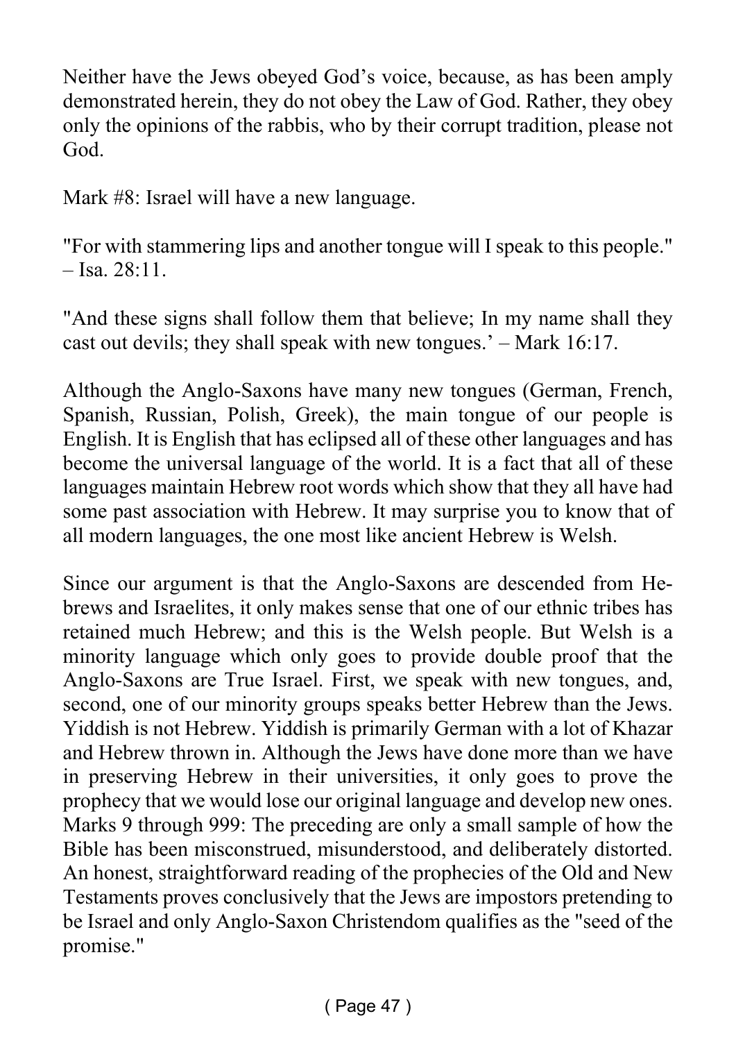Neither have the Jews obeyed God's voice, because, as has been amply demonstrated herein, they do not obey the Law of God. Rather, they obey only the opinions of the rabbis, who by their corrupt tradition, please not God.

Mark #8: Israel will have a new language.

"For with stammering lips and another tongue will I speak to this people." – Isa. 28:11.

"And these signs shall follow them that believe; In my name shall they cast out devils; they shall speak with new tongues.' – Mark 16:17.

Although the Anglo-Saxons have many new tongues (German, French, Spanish, Russian, Polish, Greek), the main tongue of our people is English. It is English that has eclipsed all of these other languages and has become the universal language of the world. It is a fact that all of these languages maintain Hebrew root words which show that they all have had some past association with Hebrew. It may surprise you to know that of all modern languages, the one most like ancient Hebrew is Welsh.

Since our argument is that the Anglo-Saxons are descended from Hebrews and Israelites, it only makes sense that one of our ethnic tribes has retained much Hebrew; and this is the Welsh people. But Welsh is a minority language which only goes to provide double proof that the Anglo-Saxons are True Israel. First, we speak with new tongues, and, second, one of our minority groups speaks better Hebrew than the Jews. Yiddish is not Hebrew. Yiddish is primarily German with a lot of Khazar and Hebrew thrown in. Although the Jews have done more than we have in preserving Hebrew in their universities, it only goes to prove the prophecy that we would lose our original language and develop new ones.
Marks 9 through 999: The preceding are only a small sample of how the Bible has been misconstrued, misunderstood, and deliberately distorted. An honest, straightforward reading of the prophecies of the Old and New Testaments proves conclusively that the Jews are impostors pretending to be Israel and only Anglo-Saxon Christendom qualifies as the "seed of the promise."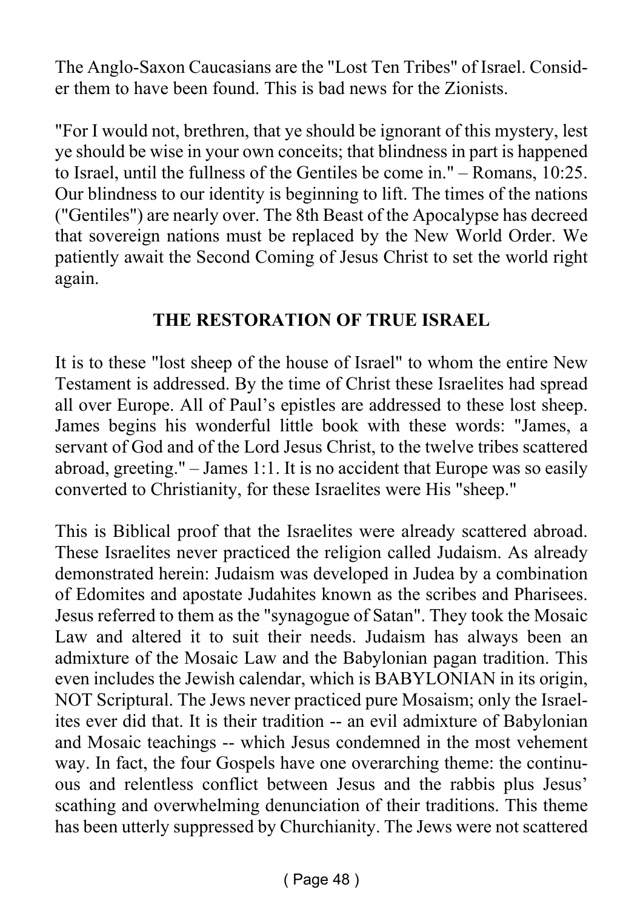The Anglo-Saxon Caucasians are the "Lost Ten Tribes" of Israel. Consider them to have been found. This is bad news for the Zionists.

"For I would not, brethren, that ye should be ignorant of this mystery, lest ye should be wise in your own conceits; that blindness in part is happened to Israel, until the fullness of the Gentiles be come in." – Romans, 10:25. Our blindness to our identity is beginning to lift. The times of the nations ("Gentiles") are nearly over. The 8th Beast of the Apocalypse has decreed that sovereign nations must be replaced by the New World Order. We patiently await the Second Coming of Jesus Christ to set the world right again.

## THE RESTORATION OF TRUE ISRAEL

It is to these "lost sheep of the house of Israel" to whom the entire New Testament is addressed. By the time of Christ these Israelites had spread all over Europe. All of Paul's epistles are addressed to these lost sheep. James begins his wonderful little book with these words: "James, a servant of God and of the Lord Jesus Christ, to the twelve tribes scattered abroad, greeting." – James 1:1. It is no accident that Europe was so easily converted to Christianity, for these Israelites were His "sheep."

This is Biblical proof that the Israelites were already scattered abroad. These Israelites never practiced the religion called Judaism. As already demonstrated herein: Judaism was developed in Judea by a combination of Edomites and apostate Judahites known as the scribes and Pharisees. Jesus referred to them as the "synagogue of Satan". They took the Mosaic Law and altered it to suit their needs. Judaism has always been an admixture of the Mosaic Law and the Babylonian pagan tradition. This even includes the Jewish calendar, which is BABYLONIAN in its origin, NOT Scriptural. The Jews never practiced pure Mosaism; only the Israelites ever did that. It is their tradition -- an evil admixture of Babylonian and Mosaic teachings -- which Jesus condemned in the most vehement way. In fact, the four Gospels have one overarching theme: the continuous and relentless conflict between Jesus and the rabbis plus Jesus' scathing and overwhelming denunciation of their traditions. This theme has been utterly suppressed by Churchianity. The Jews were not scattered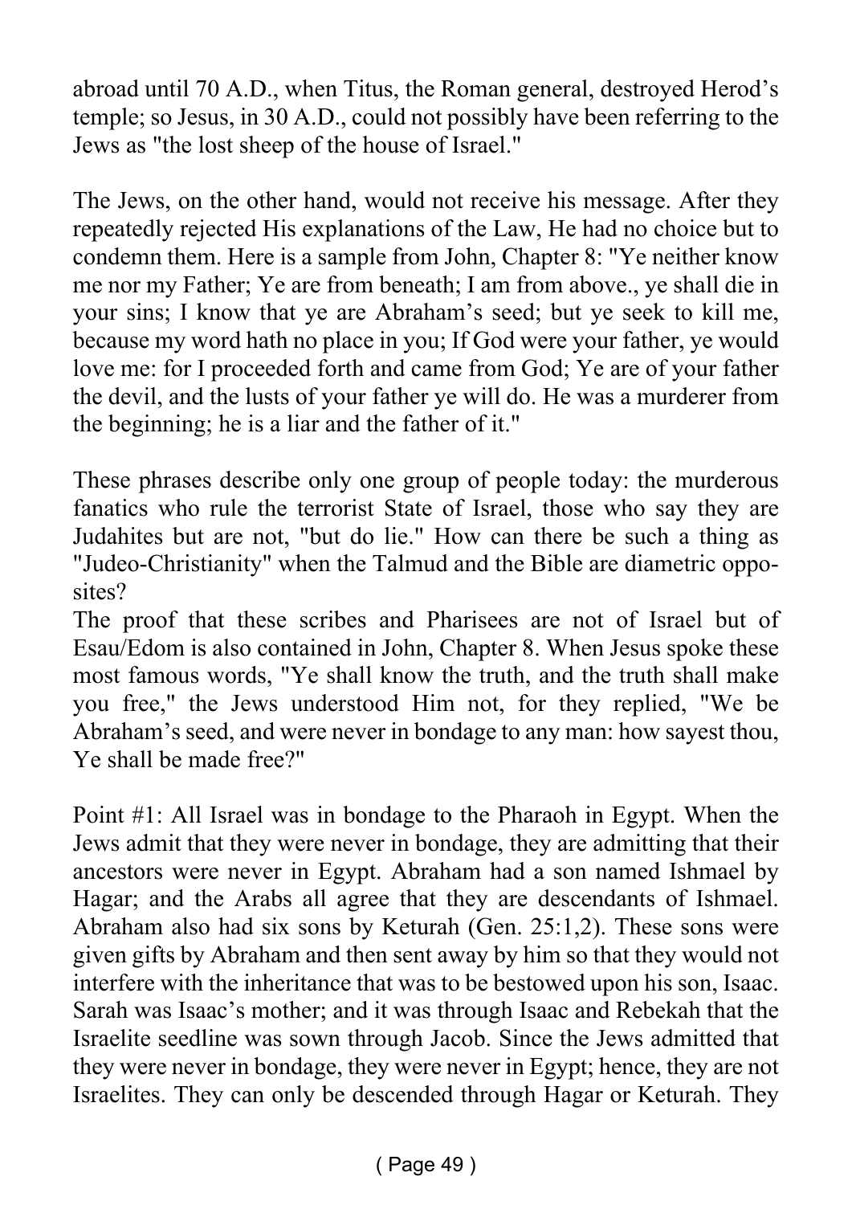abroad until 70 A.D., when Titus, the Roman general, destroyed Herod's temple; so Jesus, in 30 A.D., could not possibly have been referring to the Jews as "the lost sheep of the house of Israel."

The Jews, on the other hand, would not receive his message. After they repeatedly rejected His explanations of the Law, He had no choice but to condemn them. Here is a sample from John, Chapter 8: "Ye neither know me nor my Father; Ye are from beneath; I am from above., ye shall die in your sins; I know that ye are Abraham's seed; but ye seek to kill me, because my word hath no place in you; If God were your father, ye would love me: for I proceeded forth and came from God; Ye are of your father the devil, and the lusts of your father ye will do. He was a murderer from the beginning; he is a liar and the father of it."

These phrases describe only one group of people today: the murderous fanatics who rule the terrorist State of Israel, those who say they are Judahites but are not, "but do lie." How can there be such a thing as "Judeo-Christianity" when the Talmud and the Bible are diametric opposites?

The proof that these scribes and Pharisees are not of Israel but of Esau/Edom is also contained in John, Chapter 8. When Jesus spoke these most famous words, "Ye shall know the truth, and the truth shall make you free," the Jews understood Him not, for they replied, "We be Abraham's seed, and were never in bondage to any man: how sayest thou, Ye shall be made free?"

Point #1: All Israel was in bondage to the Pharaoh in Egypt. When the Jews admit that they were never in bondage, they are admitting that their ancestors were never in Egypt. Abraham had a son named Ishmael by Hagar; and the Arabs all agree that they are descendants of Ishmael. Abraham also had six sons by Keturah (Gen. 25:1,2). These sons were given gifts by Abraham and then sent away by him so that they would not interfere with the inheritance that was to be bestowed upon his son, Isaac. Sarah was Isaac's mother; and it was through Isaac and Rebekah that the Israelite seedline was sown through Jacob. Since the Jews admitted that they were never in bondage, they were never in Egypt; hence, they are not Israelites. They can only be descended through Hagar or Keturah. They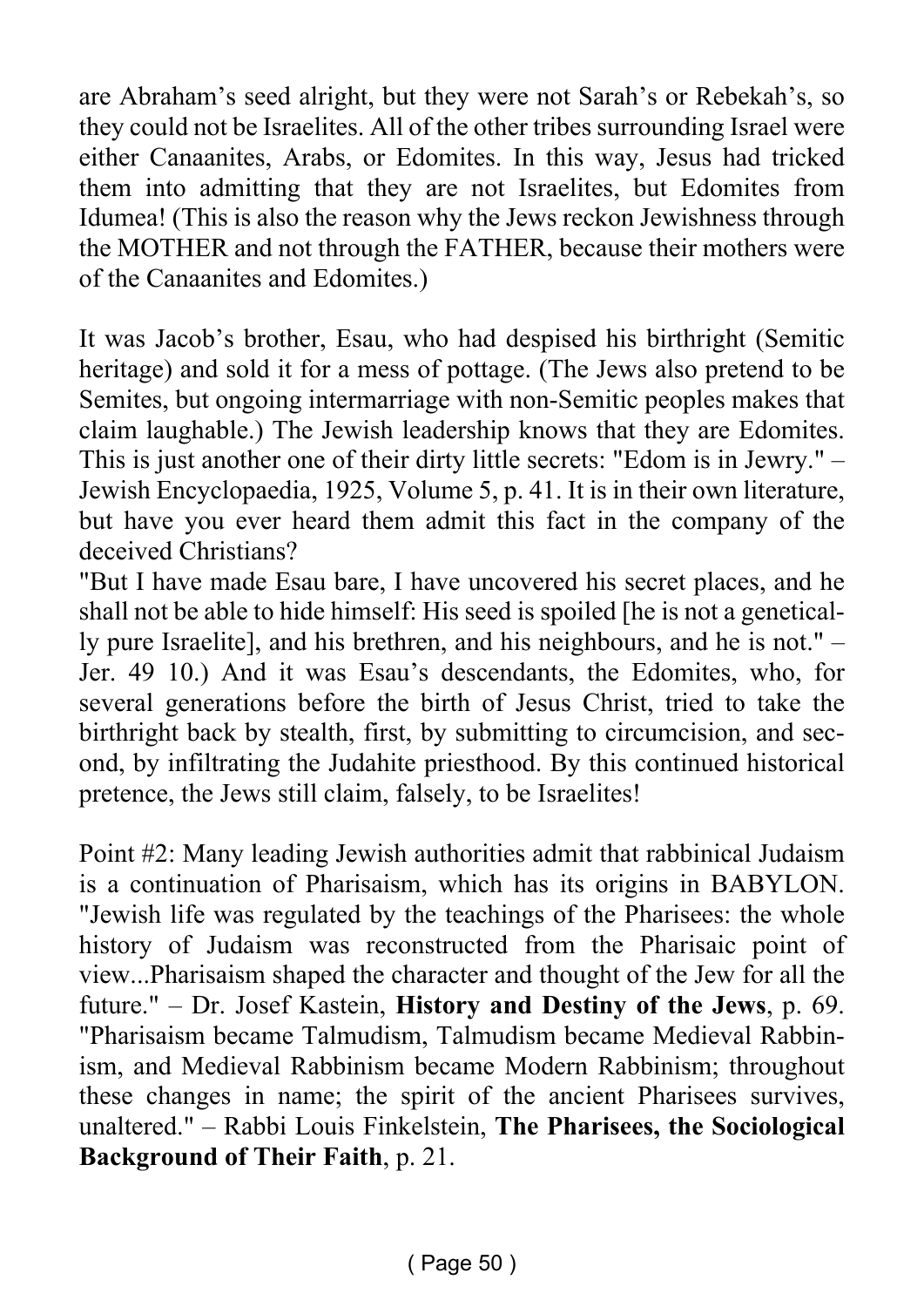are Abraham's seed alright, but they were not Sarah's or Rebekah's, so they could not be Israelites. All of the other tribes surrounding Israel were either Canaanites, Arabs, or Edomites. In this way, Jesus had tricked them into admitting that they are not Israelites, but Edomites from Idumea! (This is also the reason why the Jews reckon Jewishness through the MOTHER and not through the FATHER, because their mothers were of the Canaanites and Edomites.)

It was Jacob's brother, Esau, who had despised his birthright (Semitic heritage) and sold it for a mess of pottage. (The Jews also pretend to be Semites, but ongoing intermarriage with non-Semitic peoples makes that claim laughable.) The Jewish leadership knows that they are Edomites. This is just another one of their dirty little secrets: "Edom is in Jewry." – Jewish Encyclopaedia, 1925, Volume 5, p. 41. It is in their own literature, but have you ever heard them admit this fact in the company of the deceived Christians?
"But I have made Esau bare, I have uncovered his secret places, and he shall not be able to hide himself: His seed is spoiled [he is not a genetically pure Israelite], and his brethren, and his neighbours, and he is not." – Jer. 49 10.) And it was Esau's descendants, the Edomites, who, for several generations before the birth of Jesus Christ, tried to take the birthright back by stealth, first, by submitting to circumcision, and second, by infiltrating the Judahite priesthood. By this continued historical pretence, the Jews still claim, falsely, to be Israelites!

Point #2: Many leading Jewish authorities admit that rabbinical Judaism is a continuation of Pharisaism, which has its origins in BABYLON. "Jewish life was regulated by the teachings of the Pharisees: the whole history of Judaism was reconstructed from the Pharisaic point of view...Pharisaism shaped the character and thought of the Jew for all the future." – Dr. Josef Kastein, **History and Destiny of the Jews**, p. 69. "Pharisaism became Talmudism, Talmudism became Medieval Rabbinism, and Medieval Rabbinism became Modern Rabbinism; throughout these changes in name; the spirit of the ancient Pharisees survives, unaltered." – Rabbi Louis Finkelstein, **The Pharisees, the Sociological Background of Their Faith**, p. 21.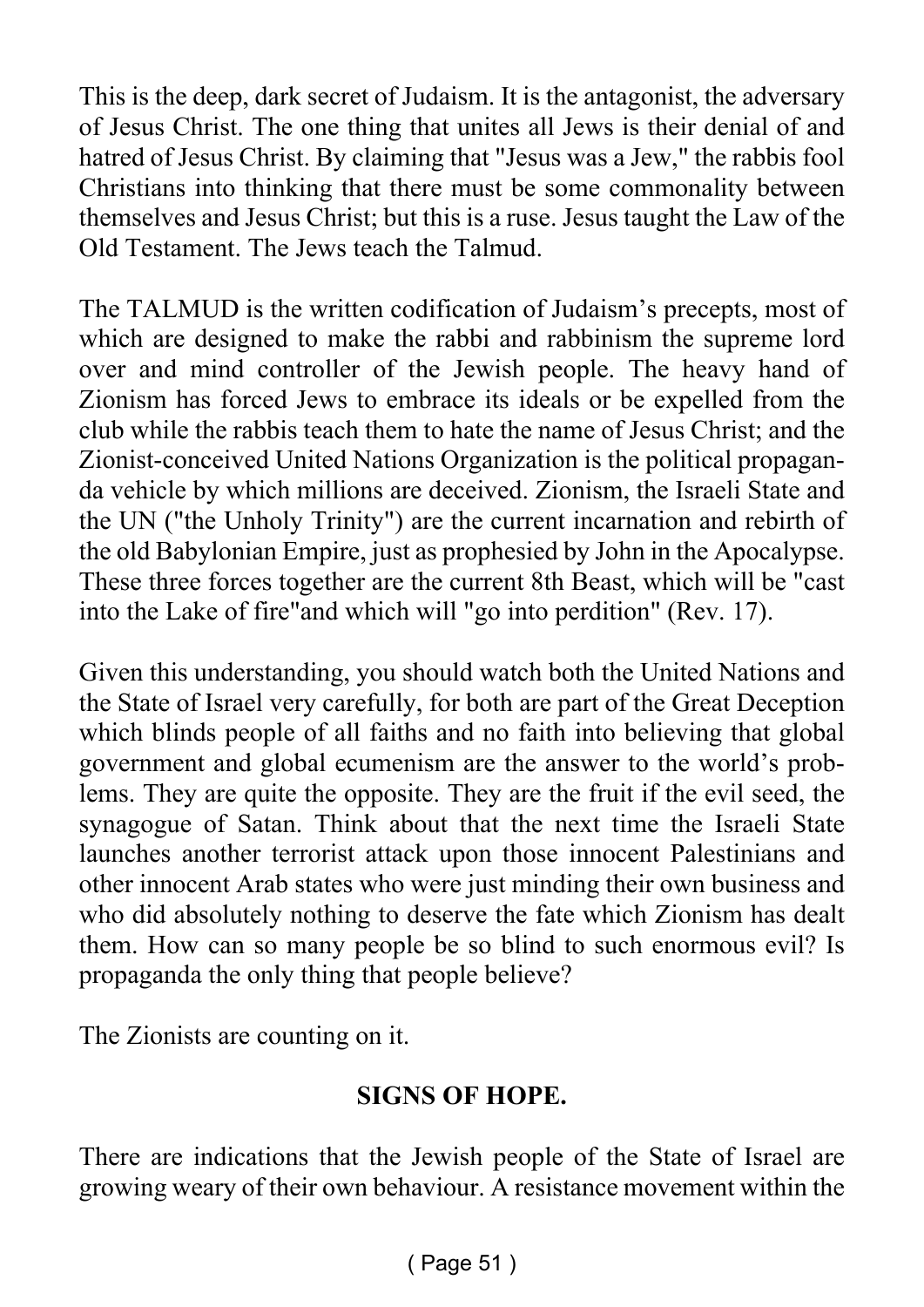This is the deep, dark secret of Judaism. It is the antagonist, the adversary of Jesus Christ. The one thing that unites all Jews is their denial of and hatred of Jesus Christ. By claiming that "Jesus was a Jew," the rabbis fool Christians into thinking that there must be some commonality between themselves and Jesus Christ; but this is a ruse. Jesus taught the Law of the Old Testament. The Jews teach the Talmud.

The TALMUD is the written codification of Judaism's precepts, most of which are designed to make the rabbi and rabbinism the supreme lord over and mind controller of the Jewish people. The heavy hand of Zionism has forced Jews to embrace its ideals or be expelled from the club while the rabbis teach them to hate the name of Jesus Christ; and the Zionist-conceived United Nations Organization is the political propaganda vehicle by which millions are deceived. Zionism, the Israeli State and the UN ("the Unholy Trinity") are the current incarnation and rebirth of the old Babylonian Empire, just as prophesied by John in the Apocalypse. These three forces together are the current 8th Beast, which will be "cast into the Lake of fire"and which will "go into perdition" (Rev. 17).

Given this understanding, you should watch both the United Nations and the State of Israel very carefully, for both are part of the Great Deception which blinds people of all faiths and no faith into believing that global government and global ecumenism are the answer to the world's problems. They are quite the opposite. They are the fruit if the evil seed, the synagogue of Satan. Think about that the next time the Israeli State launches another terrorist attack upon those innocent Palestinians and other innocent Arab states who were just minding their own business and who did absolutely nothing to deserve the fate which Zionism has dealt them. How can so many people be so blind to such enormous evil? Is propaganda the only thing that people believe?

The Zionists are counting on it.

**SIGNS OF HOPE.**

There are indications that the Jewish people of the State of Israel are growing weary of their own behaviour. A resistance movement within the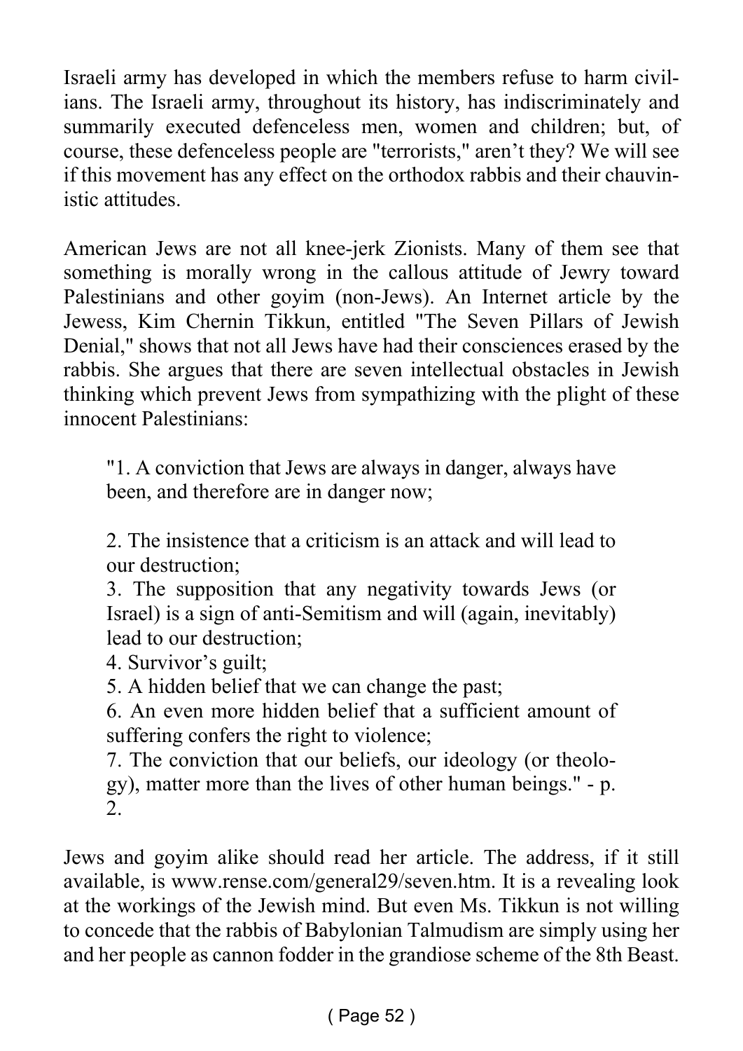Israeli army has developed in which the members refuse to harm civilians. The Israeli army, throughout its history, has indiscriminately and summarily executed defenceless men, women and children; but, of course, these defenceless people are "terrorists," aren't they? We will see if this movement has any effect on the orthodox rabbis and their chauvinistic attitudes.

American Jews are not all knee-jerk Zionists. Many of them see that something is morally wrong in the callous attitude of Jewry toward Palestinians and other goyim (non-Jews). An Internet article by the Jewess, Kim Chernin Tikkun, entitled "The Seven Pillars of Jewish Denial," shows that not all Jews have had their consciences erased by the rabbis. She argues that there are seven intellectual obstacles in Jewish thinking which prevent Jews from sympathizing with the plight of these innocent Palestinians:

> "1. A conviction that Jews are always in danger, always have been, and therefore are in danger now;
>
> 2. The insistence that a criticism is an attack and will lead to our destruction;
> 3. The supposition that any negativity towards Jews (or Israel) is a sign of anti-Semitism and will (again, inevitably) lead to our destruction;
> 4. Survivor's guilt;
> 5. A hidden belief that we can change the past;
> 6. An even more hidden belief that a sufficient amount of suffering confers the right to violence;
> 7. The conviction that our beliefs, our ideology (or theology), matter more than the lives of other human beings." - p. 2.

Jews and goyim alike should read her article. The address, if it still available, is www.rense.com/general29/seven.htm. It is a revealing look at the workings of the Jewish mind. But even Ms. Tikkun is not willing to concede that the rabbis of Babylonian Talmudism are simply using her and her people as cannon fodder in the grandiose scheme of the 8th Beast.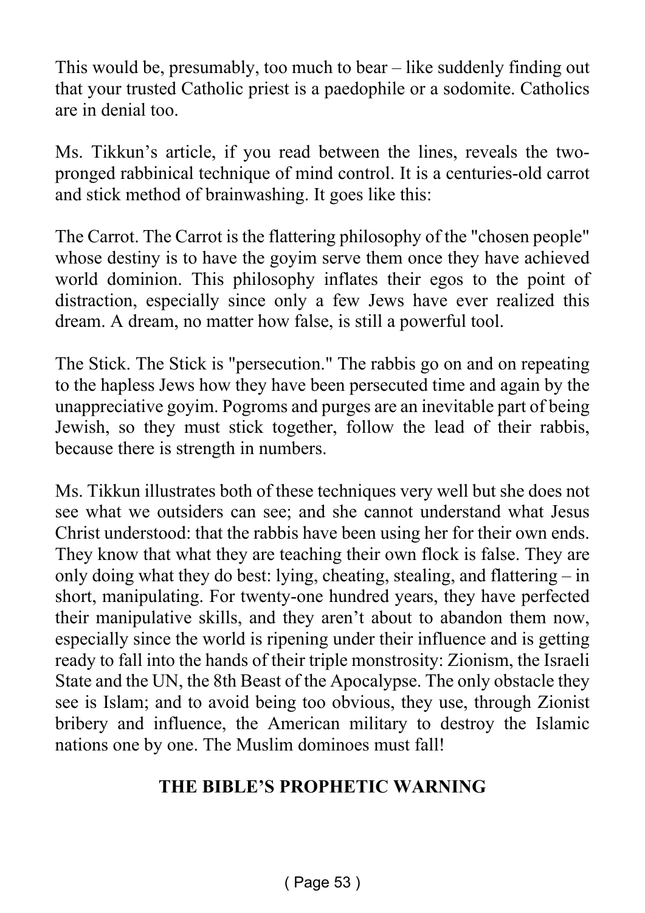This would be, presumably, too much to bear – like suddenly finding out that your trusted Catholic priest is a paedophile or a sodomite. Catholics are in denial too.

Ms. Tikkun's article, if you read between the lines, reveals the two-pronged rabbinical technique of mind control. It is a centuries-old carrot and stick method of brainwashing. It goes like this:

The Carrot. The Carrot is the flattering philosophy of the "chosen people" whose destiny is to have the goyim serve them once they have achieved world dominion. This philosophy inflates their egos to the point of distraction, especially since only a few Jews have ever realized this dream. A dream, no matter how false, is still a powerful tool.

The Stick. The Stick is "persecution." The rabbis go on and on repeating to the hapless Jews how they have been persecuted time and again by the unappreciative goyim. Pogroms and purges are an inevitable part of being Jewish, so they must stick together, follow the lead of their rabbis, because there is strength in numbers.

Ms. Tikkun illustrates both of these techniques very well but she does not see what we outsiders can see; and she cannot understand what Jesus Christ understood: that the rabbis have been using her for their own ends. They know that what they are teaching their own flock is false. They are only doing what they do best: lying, cheating, stealing, and flattering – in short, manipulating. For twenty-one hundred years, they have perfected their manipulative skills, and they aren't about to abandon them now, especially since the world is ripening under their influence and is getting ready to fall into the hands of their triple monstrosity: Zionism, the Israeli State and the UN, the 8th Beast of the Apocalypse. The only obstacle they see is Islam; and to avoid being too obvious, they use, through Zionist bribery and influence, the American military to destroy the Islamic nations one by one. The Muslim dominoes must fall!

## THE BIBLE'S PROPHETIC WARNING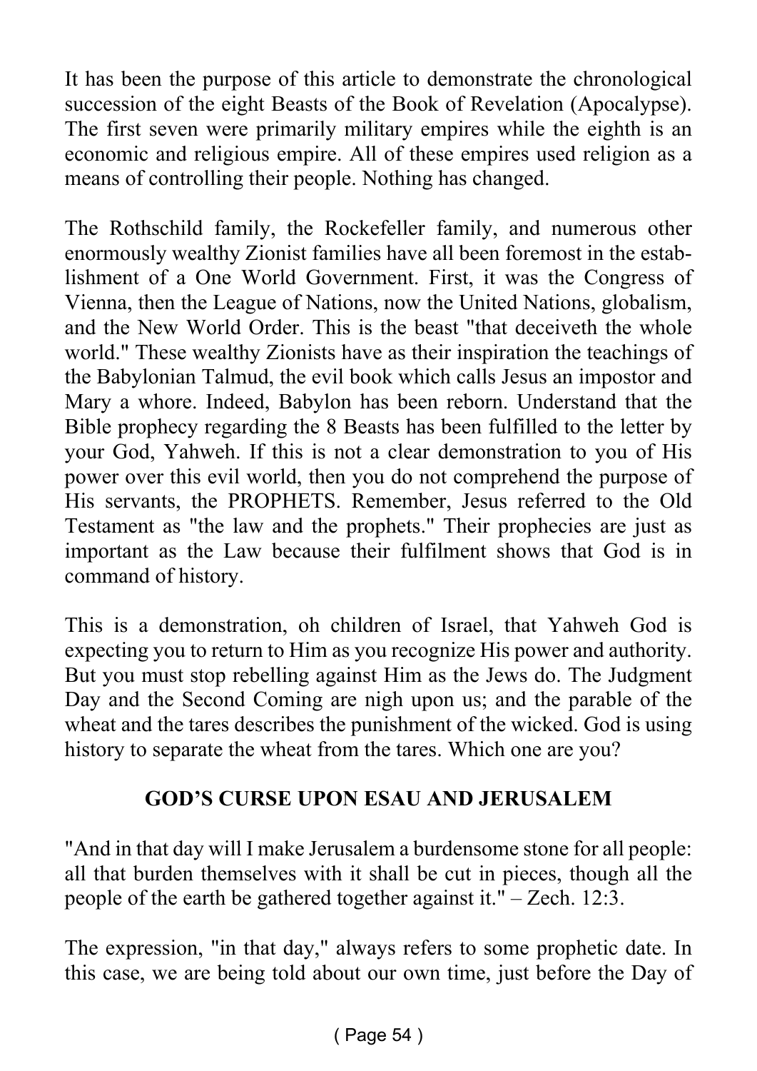It has been the purpose of this article to demonstrate the chronological succession of the eight Beasts of the Book of Revelation (Apocalypse). The first seven were primarily military empires while the eighth is an economic and religious empire. All of these empires used religion as a means of controlling their people. Nothing has changed.

The Rothschild family, the Rockefeller family, and numerous other enormously wealthy Zionist families have all been foremost in the establishment of a One World Government. First, it was the Congress of Vienna, then the League of Nations, now the United Nations, globalism, and the New World Order. This is the beast "that deceiveth the whole world." These wealthy Zionists have as their inspiration the teachings of the Babylonian Talmud, the evil book which calls Jesus an impostor and Mary a whore. Indeed, Babylon has been reborn. Understand that the Bible prophecy regarding the 8 Beasts has been fulfilled to the letter by your God, Yahweh. If this is not a clear demonstration to you of His power over this evil world, then you do not comprehend the purpose of His servants, the PROPHETS. Remember, Jesus referred to the Old Testament as "the law and the prophets." Their prophecies are just as important as the Law because their fulfilment shows that God is in command of history.

This is a demonstration, oh children of Israel, that Yahweh God is expecting you to return to Him as you recognize His power and authority. But you must stop rebelling against Him as the Jews do. The Judgment Day and the Second Coming are nigh upon us; and the parable of the wheat and the tares describes the punishment of the wicked. God is using history to separate the wheat from the tares. Which one are you?

## GOD'S CURSE UPON ESAU AND JERUSALEM

"And in that day will I make Jerusalem a burdensome stone for all people: all that burden themselves with it shall be cut in pieces, though all the people of the earth be gathered together against it." – Zech. 12:3.

The expression, "in that day," always refers to some prophetic date. In this case, we are being told about our own time, just before the Day of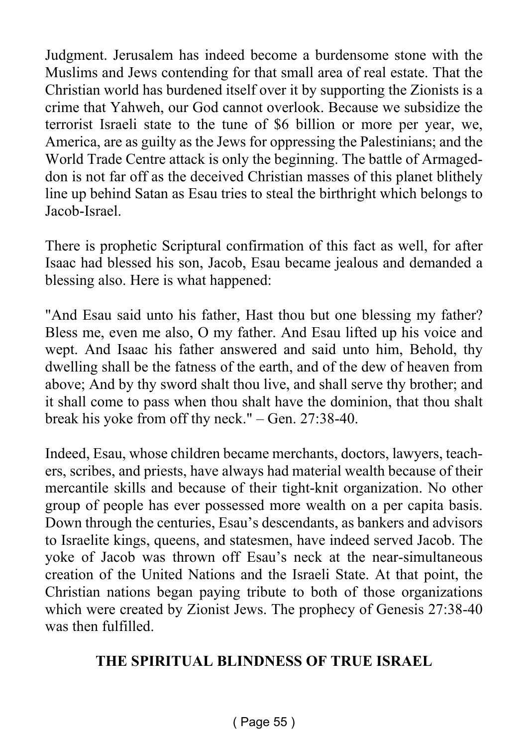Judgment. Jerusalem has indeed become a burdensome stone with the Muslims and Jews contending for that small area of real estate. That the Christian world has burdened itself over it by supporting the Zionists is a crime that Yahweh, our God cannot overlook. Because we subsidize the terrorist Israeli state to the tune of $6 billion or more per year, we, America, are as guilty as the Jews for oppressing the Palestinians; and the World Trade Centre attack is only the beginning. The battle of Armageddon is not far off as the deceived Christian masses of this planet blithely line up behind Satan as Esau tries to steal the birthright which belongs to Jacob-Israel.

There is prophetic Scriptural confirmation of this fact as well, for after Isaac had blessed his son, Jacob, Esau became jealous and demanded a blessing also. Here is what happened:

"And Esau said unto his father, Hast thou but one blessing my father? Bless me, even me also, O my father. And Esau lifted up his voice and wept. And Isaac his father answered and said unto him, Behold, thy dwelling shall be the fatness of the earth, and of the dew of heaven from above; And by thy sword shalt thou live, and shall serve thy brother; and it shall come to pass when thou shalt have the dominion, that thou shalt break his yoke from off thy neck." – Gen. 27:38-40.

Indeed, Esau, whose children became merchants, doctors, lawyers, teachers, scribes, and priests, have always had material wealth because of their mercantile skills and because of their tight-knit organization. No other group of people has ever possessed more wealth on a per capita basis. Down through the centuries, Esau's descendants, as bankers and advisors to Israelite kings, queens, and statesmen, have indeed served Jacob. The yoke of Jacob was thrown off Esau's neck at the near-simultaneous creation of the United Nations and the Israeli State. At that point, the Christian nations began paying tribute to both of those organizations which were created by Zionist Jews. The prophecy of Genesis 27:38-40 was then fulfilled.

## THE SPIRITUAL BLINDNESS OF TRUE ISRAEL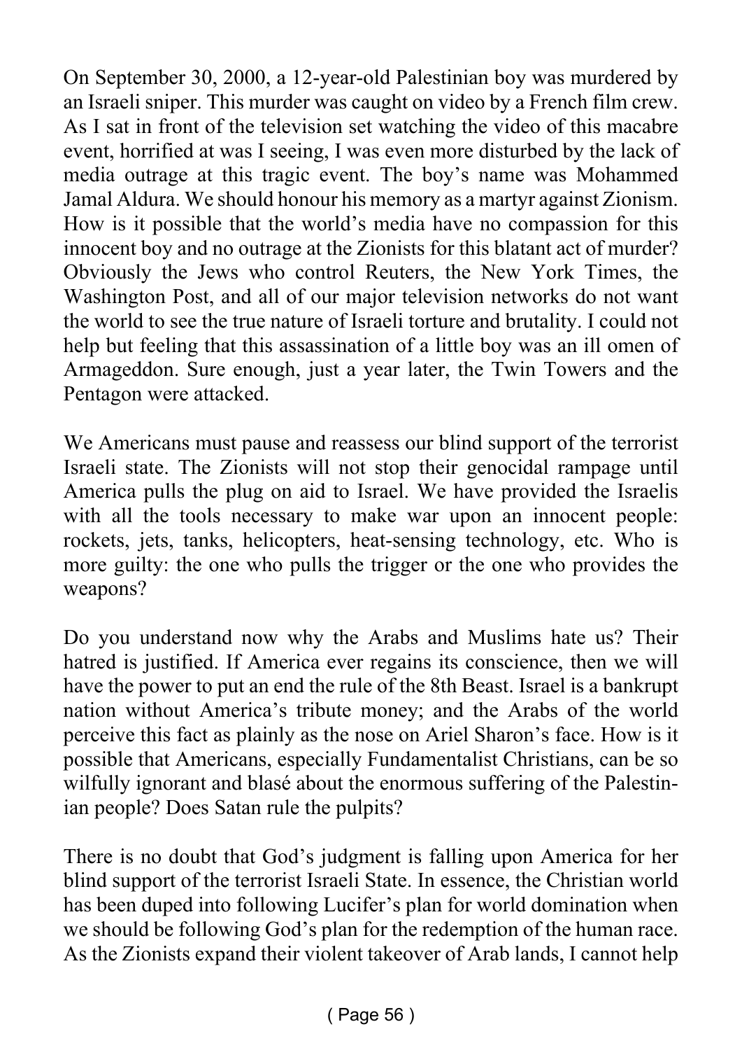On September 30, 2000, a 12-year-old Palestinian boy was murdered by an Israeli sniper. This murder was caught on video by a French film crew. As I sat in front of the television set watching the video of this macabre event, horrified at was I seeing, I was even more disturbed by the lack of media outrage at this tragic event. The boy's name was Mohammed Jamal Aldura. We should honour his memory as a martyr against Zionism. How is it possible that the world's media have no compassion for this innocent boy and no outrage at the Zionists for this blatant act of murder? Obviously the Jews who control Reuters, the New York Times, the Washington Post, and all of our major television networks do not want the world to see the true nature of Israeli torture and brutality. I could not help but feeling that this assassination of a little boy was an ill omen of Armageddon. Sure enough, just a year later, the Twin Towers and the Pentagon were attacked.

We Americans must pause and reassess our blind support of the terrorist Israeli state. The Zionists will not stop their genocidal rampage until America pulls the plug on aid to Israel. We have provided the Israelis with all the tools necessary to make war upon an innocent people: rockets, jets, tanks, helicopters, heat-sensing technology, etc. Who is more guilty: the one who pulls the trigger or the one who provides the weapons?

Do you understand now why the Arabs and Muslims hate us? Their hatred is justified. If America ever regains its conscience, then we will have the power to put an end the rule of the 8th Beast. Israel is a bankrupt nation without America's tribute money; and the Arabs of the world perceive this fact as plainly as the nose on Ariel Sharon's face. How is it possible that Americans, especially Fundamentalist Christians, can be so wilfully ignorant and blasé about the enormous suffering of the Palestinian people? Does Satan rule the pulpits?

There is no doubt that God's judgment is falling upon America for her blind support of the terrorist Israeli State. In essence, the Christian world has been duped into following Lucifer's plan for world domination when we should be following God's plan for the redemption of the human race. As the Zionists expand their violent takeover of Arab lands, I cannot help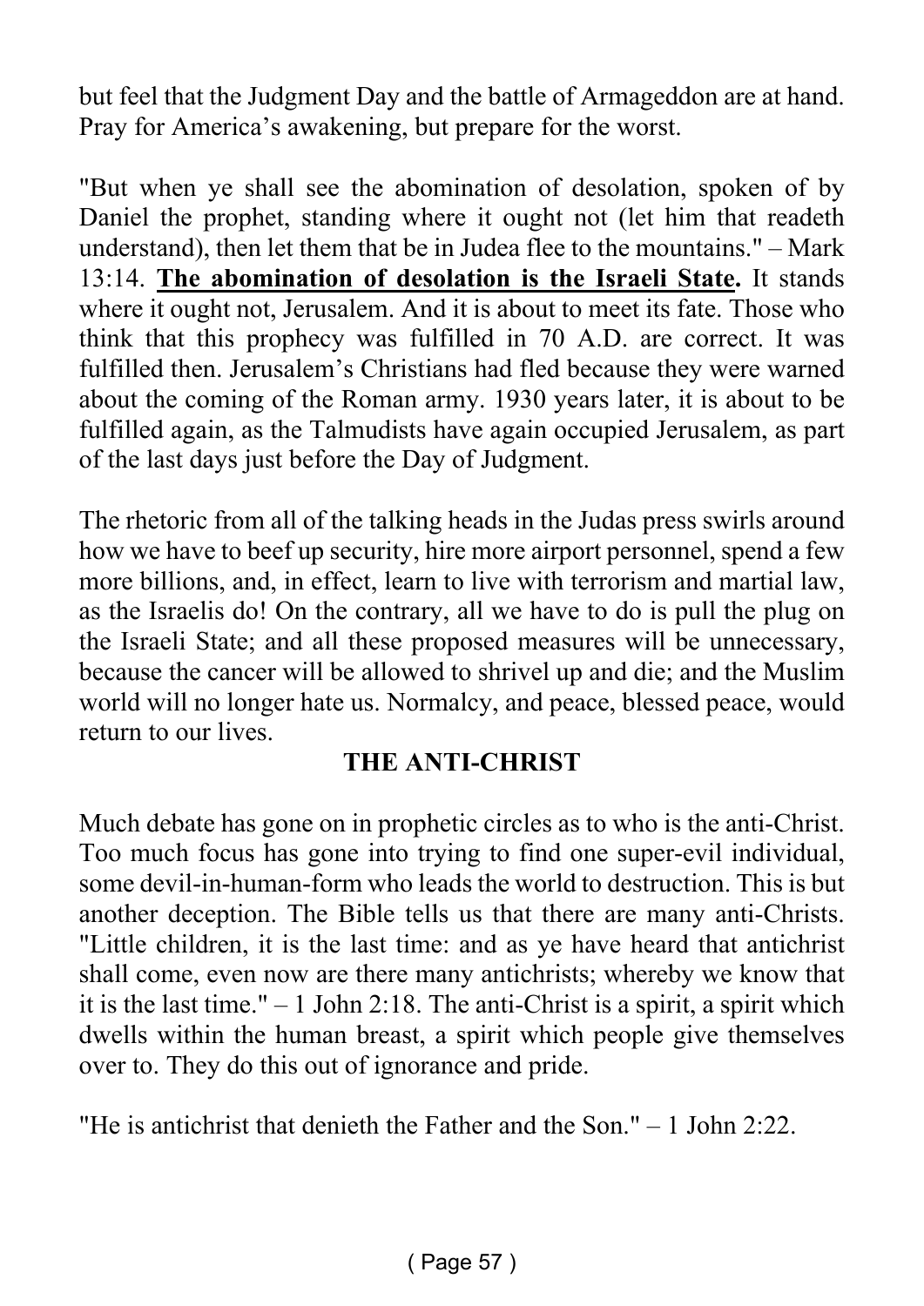but feel that the Judgment Day and the battle of Armageddon are at hand. Pray for America's awakening, but prepare for the worst.

"But when ye shall see the abomination of desolation, spoken of by Daniel the prophet, standing where it ought not (let him that readeth understand), then let them that be in Judea flee to the mountains." – Mark 13:14. **The abomination of desolation is the Israeli State.** It stands where it ought not, Jerusalem. And it is about to meet its fate. Those who think that this prophecy was fulfilled in 70 A.D. are correct. It was fulfilled then. Jerusalem's Christians had fled because they were warned about the coming of the Roman army. 1930 years later, it is about to be fulfilled again, as the Talmudists have again occupied Jerusalem, as part of the last days just before the Day of Judgment.

The rhetoric from all of the talking heads in the Judas press swirls around how we have to beef up security, hire more airport personnel, spend a few more billions, and, in effect, learn to live with terrorism and martial law, as the Israelis do! On the contrary, all we have to do is pull the plug on the Israeli State; and all these proposed measures will be unnecessary, because the cancer will be allowed to shrivel up and die; and the Muslim world will no longer hate us. Normalcy, and peace, blessed peace, would return to our lives.

## THE ANTI-CHRIST

Much debate has gone on in prophetic circles as to who is the anti-Christ. Too much focus has gone into trying to find one super-evil individual, some devil-in-human-form who leads the world to destruction. This is but another deception. The Bible tells us that there are many anti-Christs. "Little children, it is the last time: and as ye have heard that antichrist shall come, even now are there many antichrists; whereby we know that it is the last time." – 1 John 2:18. The anti-Christ is a spirit, a spirit which dwells within the human breast, a spirit which people give themselves over to. They do this out of ignorance and pride.

"He is antichrist that denieth the Father and the Son." – 1 John 2:22.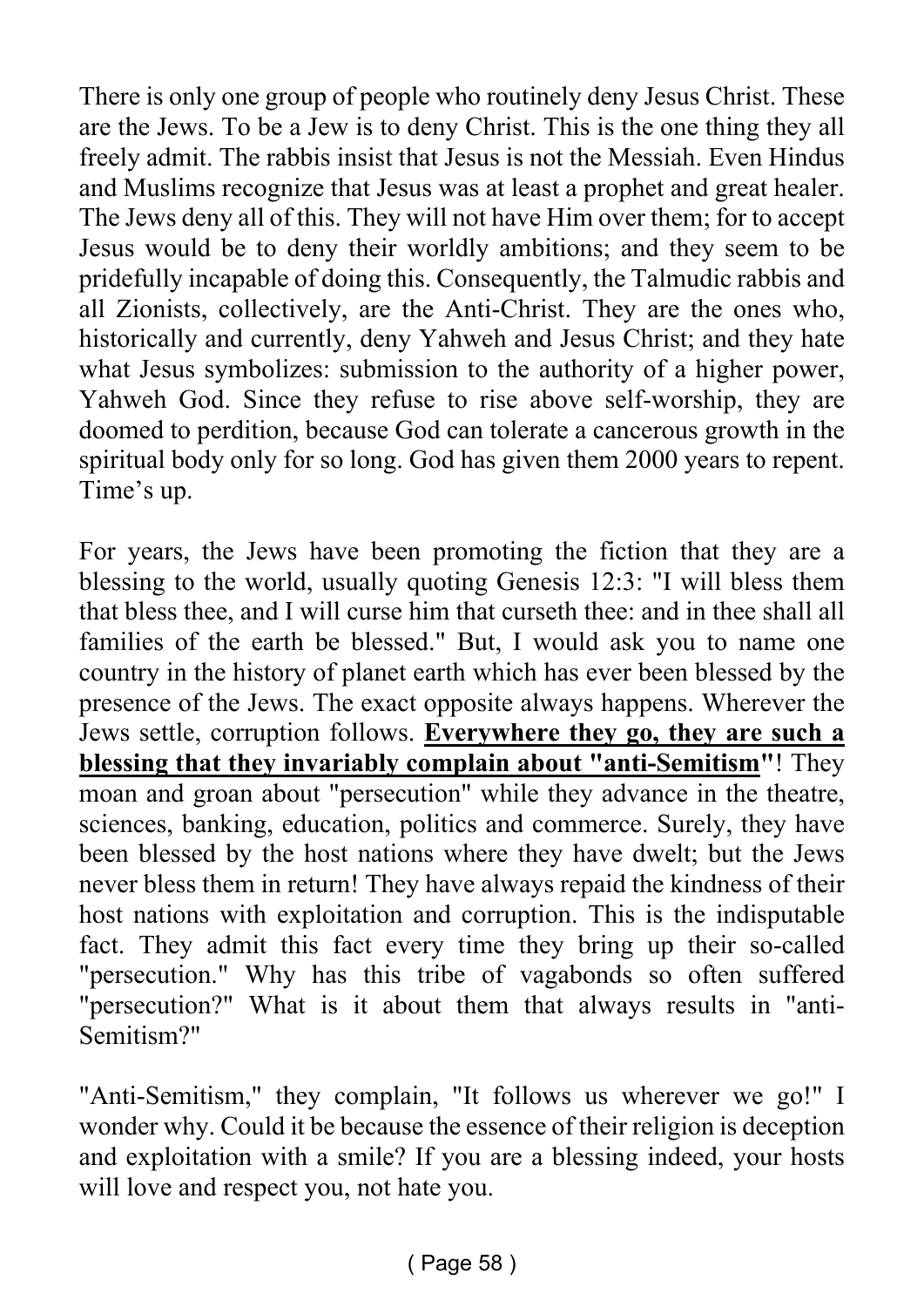There is only one group of people who routinely deny Jesus Christ. These are the Jews. To be a Jew is to deny Christ. This is the one thing they all freely admit. The rabbis insist that Jesus is not the Messiah. Even Hindus and Muslims recognize that Jesus was at least a prophet and great healer. The Jews deny all of this. They will not have Him over them; for to accept Jesus would be to deny their worldly ambitions; and they seem to be pridefully incapable of doing this. Consequently, the Talmudic rabbis and all Zionists, collectively, are the Anti-Christ. They are the ones who, historically and currently, deny Yahweh and Jesus Christ; and they hate what Jesus symbolizes: submission to the authority of a higher power, Yahweh God. Since they refuse to rise above self-worship, they are doomed to perdition, because God can tolerate a cancerous growth in the spiritual body only for so long. God has given them 2000 years to repent. Time's up.

For years, the Jews have been promoting the fiction that they are a blessing to the world, usually quoting Genesis 12:3: "I will bless them that bless thee, and I will curse him that curseth thee: and in thee shall all families of the earth be blessed." But, I would ask you to name one country in the history of planet earth which has ever been blessed by the presence of the Jews. The exact opposite always happens. Wherever the Jews settle, corruption follows. **Everywhere they go, they are such a blessing that they invariably complain about "anti-Semitism"**! They moan and groan about "persecution" while they advance in the theatre, sciences, banking, education, politics and commerce. Surely, they have been blessed by the host nations where they have dwelt; but the Jews never bless them in return! They have always repaid the kindness of their host nations with exploitation and corruption. This is the indisputable fact. They admit this fact every time they bring up their so-called "persecution." Why has this tribe of vagabonds so often suffered "persecution?" What is it about them that always results in "anti-Semitism?"

"Anti-Semitism," they complain, "It follows us wherever we go!" I wonder why. Could it be because the essence of their religion is deception and exploitation with a smile? If you are a blessing indeed, your hosts will love and respect you, not hate you.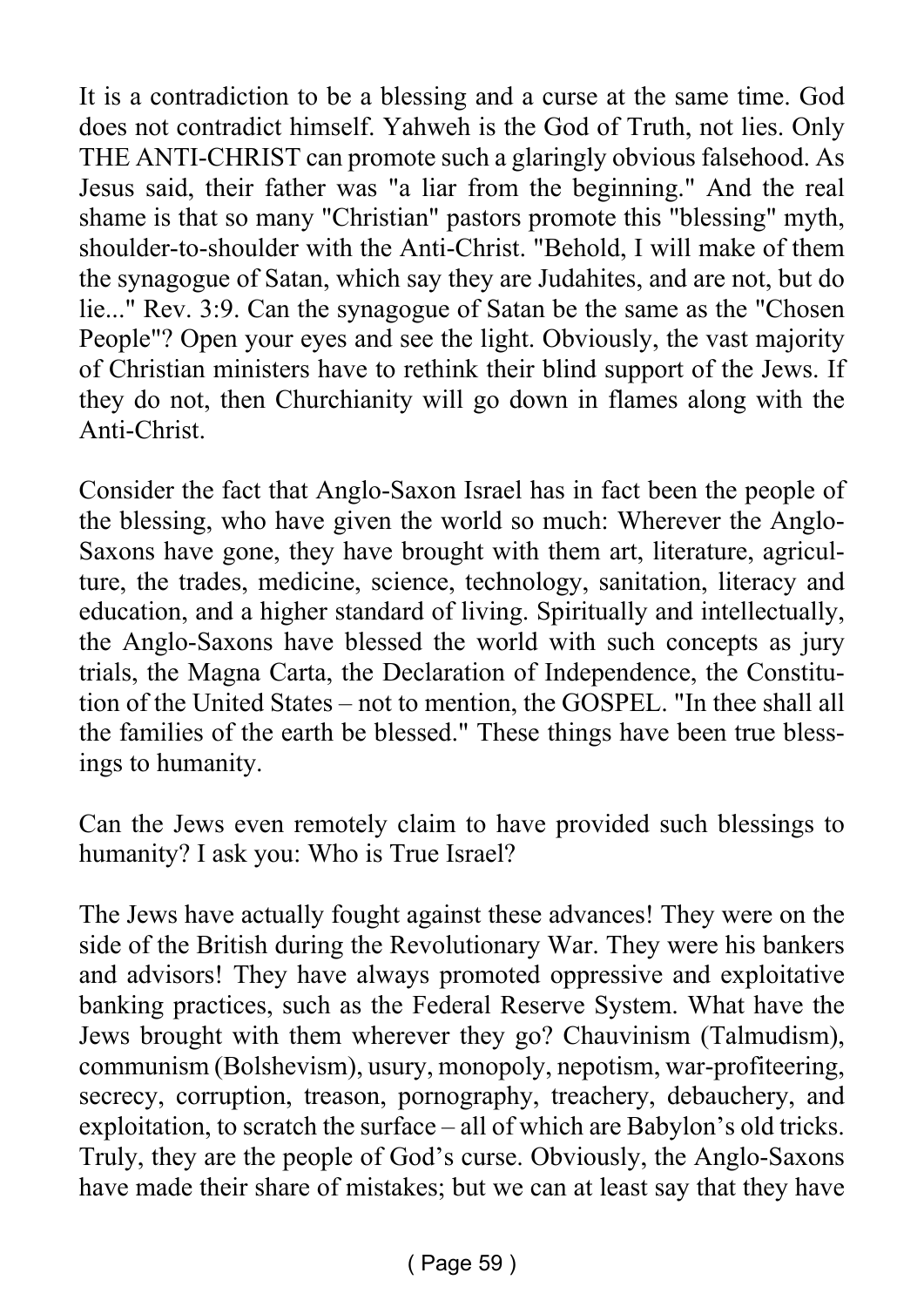It is a contradiction to be a blessing and a curse at the same time. God does not contradict himself. Yahweh is the God of Truth, not lies. Only THE ANTI-CHRIST can promote such a glaringly obvious falsehood. As Jesus said, their father was "a liar from the beginning." And the real shame is that so many "Christian" pastors promote this "blessing" myth, shoulder-to-shoulder with the Anti-Christ. "Behold, I will make of them the synagogue of Satan, which say they are Judahites, and are not, but do lie..." Rev. 3:9. Can the synagogue of Satan be the same as the "Chosen People"? Open your eyes and see the light. Obviously, the vast majority of Christian ministers have to rethink their blind support of the Jews. If they do not, then Churchianity will go down in flames along with the Anti-Christ.

Consider the fact that Anglo-Saxon Israel has in fact been the people of the blessing, who have given the world so much: Wherever the Anglo-Saxons have gone, they have brought with them art, literature, agriculture, the trades, medicine, science, technology, sanitation, literacy and education, and a higher standard of living. Spiritually and intellectually, the Anglo-Saxons have blessed the world with such concepts as jury trials, the Magna Carta, the Declaration of Independence, the Constitution of the United States – not to mention, the GOSPEL. "In thee shall all the families of the earth be blessed." These things have been true blessings to humanity.

Can the Jews even remotely claim to have provided such blessings to humanity? I ask you: Who is True Israel?

The Jews have actually fought against these advances! They were on the side of the British during the Revolutionary War. They were his bankers and advisors! They have always promoted oppressive and exploitative banking practices, such as the Federal Reserve System. What have the Jews brought with them wherever they go? Chauvinism (Talmudism), communism (Bolshevism), usury, monopoly, nepotism, war-profiteering, secrecy, corruption, treason, pornography, treachery, debauchery, and exploitation, to scratch the surface – all of which are Babylon's old tricks. Truly, they are the people of God's curse. Obviously, the Anglo-Saxons have made their share of mistakes; but we can at least say that they have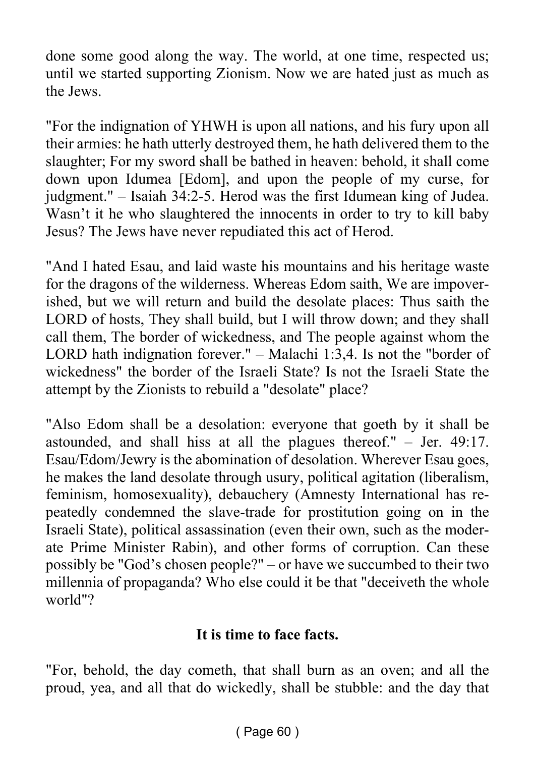done some good along the way. The world, at one time, respected us; until we started supporting Zionism. Now we are hated just as much as the Jews.

"For the indignation of YHWH is upon all nations, and his fury upon all their armies: he hath utterly destroyed them, he hath delivered them to the slaughter; For my sword shall be bathed in heaven: behold, it shall come down upon Idumea [Edom], and upon the people of my curse, for judgment." – Isaiah 34:2-5. Herod was the first Idumean king of Judea. Wasn't it he who slaughtered the innocents in order to try to kill baby Jesus? The Jews have never repudiated this act of Herod.

"And I hated Esau, and laid waste his mountains and his heritage waste for the dragons of the wilderness. Whereas Edom saith, We are impoverished, but we will return and build the desolate places: Thus saith the LORD of hosts, They shall build, but I will throw down; and they shall call them, The border of wickedness, and The people against whom the LORD hath indignation forever." – Malachi 1:3,4. Is not the "border of wickedness" the border of the Israeli State? Is not the Israeli State the attempt by the Zionists to rebuild a "desolate" place?

"Also Edom shall be a desolation: everyone that goeth by it shall be astounded, and shall hiss at all the plagues thereof." – Jer. 49:17. Esau/Edom/Jewry is the abomination of desolation. Wherever Esau goes, he makes the land desolate through usury, political agitation (liberalism, feminism, homosexuality), debauchery (Amnesty International has repeatedly condemned the slave-trade for prostitution going on in the Israeli State), political assassination (even their own, such as the moderate Prime Minister Rabin), and other forms of corruption. Can these possibly be "God's chosen people?" – or have we succumbed to their two millennia of propaganda? Who else could it be that "deceiveth the whole world"?

**It is time to face facts.**

"For, behold, the day cometh, that shall burn as an oven; and all the proud, yea, and all that do wickedly, shall be stubble: and the day that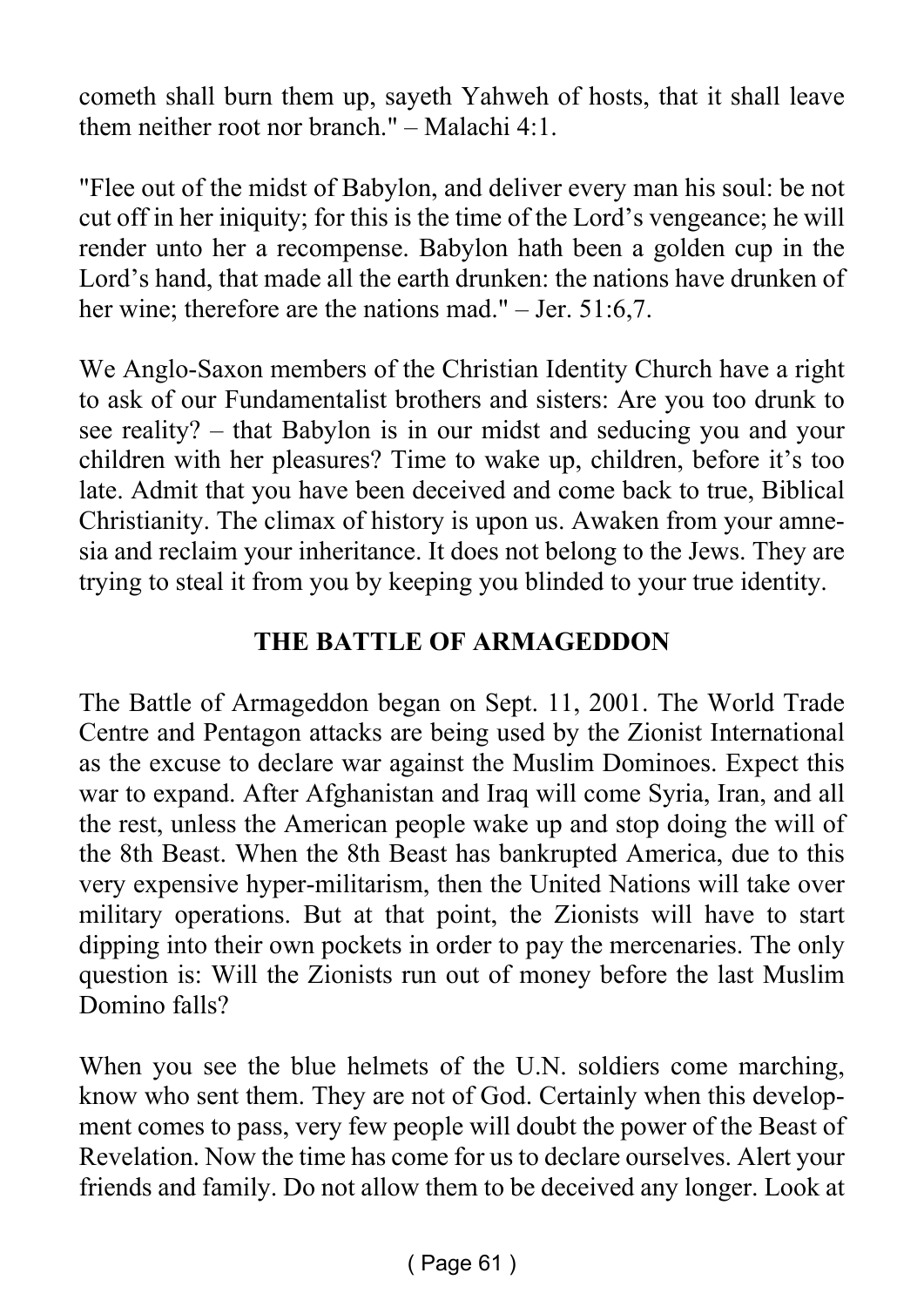cometh shall burn them up, sayeth Yahweh of hosts, that it shall leave them neither root nor branch." – Malachi 4:1.

"Flee out of the midst of Babylon, and deliver every man his soul: be not cut off in her iniquity; for this is the time of the Lord's vengeance; he will render unto her a recompense. Babylon hath been a golden cup in the Lord's hand, that made all the earth drunken: the nations have drunken of her wine; therefore are the nations mad." – Jer. 51:6,7.

We Anglo-Saxon members of the Christian Identity Church have a right to ask of our Fundamentalist brothers and sisters: Are you too drunk to see reality? – that Babylon is in our midst and seducing you and your children with her pleasures? Time to wake up, children, before it's too late. Admit that you have been deceived and come back to true, Biblical Christianity. The climax of history is upon us. Awaken from your amnesia and reclaim your inheritance. It does not belong to the Jews. They are trying to steal it from you by keeping you blinded to your true identity.

## THE BATTLE OF ARMAGEDDON

The Battle of Armageddon began on Sept. 11, 2001. The World Trade Centre and Pentagon attacks are being used by the Zionist International as the excuse to declare war against the Muslim Dominoes. Expect this war to expand. After Afghanistan and Iraq will come Syria, Iran, and all the rest, unless the American people wake up and stop doing the will of the 8th Beast. When the 8th Beast has bankrupted America, due to this very expensive hyper-militarism, then the United Nations will take over military operations. But at that point, the Zionists will have to start dipping into their own pockets in order to pay the mercenaries. The only question is: Will the Zionists run out of money before the last Muslim Domino falls?

When you see the blue helmets of the U.N. soldiers come marching, know who sent them. They are not of God. Certainly when this development comes to pass, very few people will doubt the power of the Beast of Revelation. Now the time has come for us to declare ourselves. Alert your friends and family. Do not allow them to be deceived any longer. Look at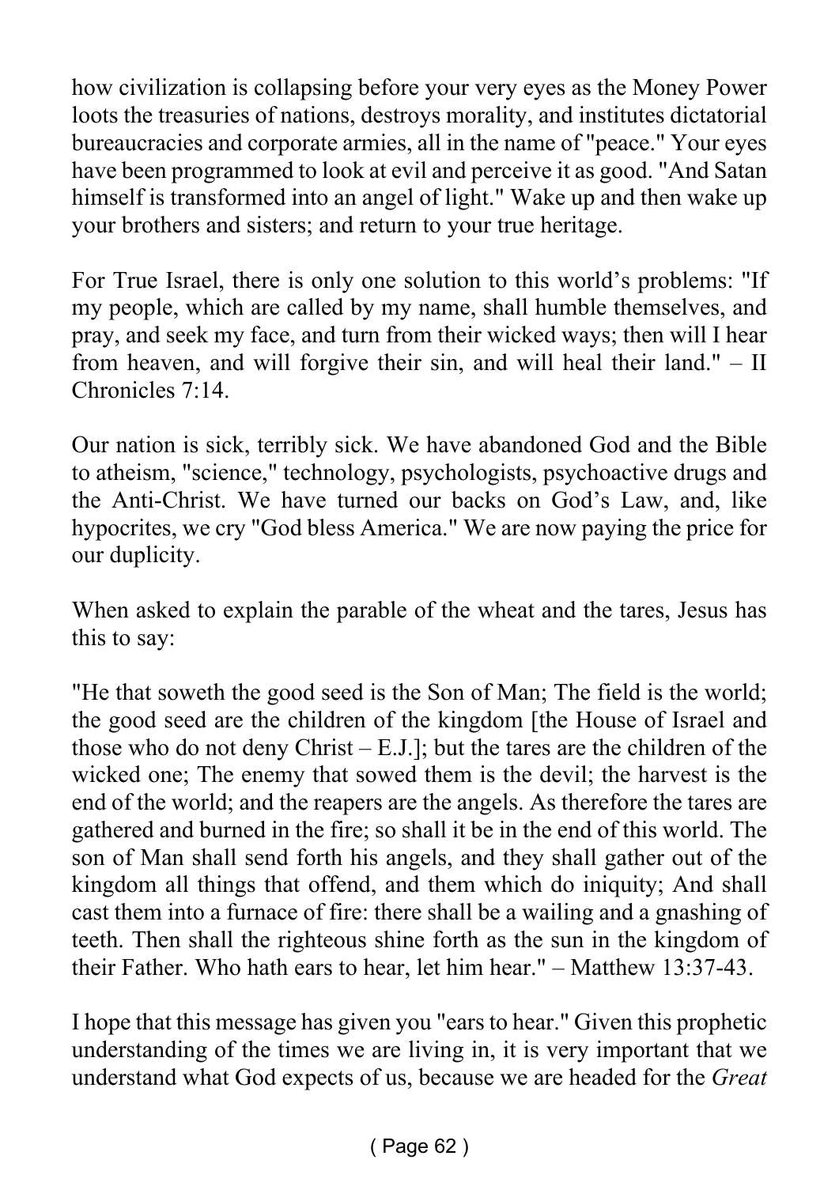how civilization is collapsing before your very eyes as the Money Power loots the treasuries of nations, destroys morality, and institutes dictatorial bureaucracies and corporate armies, all in the name of "peace." Your eyes have been programmed to look at evil and perceive it as good. "And Satan himself is transformed into an angel of light." Wake up and then wake up your brothers and sisters; and return to your true heritage.

For True Israel, there is only one solution to this world's problems: "If my people, which are called by my name, shall humble themselves, and pray, and seek my face, and turn from their wicked ways; then will I hear from heaven, and will forgive their sin, and will heal their land." – II Chronicles 7:14.

Our nation is sick, terribly sick. We have abandoned God and the Bible to atheism, "science," technology, psychologists, psychoactive drugs and the Anti-Christ. We have turned our backs on God's Law, and, like hypocrites, we cry "God bless America." We are now paying the price for our duplicity.

When asked to explain the parable of the wheat and the tares, Jesus has this to say:

"He that soweth the good seed is the Son of Man; The field is the world; the good seed are the children of the kingdom [the House of Israel and those who do not deny Christ – E.J.]; but the tares are the children of the wicked one; The enemy that sowed them is the devil; the harvest is the end of the world; and the reapers are the angels. As therefore the tares are gathered and burned in the fire; so shall it be in the end of this world. The son of Man shall send forth his angels, and they shall gather out of the kingdom all things that offend, and them which do iniquity; And shall cast them into a furnace of fire: there shall be a wailing and a gnashing of teeth. Then shall the righteous shine forth as the sun in the kingdom of their Father. Who hath ears to hear, let him hear." – Matthew 13:37-43.

I hope that this message has given you "ears to hear." Given this prophetic understanding of the times we are living in, it is very important that we understand what God expects of us, because we are headed for the *Great*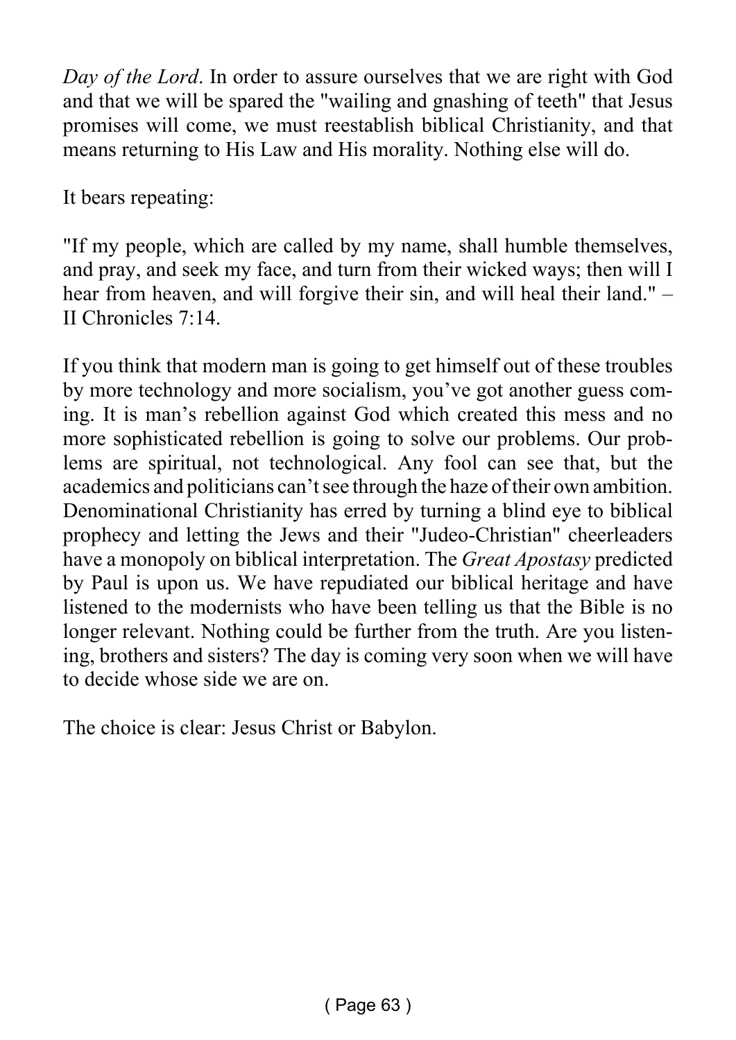*Day of the Lord*. In order to assure ourselves that we are right with God and that we will be spared the "wailing and gnashing of teeth" that Jesus promises will come, we must reestablish biblical Christianity, and that means returning to His Law and His morality. Nothing else will do.

It bears repeating:

"If my people, which are called by my name, shall humble themselves, and pray, and seek my face, and turn from their wicked ways; then will I hear from heaven, and will forgive their sin, and will heal their land." – II Chronicles 7:14.

If you think that modern man is going to get himself out of these troubles by more technology and more socialism, you've got another guess coming. It is man's rebellion against God which created this mess and no more sophisticated rebellion is going to solve our problems. Our problems are spiritual, not technological. Any fool can see that, but the academics and politicians can't see through the haze of their own ambition. Denominational Christianity has erred by turning a blind eye to biblical prophecy and letting the Jews and their "Judeo-Christian" cheerleaders have a monopoly on biblical interpretation. The *Great Apostasy* predicted by Paul is upon us. We have repudiated our biblical heritage and have listened to the modernists who have been telling us that the Bible is no longer relevant. Nothing could be further from the truth. Are you listening, brothers and sisters? The day is coming very soon when we will have to decide whose side we are on.

The choice is clear: Jesus Christ or Babylon.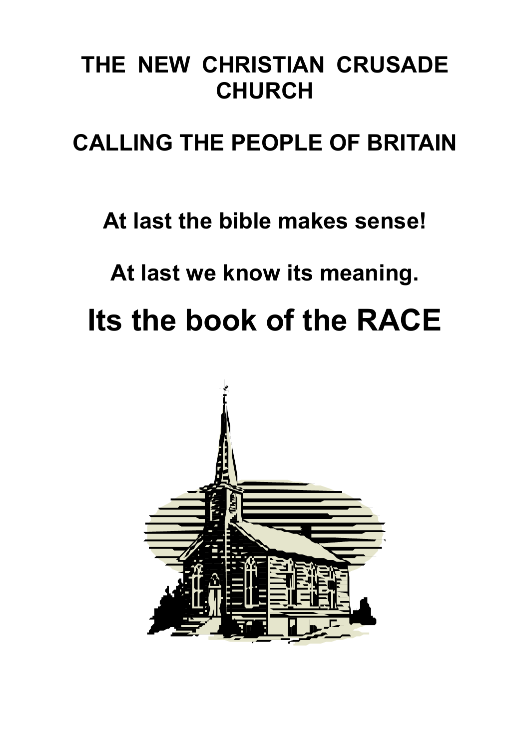# THE NEW CHRISTIAN CRUSADE CHURCH

## CALLING THE PEOPLE OF BRITAIN

### At last the bible makes sense!

### At last we know its meaning.

# Its the book of the RACE